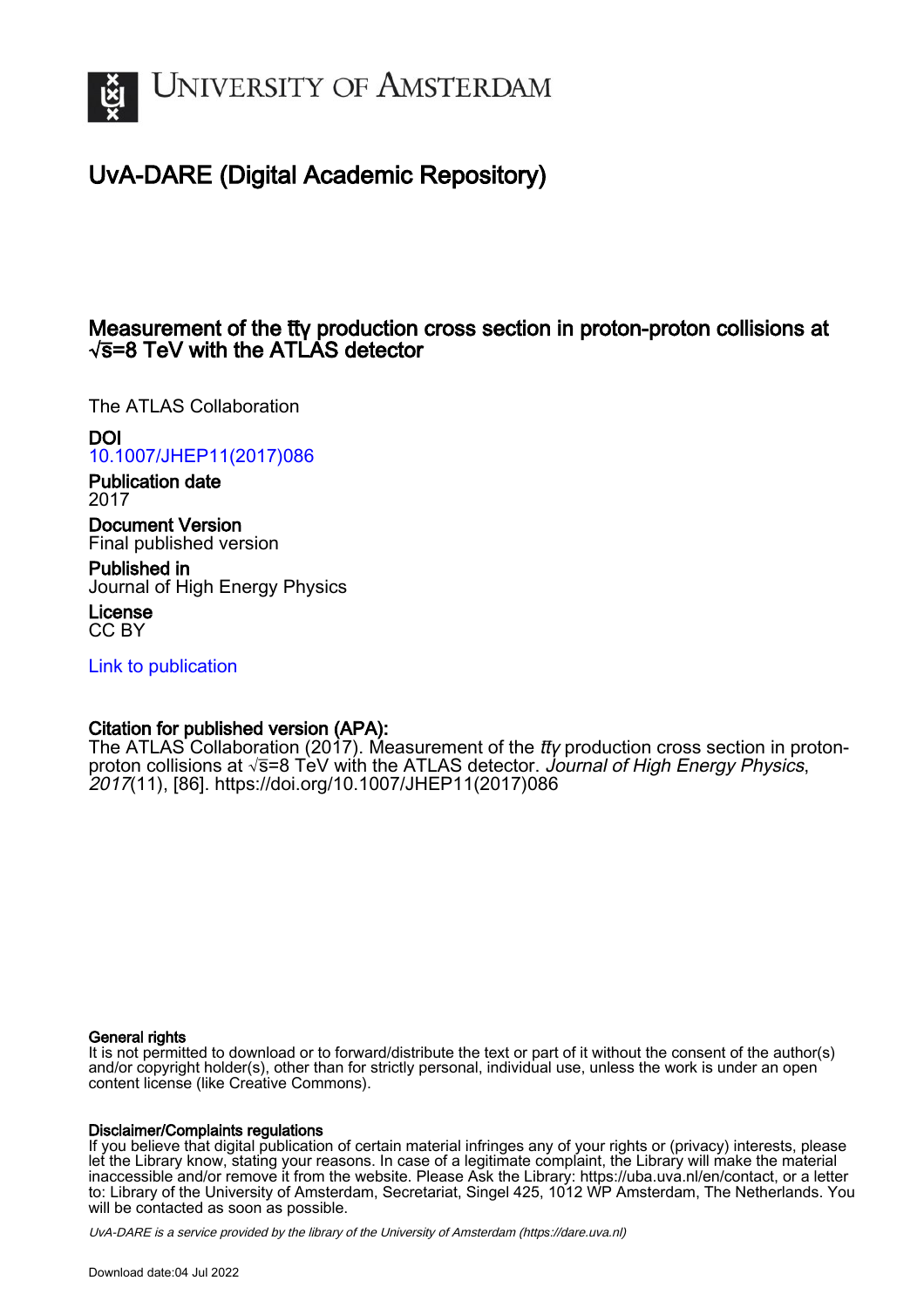University of Amsterdam

# UvA-DARE (Digital Academic Repository)

## Measurement of the $t\bar{t}\gamma$ production cross section in proton-proton collisions at $\sqrt{s}$=8 TeV with the ATLAS detector

The ATLAS Collaboration

**DOI**
10.1007/JHEP11(2017)086

**Publication date**
2017

**Document Version**
Final published version

**Published in**
Journal of High Energy Physics

**License**
CC BY

Link to publication

**Citation for published version (APA):**
The ATLAS Collaboration (2017). Measurement of the $t\bar{t}\gamma$ production cross section in proton-proton collisions at $\sqrt{s}$=8 TeV with the ATLAS detector. *Journal of High Energy Physics*, *2017*(11), [86]. https://doi.org/10.1007/JHEP11(2017)086

**General rights**
It is not permitted to download or to forward/distribute the text or part of it without the consent of the author(s) and/or copyright holder(s), other than for strictly personal, individual use, unless the work is under an open content license (like Creative Commons).

**Disclaimer/Complaints regulations**
If you believe that digital publication of certain material infringes any of your rights or (privacy) interests, please let the Library know, stating your reasons. In case of a legitimate complaint, the Library will make the material inaccessible and/or remove it from the website. Please Ask the Library: https://uba.uva.nl/en/contact, or a letter to: Library of the University of Amsterdam, Secretariat, Singel 425, 1012 WP Amsterdam, The Netherlands. You will be contacted as soon as possible.

*UvA-DARE is a service provided by the library of the University of Amsterdam (https://dare.uva.nl)*

Download date:04 Jul 2022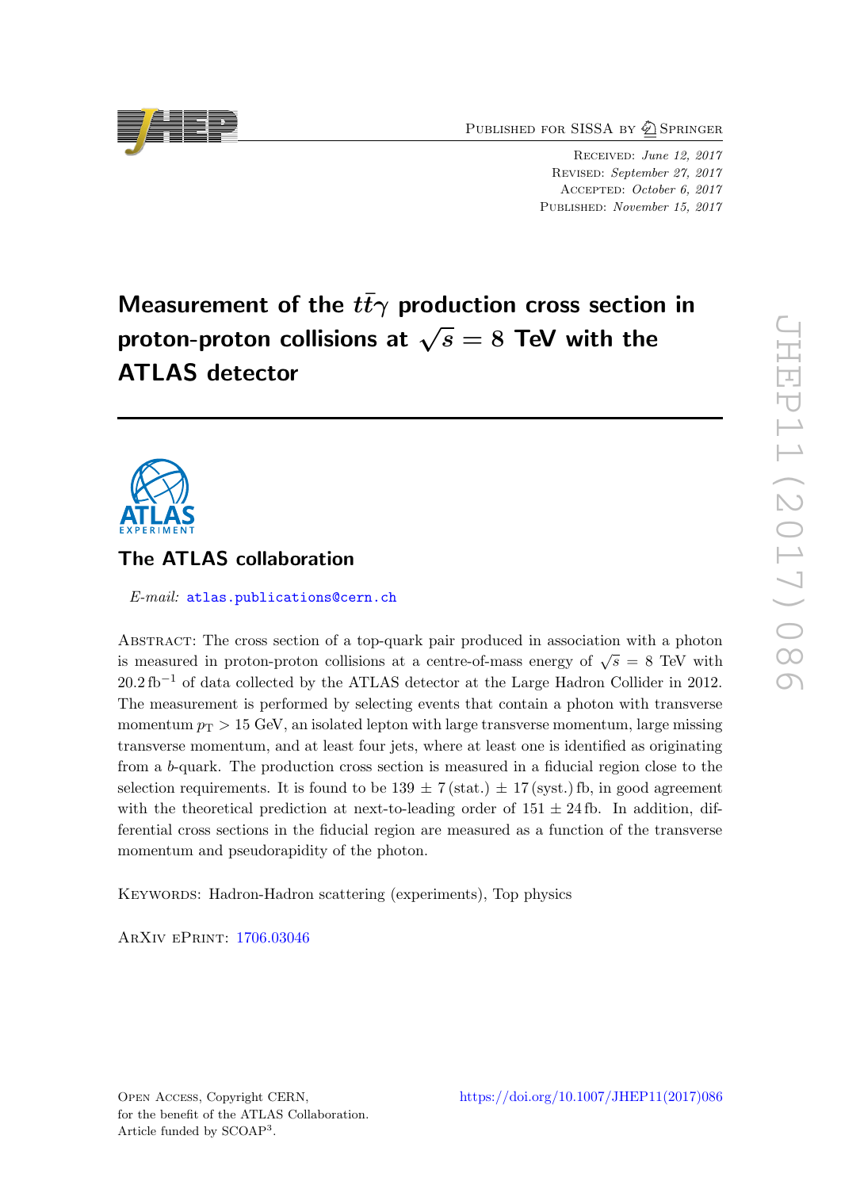Published for SISSA by Springer

Received: *June 12, 2017*
Revised: *September 27, 2017*
Accepted: *October 6, 2017*
Published: *November 15, 2017*

# Measurement of the $t\bar{t}\gamma$ production cross section in proton-proton collisions at $\sqrt{s} = 8$ TeV with the ATLAS detector

## The ATLAS collaboration

*E-mail:* atlas.publications@cern.ch

Abstract: The cross section of a top-quark pair produced in association with a photon is measured in proton-proton collisions at a centre-of-mass energy of $\sqrt{s} = 8$ TeV with $20.2\,\text{fb}^{-1}$ of data collected by the ATLAS detector at the Large Hadron Collider in 2012. The measurement is performed by selecting events that contain a photon with transverse momentum $p_{\text{T}} > 15$ GeV, an isolated lepton with large transverse momentum, large missing transverse momentum, and at least four jets, where at least one is identified as originating from a $b$-quark. The production cross section is measured in a fiducial region close to the selection requirements. It is found to be $139 \pm 7\,(\text{stat.}) \pm 17\,(\text{syst.})$ fb, in good agreement with the theoretical prediction at next-to-leading order of $151 \pm 24$ fb. In addition, differential cross sections in the fiducial region are measured as a function of the transverse momentum and pseudorapidity of the photon.

Keywords: Hadron-Hadron scattering (experiments), Top physics

ArXiv ePrint: 1706.03046

Open Access, Copyright CERN, for the benefit of the ATLAS Collaboration. Article funded by SCOAP[3].

https://doi.org/10.1007/JHEP11(2017)086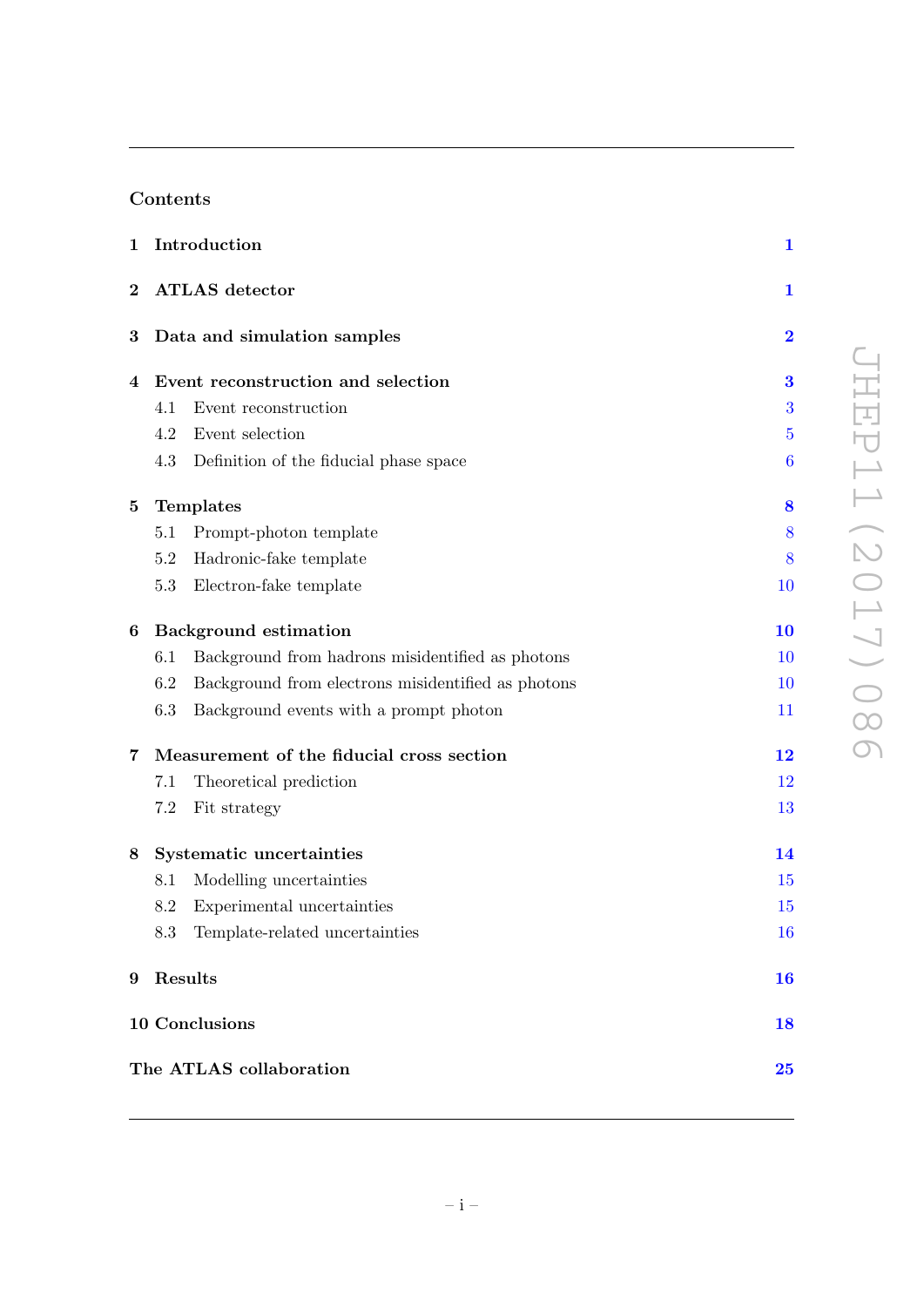## Contents

- **1 Introduction** — 1
- **2 ATLAS detector** — 1
- **3 Data and simulation samples** — 2
- **4 Event reconstruction and selection** — 3
  - 4.1 Event reconstruction — 3
  - 4.2 Event selection — 5
  - 4.3 Definition of the fiducial phase space — 6
- **5 Templates** — 8
  - 5.1 Prompt-photon template — 8
  - 5.2 Hadronic-fake template — 8
  - 5.3 Electron-fake template — 10
- **6 Background estimation** — 10
  - 6.1 Background from hadrons misidentified as photons — 10
  - 6.2 Background from electrons misidentified as photons — 10
  - 6.3 Background events with a prompt photon — 11
- **7 Measurement of the fiducial cross section** — 12
  - 7.1 Theoretical prediction — 12
  - 7.2 Fit strategy — 13
- **8 Systematic uncertainties** — 14
  - 8.1 Modelling uncertainties — 15
  - 8.2 Experimental uncertainties — 15
  - 8.3 Template-related uncertainties — 16
- **9 Results** — 16
- **10 Conclusions** — 18
- **The ATLAS collaboration** — 25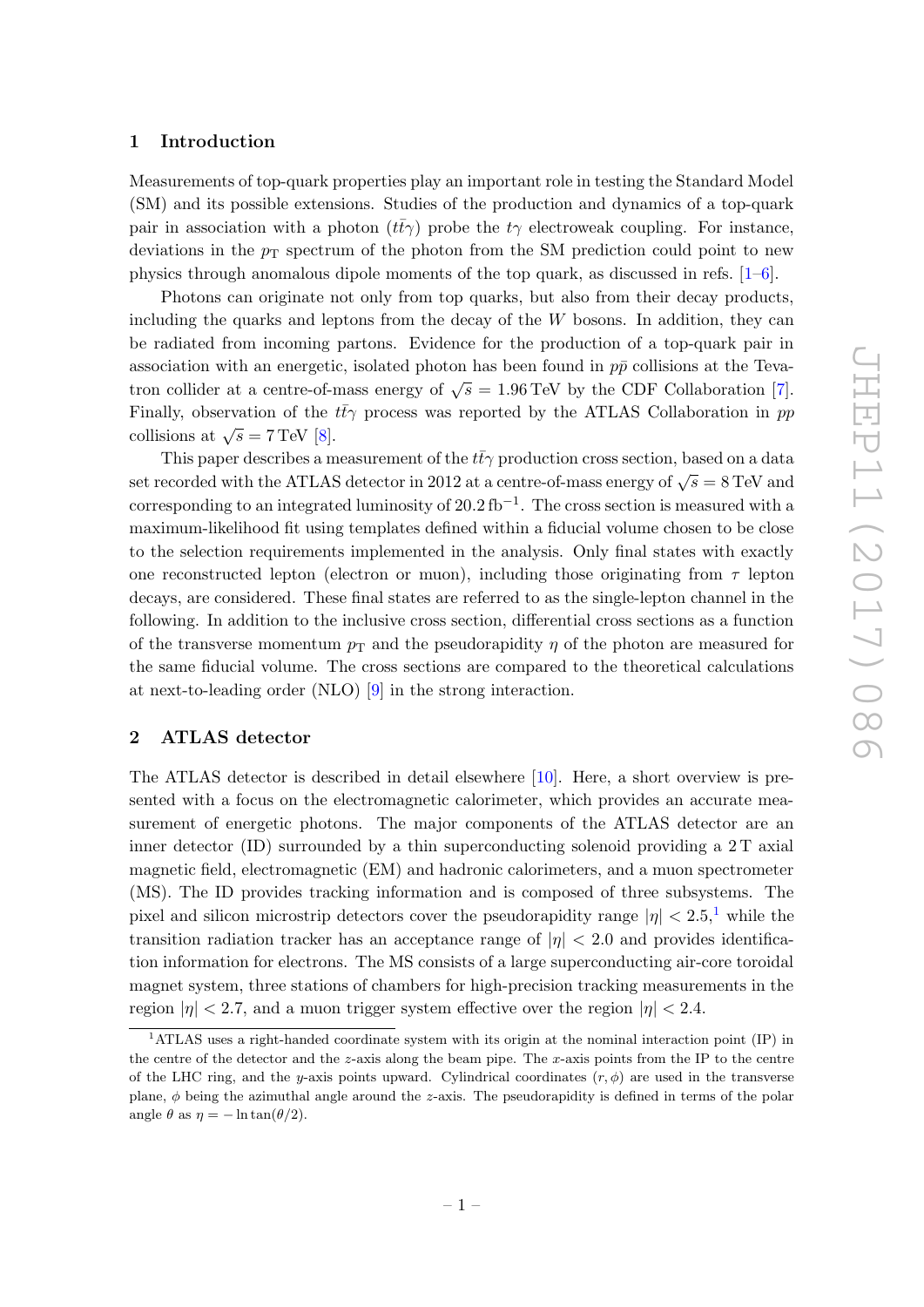## 1 Introduction

Measurements of top-quark properties play an important role in testing the Standard Model (SM) and its possible extensions. Studies of the production and dynamics of a top-quark pair in association with a photon ($t\bar{t}\gamma$) probe the $t\gamma$ electroweak coupling. For instance, deviations in the $p_{\mathrm{T}}$ spectrum of the photon from the SM prediction could point to new physics through anomalous dipole moments of the top quark, as discussed in refs. [1–6].

Photons can originate not only from top quarks, but also from their decay products, including the quarks and leptons from the decay of the $W$ bosons. In addition, they can be radiated from incoming partons. Evidence for the production of a top-quark pair in association with an energetic, isolated photon has been found in $p\bar{p}$ collisions at the Tevatron collider at a centre-of-mass energy of $\sqrt{s} = 1.96$ TeV by the CDF Collaboration [7]. Finally, observation of the $t\bar{t}\gamma$ process was reported by the ATLAS Collaboration in $pp$ collisions at $\sqrt{s} = 7$ TeV [8].

This paper describes a measurement of the $t\bar{t}\gamma$ production cross section, based on a data set recorded with the ATLAS detector in 2012 at a centre-of-mass energy of $\sqrt{s} = 8$ TeV and corresponding to an integrated luminosity of 20.2 fb$^{-1}$. The cross section is measured with a maximum-likelihood fit using templates defined within a fiducial volume chosen to be close to the selection requirements implemented in the analysis. Only final states with exactly one reconstructed lepton (electron or muon), including those originating from $\tau$ lepton decays, are considered. These final states are referred to as the single-lepton channel in the following. In addition to the inclusive cross section, differential cross sections as a function of the transverse momentum $p_{\mathrm{T}}$ and the pseudorapidity $\eta$ of the photon are measured for the same fiducial volume. The cross sections are compared to the theoretical calculations at next-to-leading order (NLO) [9] in the strong interaction.

## 2 ATLAS detector

The ATLAS detector is described in detail elsewhere [10]. Here, a short overview is presented with a focus on the electromagnetic calorimeter, which provides an accurate measurement of energetic photons. The major components of the ATLAS detector are an inner detector (ID) surrounded by a thin superconducting solenoid providing a 2 T axial magnetic field, electromagnetic (EM) and hadronic calorimeters, and a muon spectrometer (MS). The ID provides tracking information and is composed of three subsystems. The pixel and silicon microstrip detectors cover the pseudorapidity range $|\eta| < 2.5$,[1] while the transition radiation tracker has an acceptance range of $|\eta| < 2.0$ and provides identification information for electrons. The MS consists of a large superconducting air-core toroidal magnet system, three stations of chambers for high-precision tracking measurements in the region $|\eta| < 2.7$, and a muon trigger system effective over the region $|\eta| < 2.4$.

[1] ATLAS uses a right-handed coordinate system with its origin at the nominal interaction point (IP) in the centre of the detector and the $z$-axis along the beam pipe. The $x$-axis points from the IP to the centre of the LHC ring, and the $y$-axis points upward. Cylindrical coordinates $(r, \phi)$ are used in the transverse plane, $\phi$ being the azimuthal angle around the $z$-axis. The pseudorapidity is defined in terms of the polar angle $\theta$ as $\eta = -\ln\tan(\theta/2)$.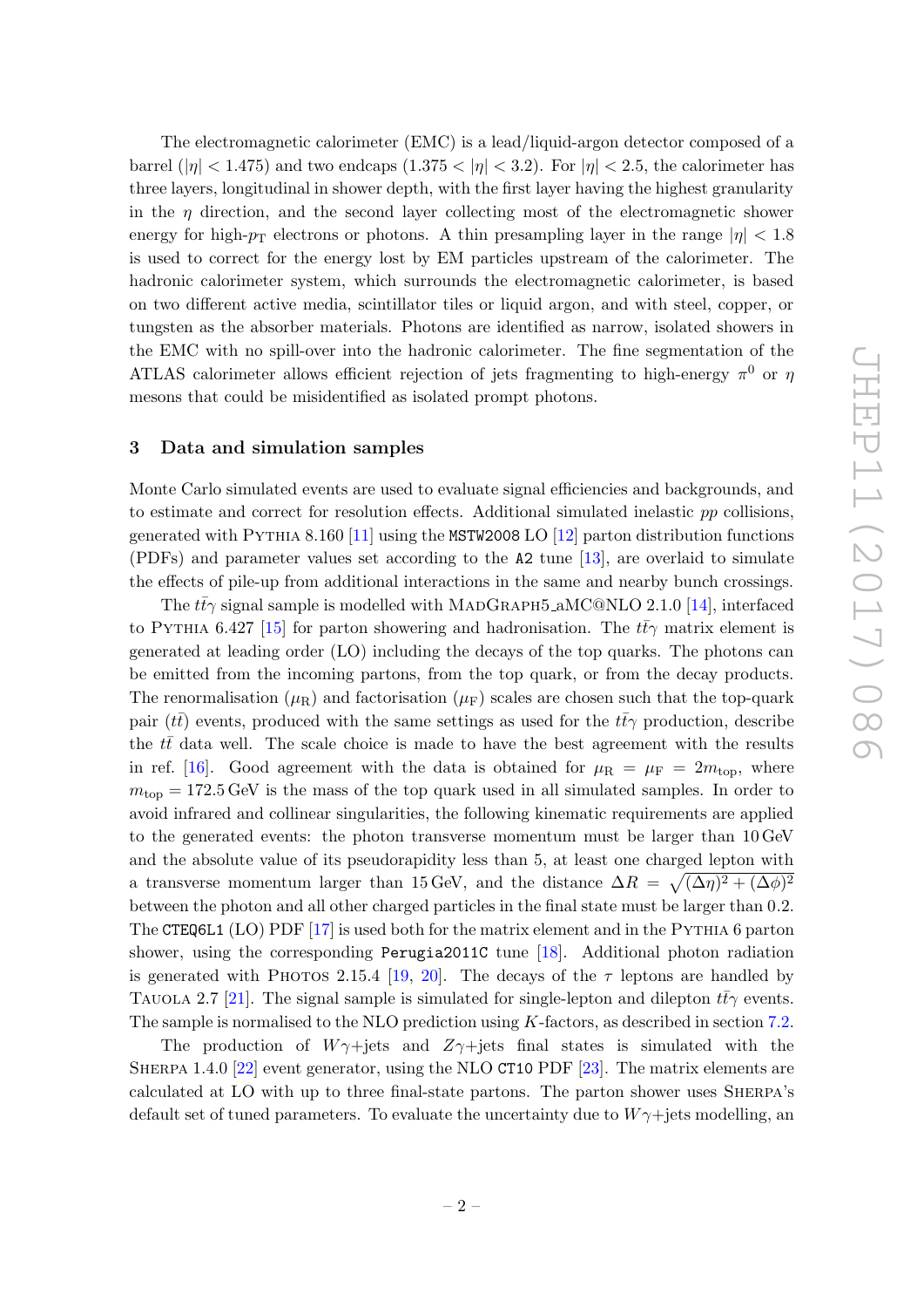The electromagnetic calorimeter (EMC) is a lead/liquid-argon detector composed of a barrel ($|\eta| < 1.475$) and two endcaps ($1.375 < |\eta| < 3.2$). For $|\eta| < 2.5$, the calorimeter has three layers, longitudinal in shower depth, with the first layer having the highest granularity in the $\eta$ direction, and the second layer collecting most of the electromagnetic shower energy for high-$p_{\mathrm{T}}$ electrons or photons. A thin presampling layer in the range $|\eta| < 1.8$ is used to correct for the energy lost by EM particles upstream of the calorimeter. The hadronic calorimeter system, which surrounds the electromagnetic calorimeter, is based on two different active media, scintillator tiles or liquid argon, and with steel, copper, or tungsten as the absorber materials. Photons are identified as narrow, isolated showers in the EMC with no spill-over into the hadronic calorimeter. The fine segmentation of the ATLAS calorimeter allows efficient rejection of jets fragmenting to high-energy $\pi^0$ or $\eta$ mesons that could be misidentified as isolated prompt photons.

## 3 Data and simulation samples

Monte Carlo simulated events are used to evaluate signal efficiencies and backgrounds, and to estimate and correct for resolution effects. Additional simulated inelastic $pp$ collisions, generated with Pythia 8.160 [11] using the MSTW2008 LO [12] parton distribution functions (PDFs) and parameter values set according to the A2 tune [13], are overlaid to simulate the effects of pile-up from additional interactions in the same and nearby bunch crossings.

The $t\bar{t}\gamma$ signal sample is modelled with MadGraph5_aMC@NLO 2.1.0 [14], interfaced to Pythia 6.427 [15] for parton showering and hadronisation. The $t\bar{t}\gamma$ matrix element is generated at leading order (LO) including the decays of the top quarks. The photons can be emitted from the incoming partons, from the top quark, or from the decay products. The renormalisation ($\mu_{\mathrm{R}}$) and factorisation ($\mu_{\mathrm{F}}$) scales are chosen such that the top-quark pair ($t\bar{t}$) events, produced with the same settings as used for the $t\bar{t}\gamma$ production, describe the $t\bar{t}$ data well. The scale choice is made to have the best agreement with the results in ref. [16]. Good agreement with the data is obtained for $\mu_{\mathrm{R}} = \mu_{\mathrm{F}} = 2m_{\mathrm{top}}$, where $m_{\mathrm{top}} = 172.5$ GeV is the mass of the top quark used in all simulated samples. In order to avoid infrared and collinear singularities, the following kinematic requirements are applied to the generated events: the photon transverse momentum must be larger than 10 GeV and the absolute value of its pseudorapidity less than 5, at least one charged lepton with a transverse momentum larger than 15 GeV, and the distance $\Delta R = \sqrt{(\Delta\eta)^2 + (\Delta\phi)^2}$ between the photon and all other charged particles in the final state must be larger than 0.2. The CTEQ6L1 (LO) PDF [17] is used both for the matrix element and in the Pythia 6 parton shower, using the corresponding Perugia2011C tune [18]. Additional photon radiation is generated with Photos 2.15.4 [19, 20]. The decays of the $\tau$ leptons are handled by Tauola 2.7 [21]. The signal sample is simulated for single-lepton and dilepton $t\bar{t}\gamma$ events. The sample is normalised to the NLO prediction using $K$-factors, as described in section 7.2.

The production of $W\gamma$+jets and $Z\gamma$+jets final states is simulated with the Sherpa 1.4.0 [22] event generator, using the NLO CT10 PDF [23]. The matrix elements are calculated at LO with up to three final-state partons. The parton shower uses Sherpa's default set of tuned parameters. To evaluate the uncertainty due to $W\gamma$+jets modelling, an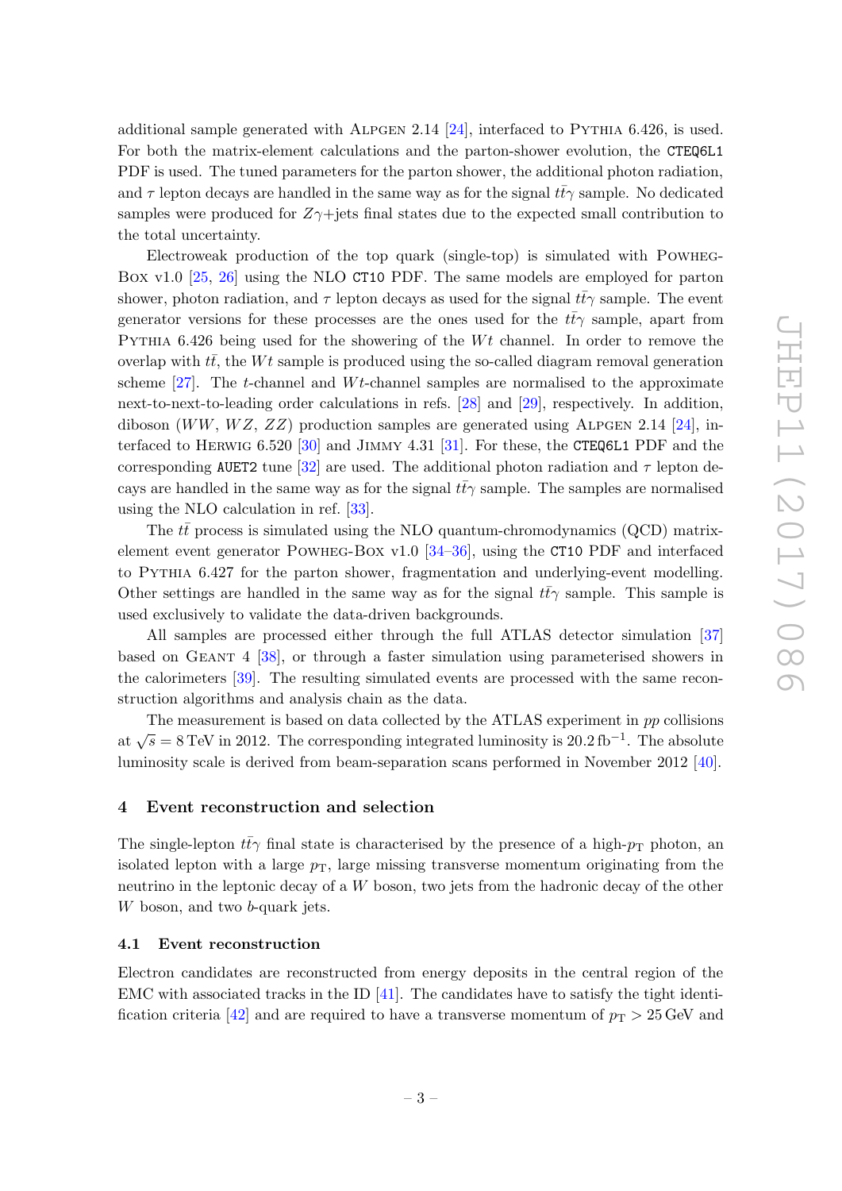additional sample generated with ALPGEN 2.14 [24], interfaced to PYTHIA 6.426, is used. For both the matrix-element calculations and the parton-shower evolution, the CTEQ6L1 PDF is used. The tuned parameters for the parton shower, the additional photon radiation, and $\tau$ lepton decays are handled in the same way as for the signal $t\bar{t}\gamma$ sample. No dedicated samples were produced for $Z\gamma$+jets final states due to the expected small contribution to the total uncertainty.

Electroweak production of the top quark (single-top) is simulated with POWHEG-BOX v1.0 [25, 26] using the NLO CT10 PDF. The same models are employed for parton shower, photon radiation, and $\tau$ lepton decays as used for the signal $t\bar{t}\gamma$ sample. The event generator versions for these processes are the ones used for the $t\bar{t}\gamma$ sample, apart from PYTHIA 6.426 being used for the showering of the $Wt$ channel. In order to remove the overlap with $t\bar{t}$, the $Wt$ sample is produced using the so-called diagram removal generation scheme [27]. The $t$-channel and $Wt$-channel samples are normalised to the approximate next-to-next-to-leading order calculations in refs. [28] and [29], respectively. In addition, diboson ($WW$, $WZ$, $ZZ$) production samples are generated using ALPGEN 2.14 [24], interfaced to HERWIG 6.520 [30] and JIMMY 4.31 [31]. For these, the CTEQ6L1 PDF and the corresponding AUET2 tune [32] are used. The additional photon radiation and $\tau$ lepton decays are handled in the same way as for the signal $t\bar{t}\gamma$ sample. The samples are normalised using the NLO calculation in ref. [33].

The $t\bar{t}$ process is simulated using the NLO quantum-chromodynamics (QCD) matrix-element event generator POWHEG-BOX v1.0 [34–36], using the CT10 PDF and interfaced to PYTHIA 6.427 for the parton shower, fragmentation and underlying-event modelling. Other settings are handled in the same way as for the signal $t\bar{t}\gamma$ sample. This sample is used exclusively to validate the data-driven backgrounds.

All samples are processed either through the full ATLAS detector simulation [37] based on GEANT 4 [38], or through a faster simulation using parameterised showers in the calorimeters [39]. The resulting simulated events are processed with the same reconstruction algorithms and analysis chain as the data.

The measurement is based on data collected by the ATLAS experiment in $pp$ collisions at $\sqrt{s} = 8\,\text{TeV}$ in 2012. The corresponding integrated luminosity is $20.2\,\text{fb}^{-1}$. The absolute luminosity scale is derived from beam-separation scans performed in November 2012 [40].

## 4 Event reconstruction and selection

The single-lepton $t\bar{t}\gamma$ final state is characterised by the presence of a high-$p_{\text{T}}$ photon, an isolated lepton with a large $p_{\text{T}}$, large missing transverse momentum originating from the neutrino in the leptonic decay of a $W$ boson, two jets from the hadronic decay of the other $W$ boson, and two $b$-quark jets.

### 4.1 Event reconstruction

Electron candidates are reconstructed from energy deposits in the central region of the EMC with associated tracks in the ID [41]. The candidates have to satisfy the tight identification criteria [42] and are required to have a transverse momentum of $p_{\text{T}} > 25\,\text{GeV}$ and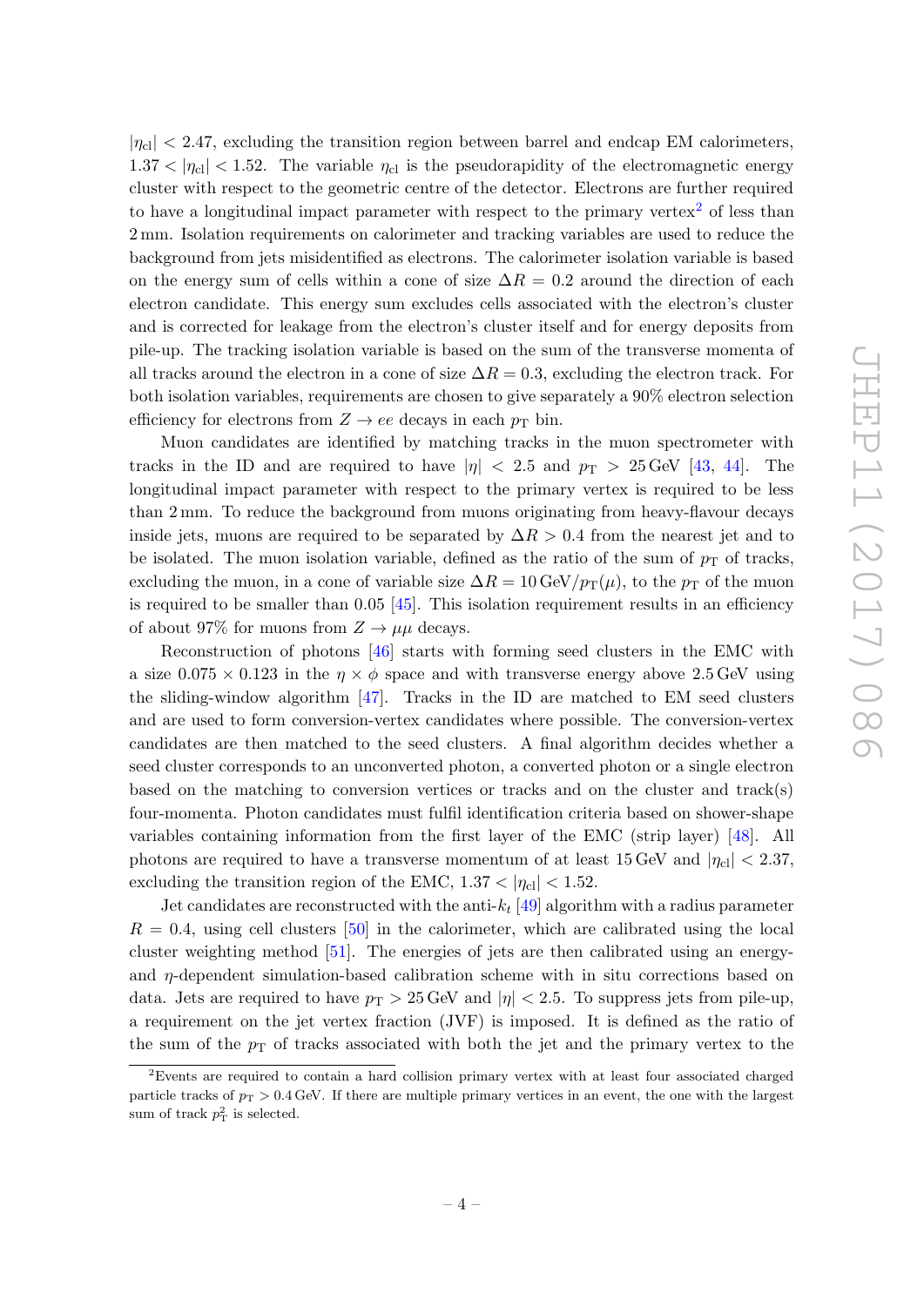$|\eta_{\mathrm{cl}}| < 2.47$, excluding the transition region between barrel and endcap EM calorimeters, $1.37 < |\eta_{\mathrm{cl}}| < 1.52$. The variable $\eta_{\mathrm{cl}}$ is the pseudorapidity of the electromagnetic energy cluster with respect to the geometric centre of the detector. Electrons are further required to have a longitudinal impact parameter with respect to the primary vertex[2] of less than 2 mm. Isolation requirements on calorimeter and tracking variables are used to reduce the background from jets misidentified as electrons. The calorimeter isolation variable is based on the energy sum of cells within a cone of size $\Delta R = 0.2$ around the direction of each electron candidate. This energy sum excludes cells associated with the electron's cluster and is corrected for leakage from the electron's cluster itself and for energy deposits from pile-up. The tracking isolation variable is based on the sum of the transverse momenta of all tracks around the electron in a cone of size $\Delta R = 0.3$, excluding the electron track. For both isolation variables, requirements are chosen to give separately a 90% electron selection efficiency for electrons from $Z \to ee$ decays in each $p_{\mathrm{T}}$ bin.

Muon candidates are identified by matching tracks in the muon spectrometer with tracks in the ID and are required to have $|\eta| < 2.5$ and $p_{\mathrm{T}} > 25\,\mathrm{GeV}$ [43, 44]. The longitudinal impact parameter with respect to the primary vertex is required to be less than 2 mm. To reduce the background from muons originating from heavy-flavour decays inside jets, muons are required to be separated by $\Delta R > 0.4$ from the nearest jet and to be isolated. The muon isolation variable, defined as the ratio of the sum of $p_{\mathrm{T}}$ of tracks, excluding the muon, in a cone of variable size $\Delta R = 10\,\mathrm{GeV}/p_{\mathrm{T}}(\mu)$, to the $p_{\mathrm{T}}$ of the muon is required to be smaller than 0.05 [45]. This isolation requirement results in an efficiency of about 97% for muons from $Z \to \mu\mu$ decays.

Reconstruction of photons [46] starts with forming seed clusters in the EMC with a size $0.075 \times 0.123$ in the $\eta \times \phi$ space and with transverse energy above 2.5 GeV using the sliding-window algorithm [47]. Tracks in the ID are matched to EM seed clusters and are used to form conversion-vertex candidates where possible. The conversion-vertex candidates are then matched to the seed clusters. A final algorithm decides whether a seed cluster corresponds to an unconverted photon, a converted photon or a single electron based on the matching to conversion vertices or tracks and on the cluster and track(s) four-momenta. Photon candidates must fulfil identification criteria based on shower-shape variables containing information from the first layer of the EMC (strip layer) [48]. All photons are required to have a transverse momentum of at least 15 GeV and $|\eta_{\mathrm{cl}}| < 2.37$, excluding the transition region of the EMC, $1.37 < |\eta_{\mathrm{cl}}| < 1.52$.

Jet candidates are reconstructed with the anti-$k_t$ [49] algorithm with a radius parameter $R = 0.4$, using cell clusters [50] in the calorimeter, which are calibrated using the local cluster weighting method [51]. The energies of jets are then calibrated using an energy- and $\eta$-dependent simulation-based calibration scheme with in situ corrections based on data. Jets are required to have $p_{\mathrm{T}} > 25\,\mathrm{GeV}$ and $|\eta| < 2.5$. To suppress jets from pile-up, a requirement on the jet vertex fraction (JVF) is imposed. It is defined as the ratio of the sum of the $p_{\mathrm{T}}$ of tracks associated with both the jet and the primary vertex to the

[2] Events are required to contain a hard collision primary vertex with at least four associated charged particle tracks of $p_{\mathrm{T}} > 0.4\,\mathrm{GeV}$. If there are multiple primary vertices in an event, the one with the largest sum of track $p_{\mathrm{T}}^2$ is selected.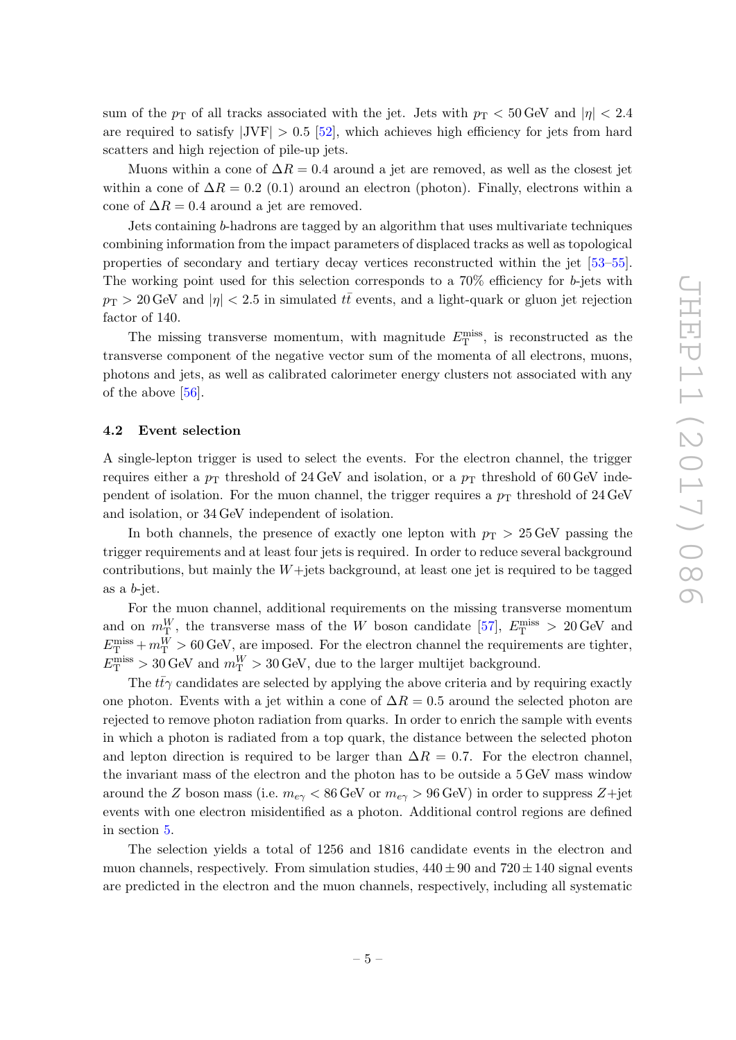sum of the $p_{\mathrm{T}}$ of all tracks associated with the jet. Jets with $p_{\mathrm{T}} < 50\,\mathrm{GeV}$ and $|\eta| < 2.4$ are required to satisfy $|\mathrm{JVF}| > 0.5$ [52], which achieves high efficiency for jets from hard scatters and high rejection of pile-up jets.

Muons within a cone of $\Delta R = 0.4$ around a jet are removed, as well as the closest jet within a cone of $\Delta R = 0.2$ (0.1) around an electron (photon). Finally, electrons within a cone of $\Delta R = 0.4$ around a jet are removed.

Jets containing $b$-hadrons are tagged by an algorithm that uses multivariate techniques combining information from the impact parameters of displaced tracks as well as topological properties of secondary and tertiary decay vertices reconstructed within the jet [53–55]. The working point used for this selection corresponds to a 70% efficiency for $b$-jets with $p_{\mathrm{T}} > 20\,\mathrm{GeV}$ and $|\eta| < 2.5$ in simulated $t\bar{t}$ events, and a light-quark or gluon jet rejection factor of 140.

The missing transverse momentum, with magnitude $E_{\mathrm{T}}^{\mathrm{miss}}$, is reconstructed as the transverse component of the negative vector sum of the momenta of all electrons, muons, photons and jets, as well as calibrated calorimeter energy clusters not associated with any of the above [56].

### 4.2 Event selection

A single-lepton trigger is used to select the events. For the electron channel, the trigger requires either a $p_{\mathrm{T}}$ threshold of 24 GeV and isolation, or a $p_{\mathrm{T}}$ threshold of 60 GeV independent of isolation. For the muon channel, the trigger requires a $p_{\mathrm{T}}$ threshold of 24 GeV and isolation, or 34 GeV independent of isolation.

In both channels, the presence of exactly one lepton with $p_{\mathrm{T}} > 25\,\mathrm{GeV}$ passing the trigger requirements and at least four jets is required. In order to reduce several background contributions, but mainly the $W$+jets background, at least one jet is required to be tagged as a $b$-jet.

For the muon channel, additional requirements on the missing transverse momentum and on $m_{\mathrm{T}}^{W}$, the transverse mass of the $W$ boson candidate [57], $E_{\mathrm{T}}^{\mathrm{miss}} > 20\,\mathrm{GeV}$ and $E_{\mathrm{T}}^{\mathrm{miss}} + m_{\mathrm{T}}^{W} > 60\,\mathrm{GeV}$, are imposed. For the electron channel the requirements are tighter, $E_{\mathrm{T}}^{\mathrm{miss}} > 30\,\mathrm{GeV}$ and $m_{\mathrm{T}}^{W} > 30\,\mathrm{GeV}$, due to the larger multijet background.

The $t\bar{t}\gamma$ candidates are selected by applying the above criteria and by requiring exactly one photon. Events with a jet within a cone of $\Delta R = 0.5$ around the selected photon are rejected to remove photon radiation from quarks. In order to enrich the sample with events in which a photon is radiated from a top quark, the distance between the selected photon and lepton direction is required to be larger than $\Delta R = 0.7$. For the electron channel, the invariant mass of the electron and the photon has to be outside a 5 GeV mass window around the $Z$ boson mass (i.e. $m_{e\gamma} < 86\,\mathrm{GeV}$ or $m_{e\gamma} > 96\,\mathrm{GeV}$) in order to suppress $Z$+jet events with one electron misidentified as a photon. Additional control regions are defined in section 5.

The selection yields a total of 1256 and 1816 candidate events in the electron and muon channels, respectively. From simulation studies, $440 \pm 90$ and $720 \pm 140$ signal events are predicted in the electron and the muon channels, respectively, including all systematic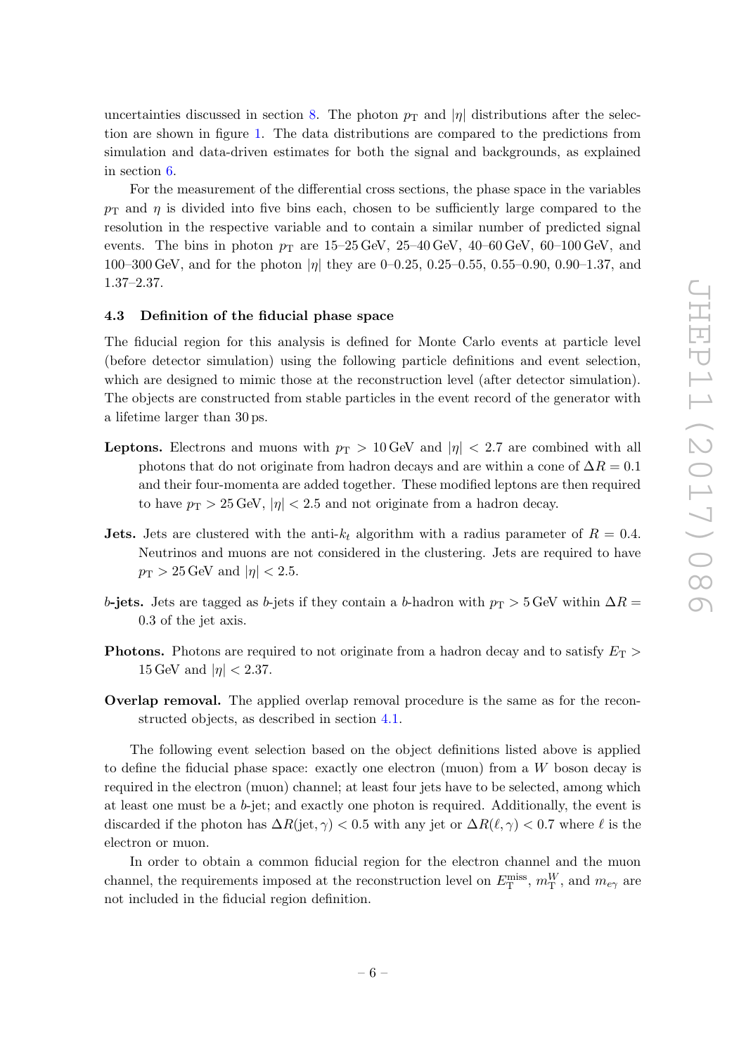uncertainties discussed in section 8. The photon $p_{\mathrm{T}}$ and $|\eta|$ distributions after the selection are shown in figure 1. The data distributions are compared to the predictions from simulation and data-driven estimates for both the signal and backgrounds, as explained in section 6.

For the measurement of the differential cross sections, the phase space in the variables $p_{\mathrm{T}}$ and $\eta$ is divided into five bins each, chosen to be sufficiently large compared to the resolution in the respective variable and to contain a similar number of predicted signal events. The bins in photon $p_{\mathrm{T}}$ are 15–25 GeV, 25–40 GeV, 40–60 GeV, 60–100 GeV, and 100–300 GeV, and for the photon $|\eta|$ they are 0–0.25, 0.25–0.55, 0.55–0.90, 0.90–1.37, and 1.37–2.37.

### 4.3 Definition of the fiducial phase space

The fiducial region for this analysis is defined for Monte Carlo events at particle level (before detector simulation) using the following particle definitions and event selection, which are designed to mimic those at the reconstruction level (after detector simulation). The objects are constructed from stable particles in the event record of the generator with a lifetime larger than 30 ps.

**Leptons.** Electrons and muons with $p_{\mathrm{T}} > 10$ GeV and $|\eta| < 2.7$ are combined with all photons that do not originate from hadron decays and are within a cone of $\Delta R = 0.1$ and their four-momenta are added together. These modified leptons are then required to have $p_{\mathrm{T}} > 25$ GeV, $|\eta| < 2.5$ and not originate from a hadron decay.

**Jets.** Jets are clustered with the anti-$k_t$ algorithm with a radius parameter of $R = 0.4$. Neutrinos and muons are not considered in the clustering. Jets are required to have $p_{\mathrm{T}} > 25$ GeV and $|\eta| < 2.5$.

***b*-jets.** Jets are tagged as $b$-jets if they contain a $b$-hadron with $p_{\mathrm{T}} > 5$ GeV within $\Delta R = 0.3$ of the jet axis.

**Photons.** Photons are required to not originate from a hadron decay and to satisfy $E_{\mathrm{T}} > 15$ GeV and $|\eta| < 2.37$.

**Overlap removal.** The applied overlap removal procedure is the same as for the reconstructed objects, as described in section 4.1.

The following event selection based on the object definitions listed above is applied to define the fiducial phase space: exactly one electron (muon) from a $W$ boson decay is required in the electron (muon) channel; at least four jets have to be selected, among which at least one must be a $b$-jet; and exactly one photon is required. Additionally, the event is discarded if the photon has $\Delta R(\text{jet}, \gamma) < 0.5$ with any jet or $\Delta R(\ell, \gamma) < 0.7$ where $\ell$ is the electron or muon.

In order to obtain a common fiducial region for the electron channel and the muon channel, the requirements imposed at the reconstruction level on $E_{\mathrm{T}}^{\mathrm{miss}}$, $m_{\mathrm{T}}^{W}$, and $m_{e\gamma}$ are not included in the fiducial region definition.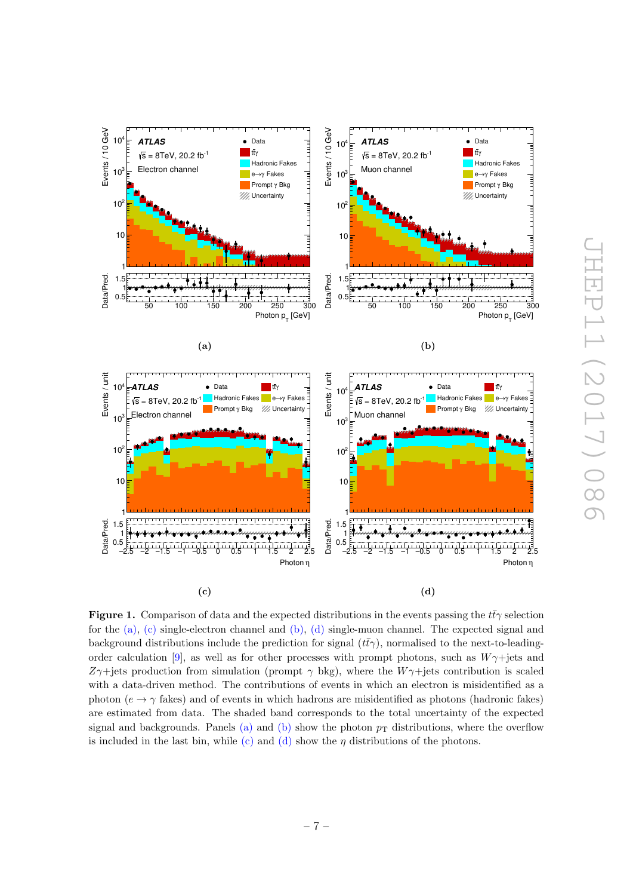**Figure 1.** Comparison of data and the expected distributions in the events passing the $t\bar{t}\gamma$ selection for the (a), (c) single-electron channel and (b), (d) single-muon channel. The expected signal and background distributions include the prediction for signal ($t\bar{t}\gamma$), normalised to the next-to-leading-order calculation [9], as well as for other processes with prompt photons, such as $W\gamma$+jets and $Z\gamma$+jets production from simulation (prompt $\gamma$ bkg), where the $W\gamma$+jets contribution is scaled with a data-driven method. The contributions of events in which an electron is misidentified as a photon ($e \to \gamma$ fakes) and of events in which hadrons are misidentified as photons (hadronic fakes) are estimated from data. The shaded band corresponds to the total uncertainty of the expected signal and backgrounds. Panels (a) and (b) show the photon $p_{\mathrm{T}}$ distributions, where the overflow is included in the last bin, while (c) and (d) show the $\eta$ distributions of the photons.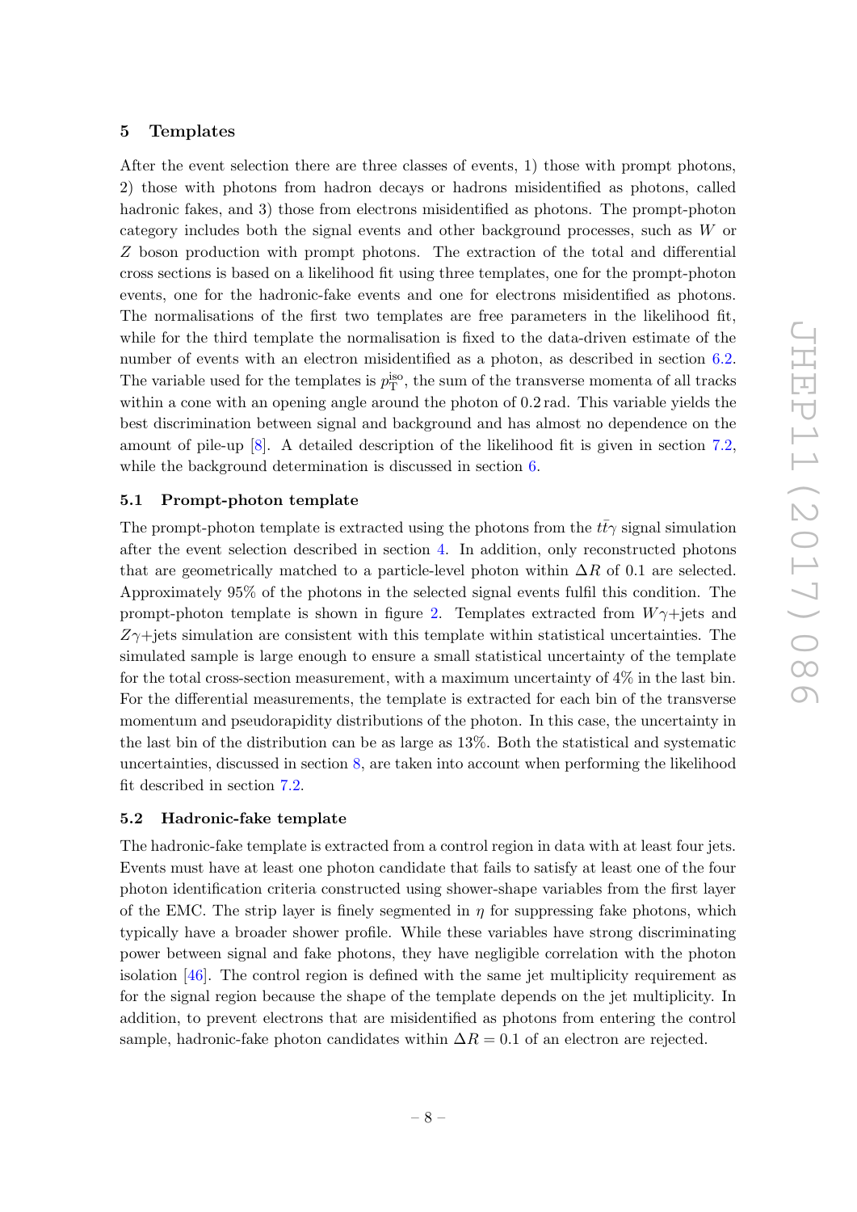## 5 Templates

After the event selection there are three classes of events, 1) those with prompt photons, 2) those with photons from hadron decays or hadrons misidentified as photons, called hadronic fakes, and 3) those from electrons misidentified as photons. The prompt-photon category includes both the signal events and other background processes, such as $W$ or $Z$ boson production with prompt photons. The extraction of the total and differential cross sections is based on a likelihood fit using three templates, one for the prompt-photon events, one for the hadronic-fake events and one for electrons misidentified as photons. The normalisations of the first two templates are free parameters in the likelihood fit, while for the third template the normalisation is fixed to the data-driven estimate of the number of events with an electron misidentified as a photon, as described in section 6.2. The variable used for the templates is $p_{\mathrm{T}}^{\mathrm{iso}}$, the sum of the transverse momenta of all tracks within a cone with an opening angle around the photon of 0.2 rad. This variable yields the best discrimination between signal and background and has almost no dependence on the amount of pile-up [8]. A detailed description of the likelihood fit is given in section 7.2, while the background determination is discussed in section 6.

### 5.1 Prompt-photon template

The prompt-photon template is extracted using the photons from the $t\bar{t}\gamma$ signal simulation after the event selection described in section 4. In addition, only reconstructed photons that are geometrically matched to a particle-level photon within $\Delta R$ of 0.1 are selected. Approximately 95% of the photons in the selected signal events fulfil this condition. The prompt-photon template is shown in figure 2. Templates extracted from $W\gamma$+jets and $Z\gamma$+jets simulation are consistent with this template within statistical uncertainties. The simulated sample is large enough to ensure a small statistical uncertainty of the template for the total cross-section measurement, with a maximum uncertainty of 4% in the last bin. For the differential measurements, the template is extracted for each bin of the transverse momentum and pseudorapidity distributions of the photon. In this case, the uncertainty in the last bin of the distribution can be as large as 13%. Both the statistical and systematic uncertainties, discussed in section 8, are taken into account when performing the likelihood fit described in section 7.2.

### 5.2 Hadronic-fake template

The hadronic-fake template is extracted from a control region in data with at least four jets. Events must have at least one photon candidate that fails to satisfy at least one of the four photon identification criteria constructed using shower-shape variables from the first layer of the EMC. The strip layer is finely segmented in $\eta$ for suppressing fake photons, which typically have a broader shower profile. While these variables have strong discriminating power between signal and fake photons, they have negligible correlation with the photon isolation [46]. The control region is defined with the same jet multiplicity requirement as for the signal region because the shape of the template depends on the jet multiplicity. In addition, to prevent electrons that are misidentified as photons from entering the control sample, hadronic-fake photon candidates within $\Delta R = 0.1$ of an electron are rejected.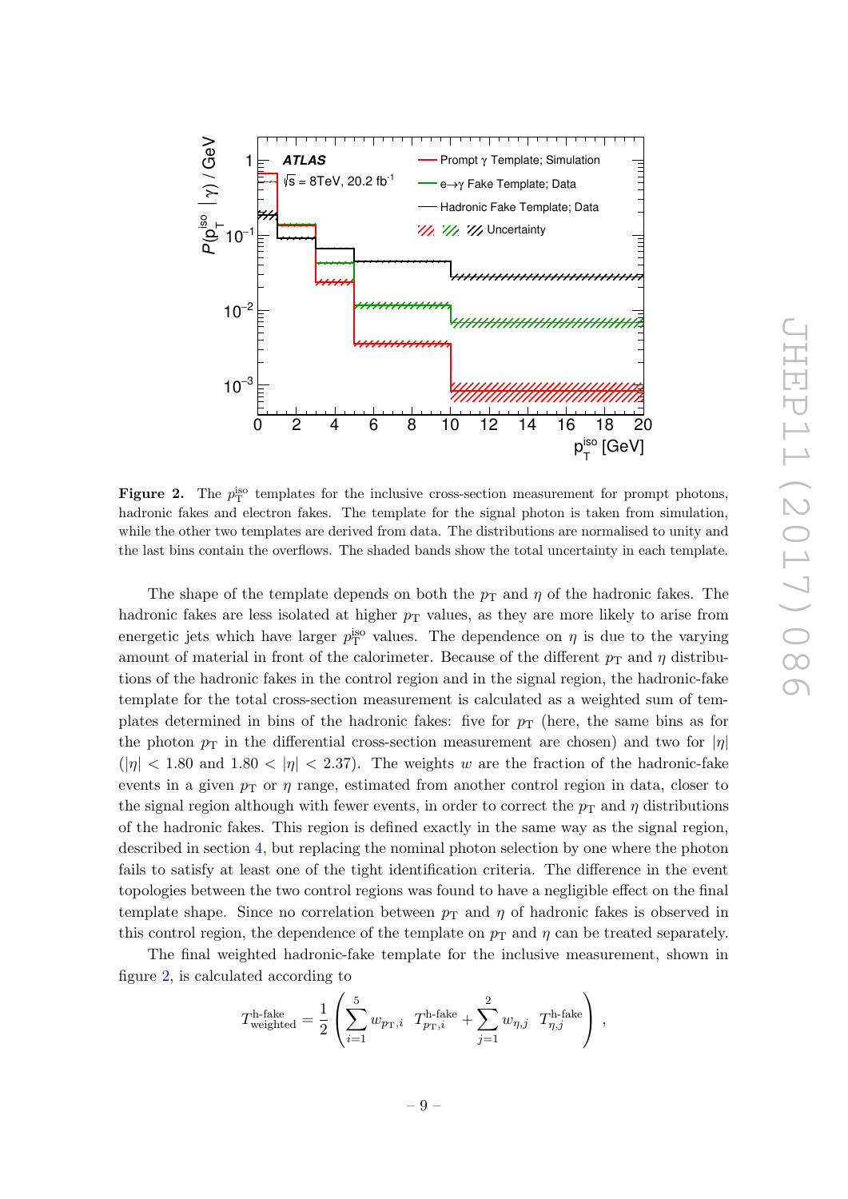ATLAS

$\sqrt{s}$ = 8TeV, 20.2 fb$^{-1}$

Prompt γ Template; Simulation

e→γ Fake Template; Data

Hadronic Fake Template; Data

Uncertainty

$P(p_T^{iso} | \gamma)$ / GeV

1

$10^{-1}$

$10^{-2}$

$10^{-3}$

0 2 4 6 8 10 12 14 16 18 20

$p_T^{iso}$ [GeV]

**Figure 2.** The $p_{\mathrm{T}}^{\mathrm{iso}}$ templates for the inclusive cross-section measurement for prompt photons, hadronic fakes and electron fakes. The template for the signal photon is taken from simulation, while the other two templates are derived from data. The distributions are normalised to unity and the last bins contain the overflows. The shaded bands show the total uncertainty in each template.

The shape of the template depends on both the $p_{\mathrm{T}}$ and $\eta$ of the hadronic fakes. The hadronic fakes are less isolated at higher $p_{\mathrm{T}}$ values, as they are more likely to arise from energetic jets which have larger $p_{\mathrm{T}}^{\mathrm{iso}}$ values. The dependence on $\eta$ is due to the varying amount of material in front of the calorimeter. Because of the different $p_{\mathrm{T}}$ and $\eta$ distributions of the hadronic fakes in the control region and in the signal region, the hadronic-fake template for the total cross-section measurement is calculated as a weighted sum of templates determined in bins of the hadronic fakes: five for $p_{\mathrm{T}}$ (here, the same bins as for the photon $p_{\mathrm{T}}$ in the differential cross-section measurement are chosen) and two for $|\eta|$ ($|\eta| < 1.80$ and $1.80 < |\eta| < 2.37$). The weights $w$ are the fraction of the hadronic-fake events in a given $p_{\mathrm{T}}$ or $\eta$ range, estimated from another control region in data, closer to the signal region although with fewer events, in order to correct the $p_{\mathrm{T}}$ and $\eta$ distributions of the hadronic fakes. This region is defined exactly in the same way as the signal region, described in section 4, but replacing the nominal photon selection by one where the photon fails to satisfy at least one of the tight identification criteria. The difference in the event topologies between the two control regions was found to have a negligible effect on the final template shape. Since no correlation between $p_{\mathrm{T}}$ and $\eta$ of hadronic fakes is observed in this control region, the dependence of the template on $p_{\mathrm{T}}$ and $\eta$ can be treated separately.

The final weighted hadronic-fake template for the inclusive measurement, shown in figure 2, is calculated according to

$$T^{\text{h-fake}}_{\text{weighted}} = \frac{1}{2}\left(\sum_{i=1}^{5} w_{p_{\mathrm{T}},i} \;\; T^{\text{h-fake}}_{p_{\mathrm{T}},i} + \sum_{j=1}^{2} w_{\eta,j} \;\; T^{\text{h-fake}}_{\eta,j}\right) ,$$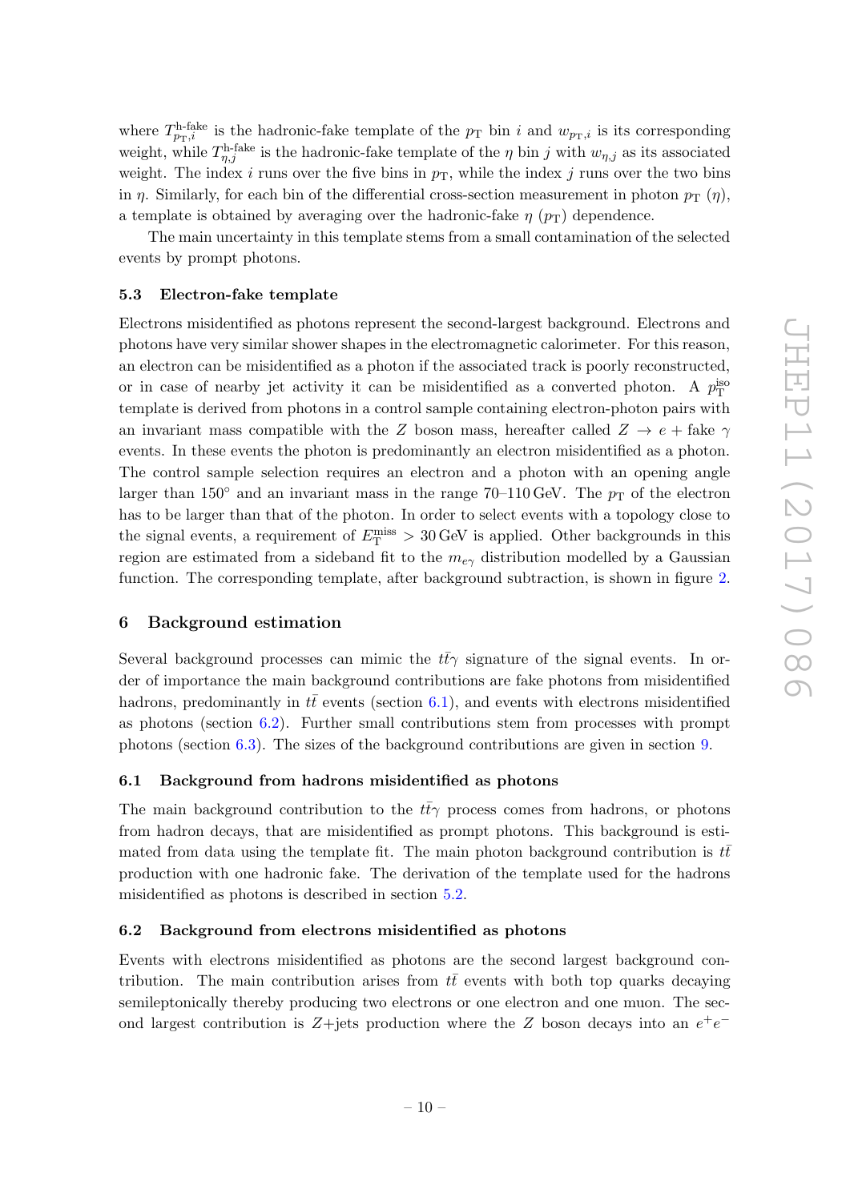where $T^{\text{h-fake}}_{p_{\text{T}},i}$ is the hadronic-fake template of the $p_{\text{T}}$ bin $i$ and $w_{p_{\text{T}},i}$ is its corresponding weight, while $T^{\text{h-fake}}_{\eta,j}$ is the hadronic-fake template of the $\eta$ bin $j$ with $w_{\eta,j}$ as its associated weight. The index $i$ runs over the five bins in $p_{\text{T}}$, while the index $j$ runs over the two bins in $\eta$. Similarly, for each bin of the differential cross-section measurement in photon $p_{\text{T}}$ ($\eta$), a template is obtained by averaging over the hadronic-fake $\eta$ ($p_{\text{T}}$) dependence.

The main uncertainty in this template stems from a small contamination of the selected events by prompt photons.

### 5.3 Electron-fake template

Electrons misidentified as photons represent the second-largest background. Electrons and photons have very similar shower shapes in the electromagnetic calorimeter. For this reason, an electron can be misidentified as a photon if the associated track is poorly reconstructed, or in case of nearby jet activity it can be misidentified as a converted photon. A $p_{\text{T}}^{\text{iso}}$ template is derived from photons in a control sample containing electron-photon pairs with an invariant mass compatible with the $Z$ boson mass, hereafter called $Z \to e$ + fake $\gamma$ events. In these events the photon is predominantly an electron misidentified as a photon. The control sample selection requires an electron and a photon with an opening angle larger than 150° and an invariant mass in the range 70–110 GeV. The $p_{\text{T}}$ of the electron has to be larger than that of the photon. In order to select events with a topology close to the signal events, a requirement of $E_{\text{T}}^{\text{miss}} > 30$ GeV is applied. Other backgrounds in this region are estimated from a sideband fit to the $m_{e\gamma}$ distribution modelled by a Gaussian function. The corresponding template, after background subtraction, is shown in figure 2.

## 6 Background estimation

Several background processes can mimic the $t\bar{t}\gamma$ signature of the signal events. In order of importance the main background contributions are fake photons from misidentified hadrons, predominantly in $t\bar{t}$ events (section 6.1), and events with electrons misidentified as photons (section 6.2). Further small contributions stem from processes with prompt photons (section 6.3). The sizes of the background contributions are given in section 9.

### 6.1 Background from hadrons misidentified as photons

The main background contribution to the $t\bar{t}\gamma$ process comes from hadrons, or photons from hadron decays, that are misidentified as prompt photons. This background is estimated from data using the template fit. The main photon background contribution is $t\bar{t}$ production with one hadronic fake. The derivation of the template used for the hadrons misidentified as photons is described in section 5.2.

### 6.2 Background from electrons misidentified as photons

Events with electrons misidentified as photons are the second largest background contribution. The main contribution arises from $t\bar{t}$ events with both top quarks decaying semileptonically thereby producing two electrons or one electron and one muon. The second largest contribution is $Z$+jets production where the $Z$ boson decays into an $e^+e^-$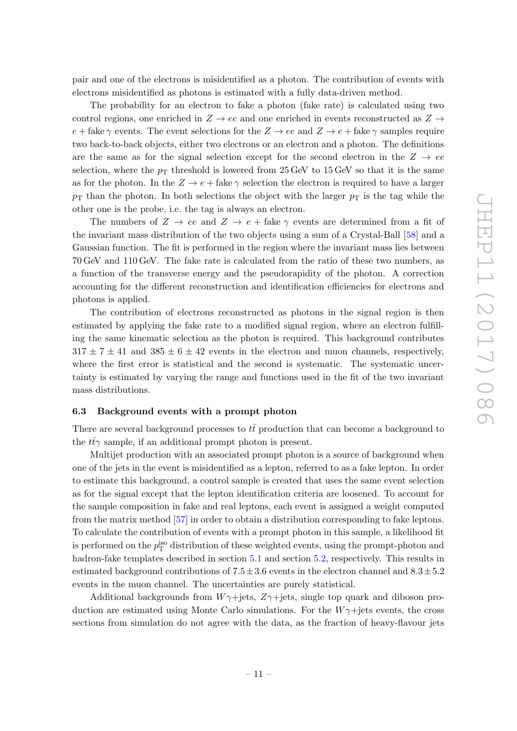pair and one of the electrons is misidentified as a photon. The contribution of events with electrons misidentified as photons is estimated with a fully data-driven method.

The probability for an electron to fake a photon (fake rate) is calculated using two control regions, one enriched in $Z \to ee$ and one enriched in events reconstructed as $Z \to e + \text{fake}\,\gamma$ events. The event selections for the $Z \to ee$ and $Z \to e + \text{fake}\,\gamma$ samples require two back-to-back objects, either two electrons or an electron and a photon. The definitions are the same as for the signal selection except for the second electron in the $Z \to ee$ selection, where the $p_{\mathrm{T}}$ threshold is lowered from 25 GeV to 15 GeV so that it is the same as for the photon. In the $Z \to e + \text{fake}\,\gamma$ selection the electron is required to have a larger $p_{\mathrm{T}}$ than the photon. In both selections the object with the larger $p_{\mathrm{T}}$ is the tag while the other one is the probe, i.e. the tag is always an electron.

The numbers of $Z \to ee$ and $Z \to e + \text{fake}\,\gamma$ events are determined from a fit of the invariant mass distribution of the two objects using a sum of a Crystal-Ball [58] and a Gaussian function. The fit is performed in the region where the invariant mass lies between 70 GeV and 110 GeV. The fake rate is calculated from the ratio of these two numbers, as a function of the transverse energy and the pseudorapidity of the photon. A correction accounting for the different reconstruction and identification efficiencies for electrons and photons is applied.

The contribution of electrons reconstructed as photons in the signal region is then estimated by applying the fake rate to a modified signal region, where an electron fulfilling the same kinematic selection as the photon is required. This background contributes $317 \pm 7 \pm 41$ and $385 \pm 6 \pm 42$ events in the electron and muon channels, respectively, where the first error is statistical and the second is systematic. The systematic uncertainty is estimated by varying the range and functions used in the fit of the two invariant mass distributions.

### 6.3 Background events with a prompt photon

There are several background processes to $t\bar{t}$ production that can become a background to the $t\bar{t}\gamma$ sample, if an additional prompt photon is present.

Multijet production with an associated prompt photon is a source of background when one of the jets in the event is misidentified as a lepton, referred to as a fake lepton. In order to estimate this background, a control sample is created that uses the same event selection as for the signal except that the lepton identification criteria are loosened. To account for the sample composition in fake and real leptons, each event is assigned a weight computed from the matrix method [57] in order to obtain a distribution corresponding to fake leptons. To calculate the contribution of events with a prompt photon in this sample, a likelihood fit is performed on the $p_{\mathrm{T}}^{\mathrm{iso}}$ distribution of these weighted events, using the prompt-photon and hadron-fake templates described in section 5.1 and section 5.2, respectively. This results in estimated background contributions of $7.5 \pm 3.6$ events in the electron channel and $8.3 \pm 5.2$ events in the muon channel. The uncertainties are purely statistical.

Additional backgrounds from $W\gamma$+jets, $Z\gamma$+jets, single top quark and diboson production are estimated using Monte Carlo simulations. For the $W\gamma$+jets events, the cross sections from simulation do not agree with the data, as the fraction of heavy-flavour jets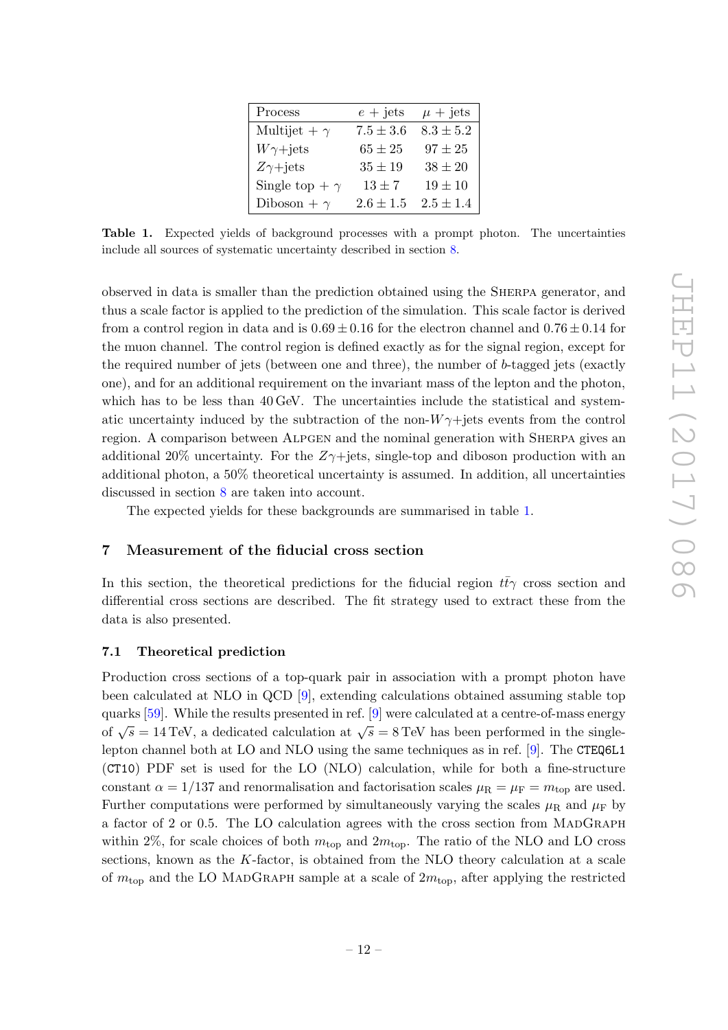| Process | $e$ + jets | $\mu$ + jets |
|---|---|---|
| Multijet + $\gamma$ | $7.5 \pm 3.6$ | $8.3 \pm 5.2$ |
| $W\gamma$+jets | $65 \pm 25$ | $97 \pm 25$ |
| $Z\gamma$+jets | $35 \pm 19$ | $38 \pm 20$ |
| Single top + $\gamma$ | $13 \pm 7$ | $19 \pm 10$ |
| Diboson + $\gamma$ | $2.6 \pm 1.5$ | $2.5 \pm 1.4$ |

**Table 1.** Expected yields of background processes with a prompt photon. The uncertainties include all sources of systematic uncertainty described in section 8.

observed in data is smaller than the prediction obtained using the SHERPA generator, and thus a scale factor is applied to the prediction of the simulation. This scale factor is derived from a control region in data and is $0.69 \pm 0.16$ for the electron channel and $0.76 \pm 0.14$ for the muon channel. The control region is defined exactly as for the signal region, except for the required number of jets (between one and three), the number of $b$-tagged jets (exactly one), and for an additional requirement on the invariant mass of the lepton and the photon, which has to be less than 40 GeV. The uncertainties include the statistical and systematic uncertainty induced by the subtraction of the non-$W\gamma$+jets events from the control region. A comparison between ALPGEN and the nominal generation with SHERPA gives an additional 20% uncertainty. For the $Z\gamma$+jets, single-top and diboson production with an additional photon, a 50% theoretical uncertainty is assumed. In addition, all uncertainties discussed in section 8 are taken into account.

The expected yields for these backgrounds are summarised in table 1.

## 7 Measurement of the fiducial cross section

In this section, the theoretical predictions for the fiducial region $t\bar{t}\gamma$ cross section and differential cross sections are described. The fit strategy used to extract these from the data is also presented.

### 7.1 Theoretical prediction

Production cross sections of a top-quark pair in association with a prompt photon have been calculated at NLO in QCD [9], extending calculations obtained assuming stable top quarks [59]. While the results presented in ref. [9] were calculated at a centre-of-mass energy of $\sqrt{s} = 14$ TeV, a dedicated calculation at $\sqrt{s} = 8$ TeV has been performed in the single-lepton channel both at LO and NLO using the same techniques as in ref. [9]. The `CTEQ6L1` (`CT10`) PDF set is used for the LO (NLO) calculation, while for both a fine-structure constant $\alpha = 1/137$ and renormalisation and factorisation scales $\mu_{\mathrm{R}} = \mu_{\mathrm{F}} = m_{\mathrm{top}}$ are used. Further computations were performed by simultaneously varying the scales $\mu_{\mathrm{R}}$ and $\mu_{\mathrm{F}}$ by a factor of 2 or 0.5. The LO calculation agrees with the cross section from MADGRAPH within 2%, for scale choices of both $m_{\mathrm{top}}$ and $2m_{\mathrm{top}}$. The ratio of the NLO and LO cross sections, known as the $K$-factor, is obtained from the NLO theory calculation at a scale of $m_{\mathrm{top}}$ and the LO MADGRAPH sample at a scale of $2m_{\mathrm{top}}$, after applying the restricted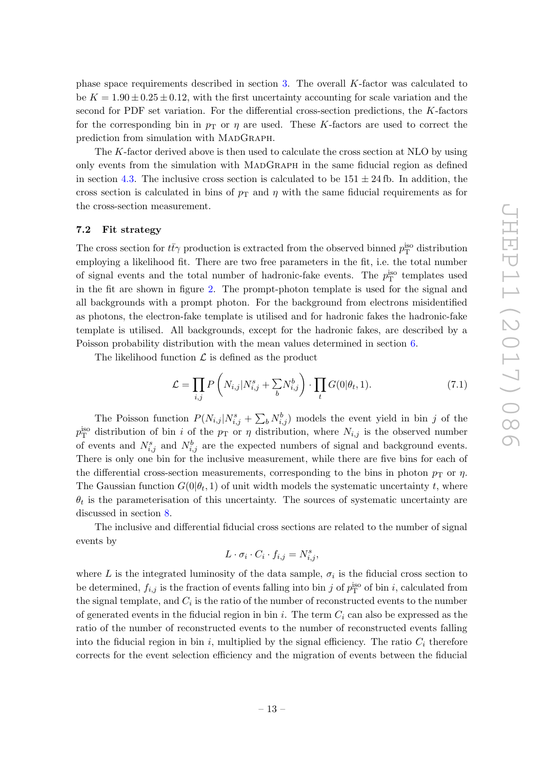phase space requirements described in section 3. The overall $K$-factor was calculated to be $K = 1.90 \pm 0.25 \pm 0.12$, with the first uncertainty accounting for scale variation and the second for PDF set variation. For the differential cross-section predictions, the $K$-factors for the corresponding bin in $p_{\mathrm{T}}$ or $\eta$ are used. These $K$-factors are used to correct the prediction from simulation with MadGraph.

The $K$-factor derived above is then used to calculate the cross section at NLO by using only events from the simulation with MadGraph in the same fiducial region as defined in section 4.3. The inclusive cross section is calculated to be $151 \pm 24$ fb. In addition, the cross section is calculated in bins of $p_{\mathrm{T}}$ and $\eta$ with the same fiducial requirements as for the cross-section measurement.

### 7.2 Fit strategy

The cross section for $t\bar{t}\gamma$ production is extracted from the observed binned $p_{\mathrm{T}}^{\mathrm{iso}}$ distribution employing a likelihood fit. There are two free parameters in the fit, i.e. the total number of signal events and the total number of hadronic-fake events. The $p_{\mathrm{T}}^{\mathrm{iso}}$ templates used in the fit are shown in figure 2. The prompt-photon template is used for the signal and all backgrounds with a prompt photon. For the background from electrons misidentified as photons, the electron-fake template is utilised and for hadronic fakes the hadronic-fake template is utilised. All backgrounds, except for the hadronic fakes, are described by a Poisson probability distribution with the mean values determined in section 6.

The likelihood function $\mathcal{L}$ is defined as the product

$$\mathcal{L} = \prod_{i,j} P\left(N_{i,j} | N_{i,j}^{s} + \sum_{b} N_{i,j}^{b}\right) \cdot \prod_{t} G(0|\theta_t, 1). \tag{7.1}$$

The Poisson function $P(N_{i,j}|N_{i,j}^{s} + \sum_{b} N_{i,j}^{b})$ models the event yield in bin $j$ of the $p_{\mathrm{T}}^{\mathrm{iso}}$ distribution of bin $i$ of the $p_{\mathrm{T}}$ or $\eta$ distribution, where $N_{i,j}$ is the observed number of events and $N_{i,j}^{s}$ and $N_{i,j}^{b}$ are the expected numbers of signal and background events. There is only one bin for the inclusive measurement, while there are five bins for each of the differential cross-section measurements, corresponding to the bins in photon $p_{\mathrm{T}}$ or $\eta$. The Gaussian function $G(0|\theta_t, 1)$ of unit width models the systematic uncertainty $t$, where $\theta_t$ is the parameterisation of this uncertainty. The sources of systematic uncertainty are discussed in section 8.

The inclusive and differential fiducial cross sections are related to the number of signal events by

$$L \cdot \sigma_i \cdot C_i \cdot f_{i,j} = N_{i,j}^{s},$$

where $L$ is the integrated luminosity of the data sample, $\sigma_i$ is the fiducial cross section to be determined, $f_{i,j}$ is the fraction of events falling into bin $j$ of $p_{\mathrm{T}}^{\mathrm{iso}}$ of bin $i$, calculated from the signal template, and $C_i$ is the ratio of the number of reconstructed events to the number of generated events in the fiducial region in bin $i$. The term $C_i$ can also be expressed as the ratio of the number of reconstructed events to the number of reconstructed events falling into the fiducial region in bin $i$, multiplied by the signal efficiency. The ratio $C_i$ therefore corrects for the event selection efficiency and the migration of events between the fiducial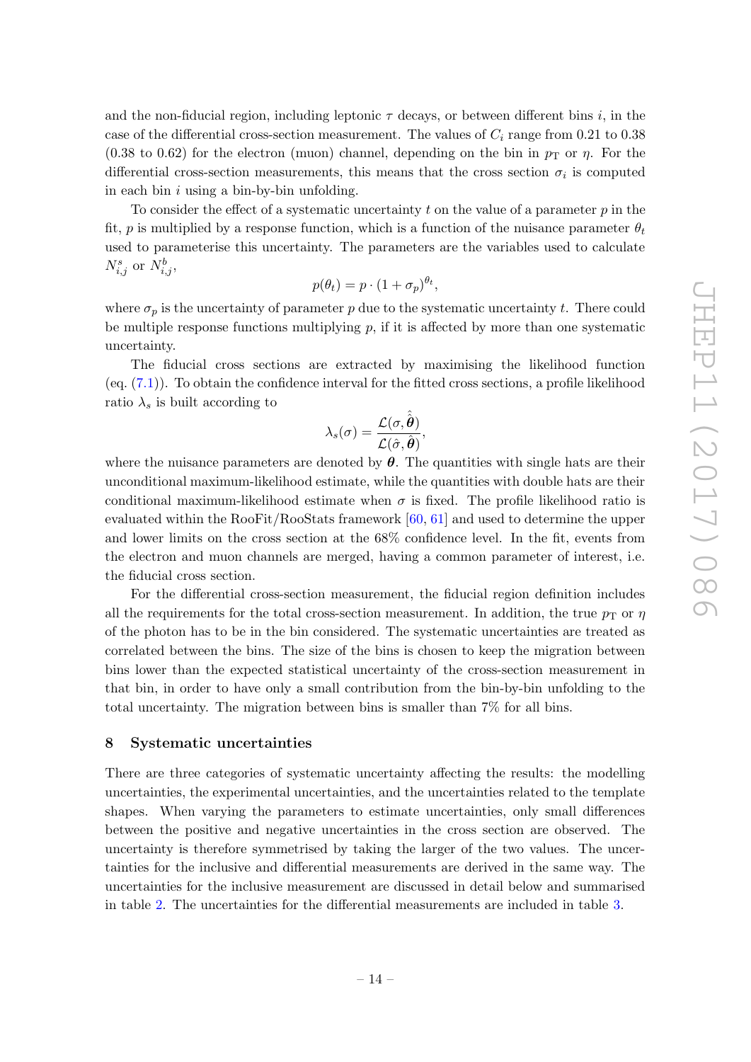and the non-fiducial region, including leptonic $\tau$ decays, or between different bins $i$, in the case of the differential cross-section measurement. The values of $C_i$ range from 0.21 to 0.38 (0.38 to 0.62) for the electron (muon) channel, depending on the bin in $p_{\mathrm{T}}$ or $\eta$. For the differential cross-section measurements, this means that the cross section $\sigma_i$ is computed in each bin $i$ using a bin-by-bin unfolding.

To consider the effect of a systematic uncertainty $t$ on the value of a parameter $p$ in the fit, $p$ is multiplied by a response function, which is a function of the nuisance parameter $\theta_t$ used to parameterise this uncertainty. The parameters are the variables used to calculate $N^s_{i,j}$ or $N^b_{i,j}$,

$$p(\theta_t) = p \cdot (1 + \sigma_p)^{\theta_t},$$

where $\sigma_p$ is the uncertainty of parameter $p$ due to the systematic uncertainty $t$. There could be multiple response functions multiplying $p$, if it is affected by more than one systematic uncertainty.

The fiducial cross sections are extracted by maximising the likelihood function (eq. (7.1)). To obtain the confidence interval for the fitted cross sections, a profile likelihood ratio $\lambda_s$ is built according to

$$\lambda_s(\sigma) = \frac{\mathcal{L}(\sigma, \hat{\hat{\boldsymbol{\theta}}})}{\mathcal{L}(\hat{\sigma}, \hat{\boldsymbol{\theta}})},$$

where the nuisance parameters are denoted by $\boldsymbol{\theta}$. The quantities with single hats are their unconditional maximum-likelihood estimate, while the quantities with double hats are their conditional maximum-likelihood estimate when $\sigma$ is fixed. The profile likelihood ratio is evaluated within the RooFit/RooStats framework [60, 61] and used to determine the upper and lower limits on the cross section at the 68% confidence level. In the fit, events from the electron and muon channels are merged, having a common parameter of interest, i.e. the fiducial cross section.

For the differential cross-section measurement, the fiducial region definition includes all the requirements for the total cross-section measurement. In addition, the true $p_{\mathrm{T}}$ or $\eta$ of the photon has to be in the bin considered. The systematic uncertainties are treated as correlated between the bins. The size of the bins is chosen to keep the migration between bins lower than the expected statistical uncertainty of the cross-section measurement in that bin, in order to have only a small contribution from the bin-by-bin unfolding to the total uncertainty. The migration between bins is smaller than 7% for all bins.

## 8 Systematic uncertainties

There are three categories of systematic uncertainty affecting the results: the modelling uncertainties, the experimental uncertainties, and the uncertainties related to the template shapes. When varying the parameters to estimate uncertainties, only small differences between the positive and negative uncertainties in the cross section are observed. The uncertainty is therefore symmetrised by taking the larger of the two values. The uncertainties for the inclusive and differential measurements are derived in the same way. The uncertainties for the inclusive measurement are discussed in detail below and summarised in table 2. The uncertainties for the differential measurements are included in table 3.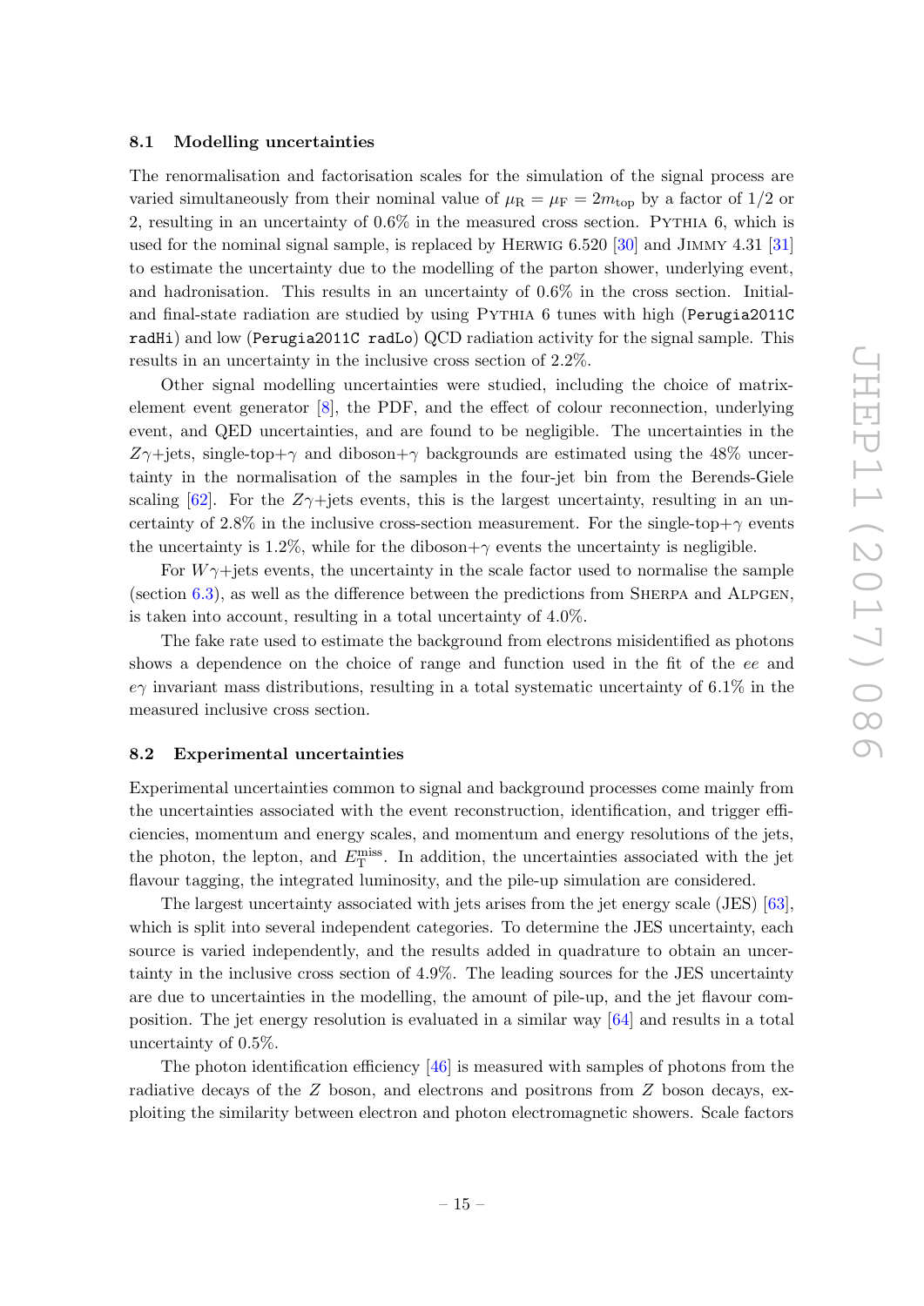### 8.1 Modelling uncertainties

The renormalisation and factorisation scales for the simulation of the signal process are varied simultaneously from their nominal value of $\mu_{\mathrm{R}} = \mu_{\mathrm{F}} = 2m_{\mathrm{top}}$ by a factor of 1/2 or 2, resulting in an uncertainty of 0.6% in the measured cross section. Pythia 6, which is used for the nominal signal sample, is replaced by Herwig 6.520 [30] and Jimmy 4.31 [31] to estimate the uncertainty due to the modelling of the parton shower, underlying event, and hadronisation. This results in an uncertainty of 0.6% in the cross section. Initial- and final-state radiation are studied by using Pythia 6 tunes with high (`Perugia2011C radHi`) and low (`Perugia2011C radLo`) QCD radiation activity for the signal sample. This results in an uncertainty in the inclusive cross section of 2.2%.

Other signal modelling uncertainties were studied, including the choice of matrix-element event generator [8], the PDF, and the effect of colour reconnection, underlying event, and QED uncertainties, and are found to be negligible. The uncertainties in the $Z\gamma$+jets, single-top+$\gamma$ and diboson+$\gamma$ backgrounds are estimated using the 48% uncertainty in the normalisation of the samples in the four-jet bin from the Berends-Giele scaling [62]. For the $Z\gamma$+jets events, this is the largest uncertainty, resulting in an uncertainty of 2.8% in the inclusive cross-section measurement. For the single-top+$\gamma$ events the uncertainty is 1.2%, while for the diboson+$\gamma$ events the uncertainty is negligible.

For $W\gamma$+jets events, the uncertainty in the scale factor used to normalise the sample (section 6.3), as well as the difference between the predictions from Sherpa and Alpgen, is taken into account, resulting in a total uncertainty of 4.0%.

The fake rate used to estimate the background from electrons misidentified as photons shows a dependence on the choice of range and function used in the fit of the $ee$ and $e\gamma$ invariant mass distributions, resulting in a total systematic uncertainty of 6.1% in the measured inclusive cross section.

### 8.2 Experimental uncertainties

Experimental uncertainties common to signal and background processes come mainly from the uncertainties associated with the event reconstruction, identification, and trigger efficiencies, momentum and energy scales, and momentum and energy resolutions of the jets, the photon, the lepton, and $E_{\mathrm{T}}^{\mathrm{miss}}$. In addition, the uncertainties associated with the jet flavour tagging, the integrated luminosity, and the pile-up simulation are considered.

The largest uncertainty associated with jets arises from the jet energy scale (JES) [63], which is split into several independent categories. To determine the JES uncertainty, each source is varied independently, and the results added in quadrature to obtain an uncertainty in the inclusive cross section of 4.9%. The leading sources for the JES uncertainty are due to uncertainties in the modelling, the amount of pile-up, and the jet flavour composition. The jet energy resolution is evaluated in a similar way [64] and results in a total uncertainty of 0.5%.

The photon identification efficiency [46] is measured with samples of photons from the radiative decays of the $Z$ boson, and electrons and positrons from $Z$ boson decays, exploiting the similarity between electron and photon electromagnetic showers. Scale factors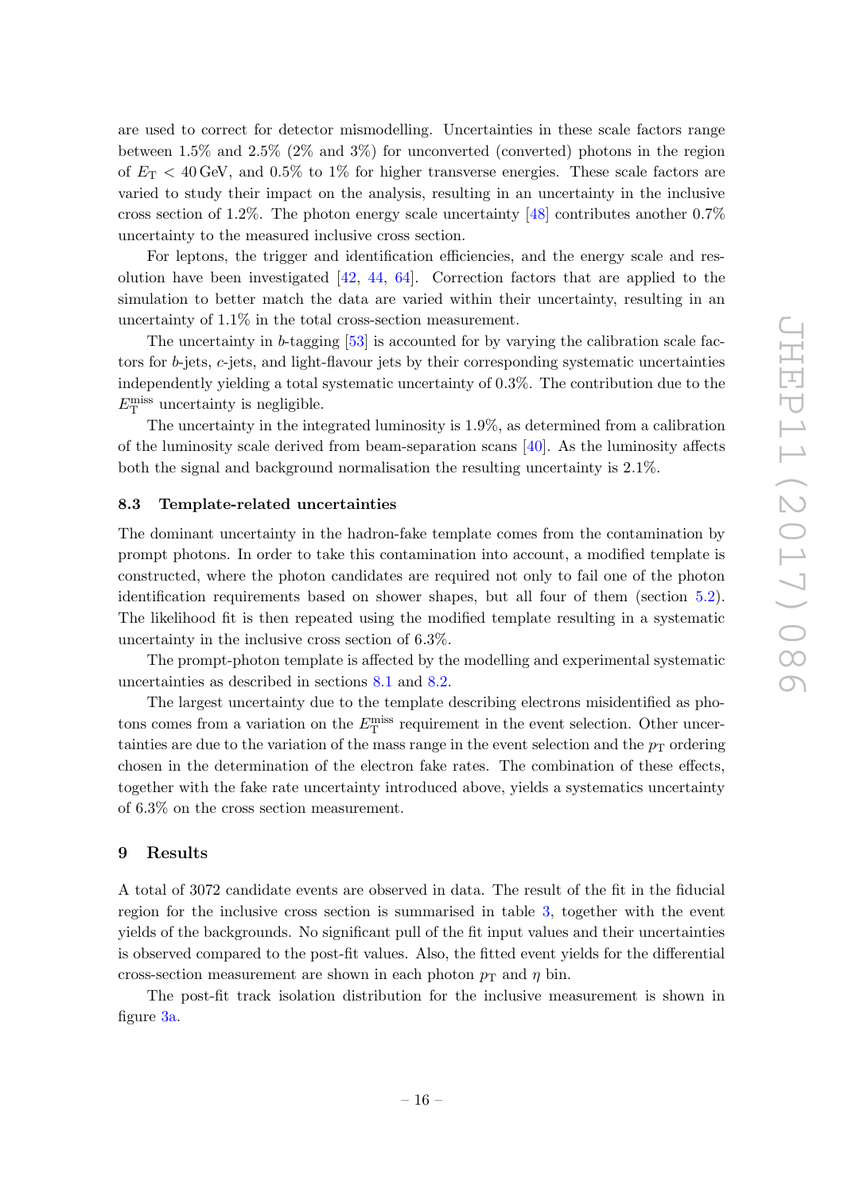are used to correct for detector mismodelling. Uncertainties in these scale factors range between 1.5% and 2.5% (2% and 3%) for unconverted (converted) photons in the region of $E_{\mathrm{T}} < 40\,\mathrm{GeV}$, and 0.5% to 1% for higher transverse energies. These scale factors are varied to study their impact on the analysis, resulting in an uncertainty in the inclusive cross section of 1.2%. The photon energy scale uncertainty [48] contributes another 0.7% uncertainty to the measured inclusive cross section.

For leptons, the trigger and identification efficiencies, and the energy scale and resolution have been investigated [42, 44, 64]. Correction factors that are applied to the simulation to better match the data are varied within their uncertainty, resulting in an uncertainty of 1.1% in the total cross-section measurement.

The uncertainty in $b$-tagging [53] is accounted for by varying the calibration scale factors for $b$-jets, $c$-jets, and light-flavour jets by their corresponding systematic uncertainties independently yielding a total systematic uncertainty of 0.3%. The contribution due to the $E_{\mathrm{T}}^{\mathrm{miss}}$ uncertainty is negligible.

The uncertainty in the integrated luminosity is 1.9%, as determined from a calibration of the luminosity scale derived from beam-separation scans [40]. As the luminosity affects both the signal and background normalisation the resulting uncertainty is 2.1%.

### 8.3 Template-related uncertainties

The dominant uncertainty in the hadron-fake template comes from the contamination by prompt photons. In order to take this contamination into account, a modified template is constructed, where the photon candidates are required not only to fail one of the photon identification requirements based on shower shapes, but all four of them (section 5.2). The likelihood fit is then repeated using the modified template resulting in a systematic uncertainty in the inclusive cross section of 6.3%.

The prompt-photon template is affected by the modelling and experimental systematic uncertainties as described in sections 8.1 and 8.2.

The largest uncertainty due to the template describing electrons misidentified as photons comes from a variation on the $E_{\mathrm{T}}^{\mathrm{miss}}$ requirement in the event selection. Other uncertainties are due to the variation of the mass range in the event selection and the $p_{\mathrm{T}}$ ordering chosen in the determination of the electron fake rates. The combination of these effects, together with the fake rate uncertainty introduced above, yields a systematics uncertainty of 6.3% on the cross section measurement.

## 9 Results

A total of 3072 candidate events are observed in data. The result of the fit in the fiducial region for the inclusive cross section is summarised in table 3, together with the event yields of the backgrounds. No significant pull of the fit input values and their uncertainties is observed compared to the post-fit values. Also, the fitted event yields for the differential cross-section measurement are shown in each photon $p_{\mathrm{T}}$ and $\eta$ bin.

The post-fit track isolation distribution for the inclusive measurement is shown in figure 3a.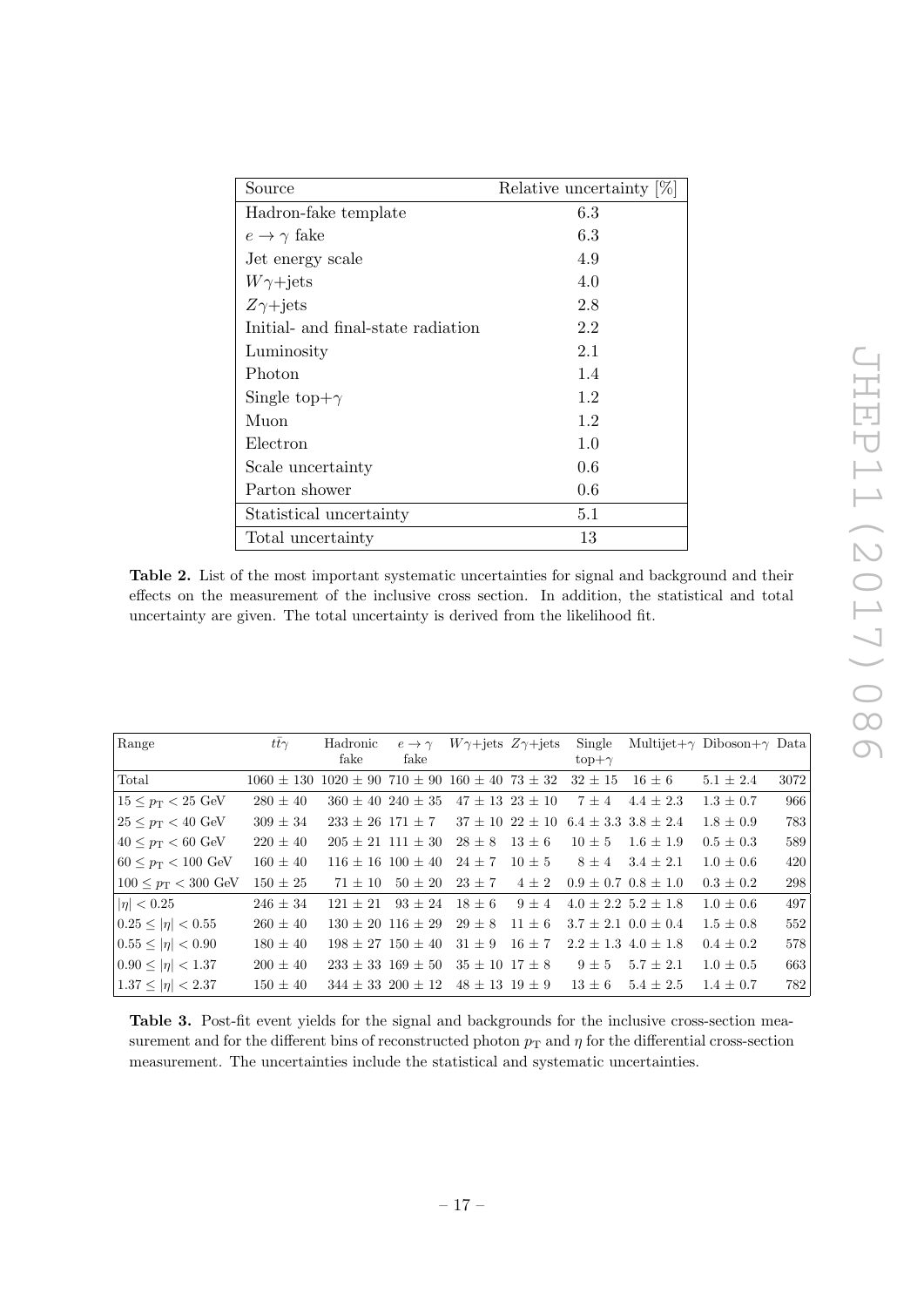| Source | Relative uncertainty [%] |
|---|---|
| Hadron-fake template | 6.3 |
| $e \to \gamma$ fake | 6.3 |
| Jet energy scale | 4.9 |
| $W\gamma$+jets | 4.0 |
| $Z\gamma$+jets | 2.8 |
| Initial- and final-state radiation | 2.2 |
| Luminosity | 2.1 |
| Photon | 1.4 |
| Single top+$\gamma$ | 1.2 |
| Muon | 1.2 |
| Electron | 1.0 |
| Scale uncertainty | 0.6 |
| Parton shower | 0.6 |
| Statistical uncertainty | 5.1 |
| Total uncertainty | 13 |

**Table 2.** List of the most important systematic uncertainties for signal and background and their effects on the measurement of the inclusive cross section. In addition, the statistical and total uncertainty are given. The total uncertainty is derived from the likelihood fit.

| Range | $t\bar{t}\gamma$ | Hadronic fake | $e \to \gamma$ fake | $W\gamma$+jets | $Z\gamma$+jets | Single top+$\gamma$ | Multijet+$\gamma$ | Diboson+$\gamma$ | Data |
|---|---|---|---|---|---|---|---|---|---|
| Total | $1060 \pm 130$ | $1020 \pm 90$ | $710 \pm 90$ | $160 \pm 40$ | $73 \pm 32$ | $32 \pm 15$ | $16 \pm 6$ | $5.1 \pm 2.4$ | 3072 |
| $15 \leq p_{\mathrm{T}} < 25$ GeV | $280 \pm 40$ | $360 \pm 40$ | $240 \pm 35$ | $47 \pm 13$ | $23 \pm 10$ | $7 \pm 4$ | $4.4 \pm 2.3$ | $1.3 \pm 0.7$ | 966 |
| $25 \leq p_{\mathrm{T}} < 40$ GeV | $309 \pm 34$ | $233 \pm 26$ | $171 \pm 7$ | $37 \pm 10$ | $22 \pm 10$ | $6.4 \pm 3.3$ | $3.8 \pm 2.4$ | $1.8 \pm 0.9$ | 783 |
| $40 \leq p_{\mathrm{T}} < 60$ GeV | $220 \pm 40$ | $205 \pm 21$ | $111 \pm 30$ | $28 \pm 8$ | $13 \pm 6$ | $10 \pm 5$ | $1.6 \pm 1.9$ | $0.5 \pm 0.3$ | 589 |
| $60 \leq p_{\mathrm{T}} < 100$ GeV | $160 \pm 40$ | $116 \pm 16$ | $100 \pm 40$ | $24 \pm 7$ | $10 \pm 5$ | $8 \pm 4$ | $3.4 \pm 2.1$ | $1.0 \pm 0.6$ | 420 |
| $100 \leq p_{\mathrm{T}} < 300$ GeV | $150 \pm 25$ | $71 \pm 10$ | $50 \pm 20$ | $23 \pm 7$ | $4 \pm 2$ | $0.9 \pm 0.7$ | $0.8 \pm 1.0$ | $0.3 \pm 0.2$ | 298 |
| $\lvert\eta\rvert < 0.25$ | $246 \pm 34$ | $121 \pm 21$ | $93 \pm 24$ | $18 \pm 6$ | $9 \pm 4$ | $4.0 \pm 2.2$ | $5.2 \pm 1.8$ | $1.0 \pm 0.6$ | 497 |
| $0.25 \leq \lvert\eta\rvert < 0.55$ | $260 \pm 40$ | $130 \pm 20$ | $116 \pm 29$ | $29 \pm 8$ | $11 \pm 6$ | $3.7 \pm 2.1$ | $0.0 \pm 0.4$ | $1.5 \pm 0.8$ | 552 |
| $0.55 \leq \lvert\eta\rvert < 0.90$ | $180 \pm 40$ | $198 \pm 27$ | $150 \pm 40$ | $31 \pm 9$ | $16 \pm 7$ | $2.2 \pm 1.3$ | $4.0 \pm 1.8$ | $0.4 \pm 0.2$ | 578 |
| $0.90 \leq \lvert\eta\rvert < 1.37$ | $200 \pm 40$ | $233 \pm 33$ | $169 \pm 50$ | $35 \pm 10$ | $17 \pm 8$ | $9 \pm 5$ | $5.7 \pm 2.1$ | $1.0 \pm 0.5$ | 663 |
| $1.37 \leq \lvert\eta\rvert < 2.37$ | $150 \pm 40$ | $344 \pm 33$ | $200 \pm 12$ | $48 \pm 13$ | $19 \pm 9$ | $13 \pm 6$ | $5.4 \pm 2.5$ | $1.4 \pm 0.7$ | 782 |

**Table 3.** Post-fit event yields for the signal and backgrounds for the inclusive cross-section measurement and for the different bins of reconstructed photon $p_{\mathrm{T}}$ and $\eta$ for the differential cross-section measurement. The uncertainties include the statistical and systematic uncertainties.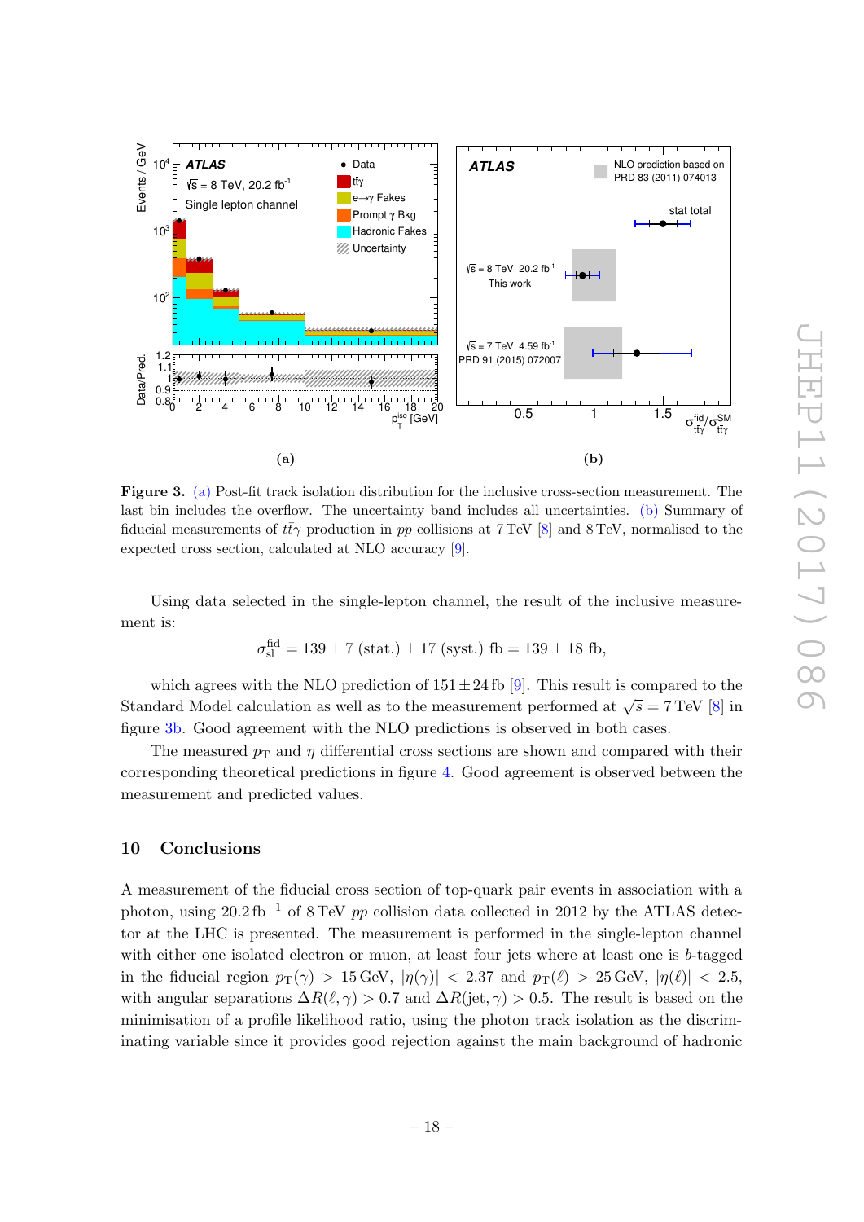ATLAS
$\sqrt{s}$ = 8 TeV, 20.2 fb$^{-1}$
Single lepton channel

Data
$t\bar{t}\gamma$
e→γ Fakes
Prompt γ Bkg
Hadronic Fakes
Uncertainty

Events / GeV

$10^4$
$10^3$
$10^2$

Data/Pred.

1.2
1.1
1
0.9
0.8

0 2 4 6 8 10 12 14 16 18 20

$p_T^{iso}$ [GeV]

ATLAS

NLO prediction based on PRD 83 (2011) 074013

stat total

$\sqrt{s}$ = 8 TeV 20.2 fb$^{-1}$
This work

$\sqrt{s}$ = 7 TeV 4.59 fb$^{-1}$
PRD 91 (2015) 072007

0.5 1 1.5

$\sigma^{fid}_{t\bar{t}\gamma}/\sigma^{SM}_{t\bar{t}\gamma}$

(a) (b)

**Figure 3.** (a) Post-fit track isolation distribution for the inclusive cross-section measurement. The last bin includes the overflow. The uncertainty band includes all uncertainties. (b) Summary of fiducial measurements of $t\bar{t}\gamma$ production in $pp$ collisions at 7 TeV [8] and 8 TeV, normalised to the expected cross section, calculated at NLO accuracy [9].

Using data selected in the single-lepton channel, the result of the inclusive measurement is:

$$\sigma^{\rm fid}_{\rm sl} = 139 \pm 7\ \text{(stat.)} \pm 17\ \text{(syst.) fb} = 139 \pm 18\ \text{fb},$$

which agrees with the NLO prediction of $151 \pm 24$ fb [9]. This result is compared to the Standard Model calculation as well as to the measurement performed at $\sqrt{s} = 7$ TeV [8] in figure 3b. Good agreement with the NLO predictions is observed in both cases.

The measured $p_{\rm T}$ and $\eta$ differential cross sections are shown and compared with their corresponding theoretical predictions in figure 4. Good agreement is observed between the measurement and predicted values.

## 10 Conclusions

A measurement of the fiducial cross section of top-quark pair events in association with a photon, using 20.2 fb$^{-1}$ of 8 TeV $pp$ collision data collected in 2012 by the ATLAS detector at the LHC is presented. The measurement is performed in the single-lepton channel with either one isolated electron or muon, at least four jets where at least one is $b$-tagged in the fiducial region $p_{\rm T}(\gamma) > 15$ GeV, $|\eta(\gamma)| < 2.37$ and $p_{\rm T}(\ell) > 25$ GeV, $|\eta(\ell)| < 2.5$, with angular separations $\Delta R(\ell, \gamma) > 0.7$ and $\Delta R(\text{jet}, \gamma) > 0.5$. The result is based on the minimisation of a profile likelihood ratio, using the photon track isolation as the discriminating variable since it provides good rejection against the main background of hadronic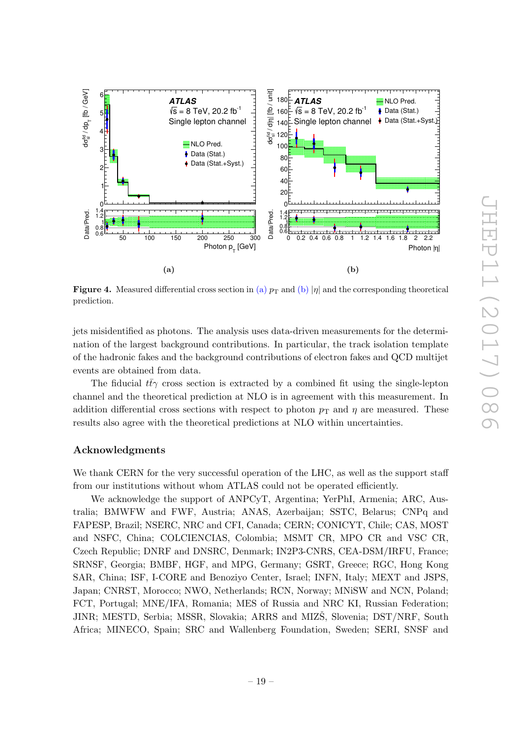ATLAS
$\sqrt{s}$ = 8 TeV, 20.2 fb$^{-1}$
Single lepton channel

NLO Pred.
Data (Stat.)
Data (Stat.+Syst.)

$d\sigma_{sl}^{fid} / dp_T$ [fb / GeV]

Data/Pred.

Photon $p_T$ [GeV]

(a)

ATLAS
$\sqrt{s}$ = 8 TeV, 20.2 fb$^{-1}$
Single lepton channel

NLO Pred.
Data (Stat.)
Data (Stat.+Syst.)

$d\sigma_{sl}^{fid} / d|\eta|$ [fb / unit]

Data/Pred.

Photon $|\eta|$

(b)

**Figure 4.** Measured differential cross section in (a) $p_{\mathrm{T}}$ and (b) $|\eta|$ and the corresponding theoretical prediction.

jets misidentified as photons. The analysis uses data-driven measurements for the determination of the largest background contributions. In particular, the track isolation template of the hadronic fakes and the background contributions of electron fakes and QCD multijet events are obtained from data.

The fiducial $t\bar{t}\gamma$ cross section is extracted by a combined fit using the single-lepton channel and the theoretical prediction at NLO is in agreement with this measurement. In addition differential cross sections with respect to photon $p_{\mathrm{T}}$ and $\eta$ are measured. These results also agree with the theoretical predictions at NLO within uncertainties.

## Acknowledgments

We thank CERN for the very successful operation of the LHC, as well as the support staff from our institutions without whom ATLAS could not be operated efficiently.

We acknowledge the support of ANPCyT, Argentina; YerPhI, Armenia; ARC, Australia; BMWFW and FWF, Austria; ANAS, Azerbaijan; SSTC, Belarus; CNPq and FAPESP, Brazil; NSERC, NRC and CFI, Canada; CERN; CONICYT, Chile; CAS, MOST and NSFC, China; COLCIENCIAS, Colombia; MSMT CR, MPO CR and VSC CR, Czech Republic; DNRF and DNSRC, Denmark; IN2P3-CNRS, CEA-DSM/IRFU, France; SRNSF, Georgia; BMBF, HGF, and MPG, Germany; GSRT, Greece; RGC, Hong Kong SAR, China; ISF, I-CORE and Benoziyo Center, Israel; INFN, Italy; MEXT and JSPS, Japan; CNRST, Morocco; NWO, Netherlands; RCN, Norway; MNiSW and NCN, Poland; FCT, Portugal; MNE/IFA, Romania; MES of Russia and NRC KI, Russian Federation; JINR; MESTD, Serbia; MSSR, Slovakia; ARRS and MIZŠ, Slovenia; DST/NRF, South Africa; MINECO, Spain; SRC and Wallenberg Foundation, Sweden; SERI, SNSF and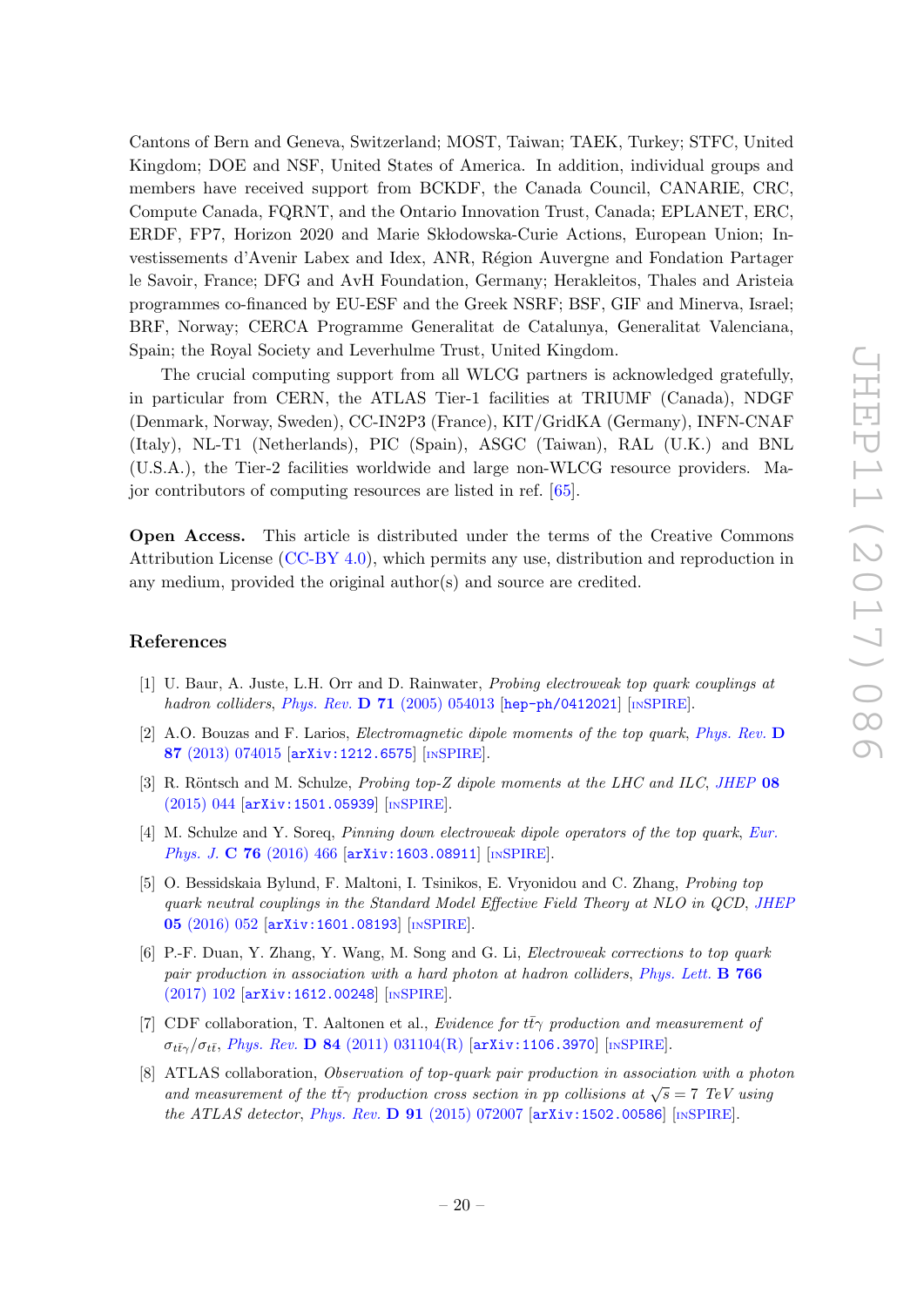Cantons of Bern and Geneva, Switzerland; MOST, Taiwan; TAEK, Turkey; STFC, United Kingdom; DOE and NSF, United States of America. In addition, individual groups and members have received support from BCKDF, the Canada Council, CANARIE, CRC, Compute Canada, FQRNT, and the Ontario Innovation Trust, Canada; EPLANET, ERC, ERDF, FP7, Horizon 2020 and Marie Skłodowska-Curie Actions, European Union; Investissements d'Avenir Labex and Idex, ANR, Région Auvergne and Fondation Partager le Savoir, France; DFG and AvH Foundation, Germany; Herakleitos, Thales and Aristeia programmes co-financed by EU-ESF and the Greek NSRF; BSF, GIF and Minerva, Israel; BRF, Norway; CERCA Programme Generalitat de Catalunya, Generalitat Valenciana, Spain; the Royal Society and Leverhulme Trust, United Kingdom.

The crucial computing support from all WLCG partners is acknowledged gratefully, in particular from CERN, the ATLAS Tier-1 facilities at TRIUMF (Canada), NDGF (Denmark, Norway, Sweden), CC-IN2P3 (France), KIT/GridKA (Germany), INFN-CNAF (Italy), NL-T1 (Netherlands), PIC (Spain), ASGC (Taiwan), RAL (U.K.) and BNL (U.S.A.), the Tier-2 facilities worldwide and large non-WLCG resource providers. Major contributors of computing resources are listed in ref. [65].

**Open Access.** This article is distributed under the terms of the Creative Commons Attribution License (CC-BY 4.0), which permits any use, distribution and reproduction in any medium, provided the original author(s) and source are credited.

## References

[1] U. Baur, A. Juste, L.H. Orr and D. Rainwater, *Probing electroweak top quark couplings at hadron colliders*, Phys. Rev. **D 71** (2005) 054013 [hep-ph/0412021] [INSPIRE].

[2] A.O. Bouzas and F. Larios, *Electromagnetic dipole moments of the top quark*, Phys. Rev. **D 87** (2013) 074015 [arXiv:1212.6575] [INSPIRE].

[3] R. Röntsch and M. Schulze, *Probing top-Z dipole moments at the LHC and ILC*, JHEP **08** (2015) 044 [arXiv:1501.05939] [INSPIRE].

[4] M. Schulze and Y. Soreq, *Pinning down electroweak dipole operators of the top quark*, Eur. Phys. J. **C 76** (2016) 466 [arXiv:1603.08911] [INSPIRE].

[5] O. Bessidskaia Bylund, F. Maltoni, I. Tsinikos, E. Vryonidou and C. Zhang, *Probing top quark neutral couplings in the Standard Model Effective Field Theory at NLO in QCD*, JHEP **05** (2016) 052 [arXiv:1601.08193] [INSPIRE].

[6] P.-F. Duan, Y. Zhang, Y. Wang, M. Song and G. Li, *Electroweak corrections to top quark pair production in association with a hard photon at hadron colliders*, Phys. Lett. **B 766** (2017) 102 [arXiv:1612.00248] [INSPIRE].

[7] CDF collaboration, T. Aaltonen et al., *Evidence for $t\bar{t}\gamma$ production and measurement of $\sigma_{t\bar{t}\gamma}/\sigma_{t\bar{t}}$*, Phys. Rev. **D 84** (2011) 031104(R) [arXiv:1106.3970] [INSPIRE].

[8] ATLAS collaboration, *Observation of top-quark pair production in association with a photon and measurement of the $t\bar{t}\gamma$ production cross section in pp collisions at $\sqrt{s} = 7$ TeV using the ATLAS detector*, Phys. Rev. **D 91** (2015) 072007 [arXiv:1502.00586] [INSPIRE].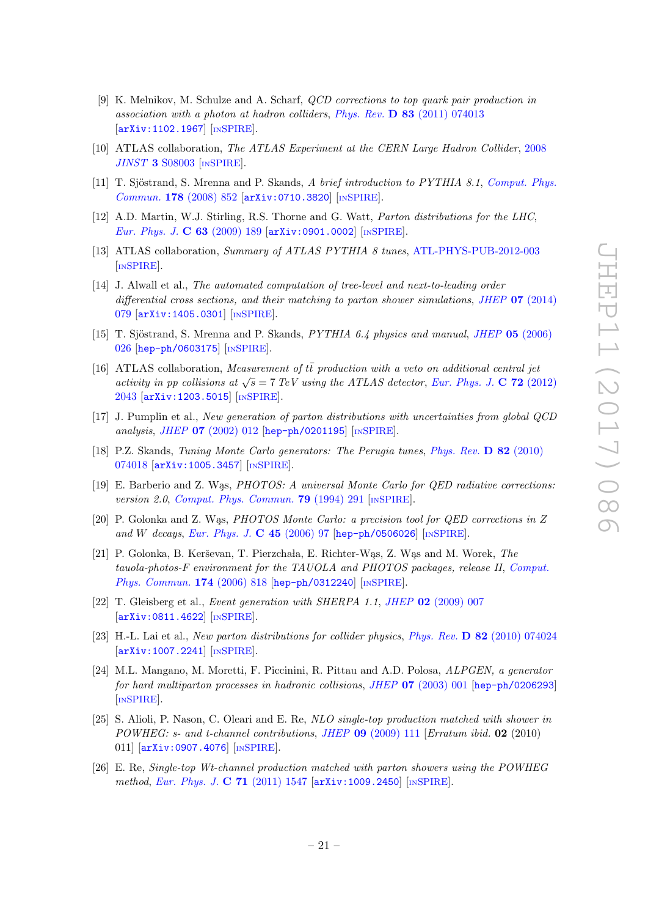[9] K. Melnikov, M. Schulze and A. Scharf, *QCD corrections to top quark pair production in association with a photon at hadron colliders*, Phys. Rev. **D 83** (2011) 074013 [arXiv:1102.1967] [INSPIRE].

[10] ATLAS collaboration, *The ATLAS Experiment at the CERN Large Hadron Collider*, 2008 *JINST* **3** S08003 [INSPIRE].

[11] T. Sjöstrand, S. Mrenna and P. Skands, *A brief introduction to PYTHIA 8.1*, Comput. Phys. Commun. **178** (2008) 852 [arXiv:0710.3820] [INSPIRE].

[12] A.D. Martin, W.J. Stirling, R.S. Thorne and G. Watt, *Parton distributions for the LHC*, Eur. Phys. J. **C 63** (2009) 189 [arXiv:0901.0002] [INSPIRE].

[13] ATLAS collaboration, *Summary of ATLAS PYTHIA 8 tunes*, ATL-PHYS-PUB-2012-003 [INSPIRE].

[14] J. Alwall et al., *The automated computation of tree-level and next-to-leading order differential cross sections, and their matching to parton shower simulations*, JHEP **07** (2014) 079 [arXiv:1405.0301] [INSPIRE].

[15] T. Sjöstrand, S. Mrenna and P. Skands, *PYTHIA 6.4 physics and manual*, JHEP **05** (2006) 026 [hep-ph/0603175] [INSPIRE].

[16] ATLAS collaboration, *Measurement of $t\bar{t}$ production with a veto on additional central jet activity in pp collisions at $\sqrt{s} = 7$ TeV using the ATLAS detector*, Eur. Phys. J. **C 72** (2012) 2043 [arXiv:1203.5015] [INSPIRE].

[17] J. Pumplin et al., *New generation of parton distributions with uncertainties from global QCD analysis*, JHEP **07** (2002) 012 [hep-ph/0201195] [INSPIRE].

[18] P.Z. Skands, *Tuning Monte Carlo generators: The Perugia tunes*, Phys. Rev. **D 82** (2010) 074018 [arXiv:1005.3457] [INSPIRE].

[19] E. Barberio and Z. Wąs, *PHOTOS: A universal Monte Carlo for QED radiative corrections: version 2.0*, Comput. Phys. Commun. **79** (1994) 291 [INSPIRE].

[20] P. Golonka and Z. Wąs, *PHOTOS Monte Carlo: a precision tool for QED corrections in Z and W decays*, Eur. Phys. J. **C 45** (2006) 97 [hep-ph/0506026] [INSPIRE].

[21] P. Golonka, B. Kerševan, T. Pierzchała, E. Richter-Wąs, Z. Wąs and M. Worek, *The tauola-photos-F environment for the TAUOLA and PHOTOS packages, release II*, Comput. Phys. Commun. **174** (2006) 818 [hep-ph/0312240] [INSPIRE].

[22] T. Gleisberg et al., *Event generation with SHERPA 1.1*, JHEP **02** (2009) 007 [arXiv:0811.4622] [INSPIRE].

[23] H.-L. Lai et al., *New parton distributions for collider physics*, Phys. Rev. **D 82** (2010) 074024 [arXiv:1007.2241] [INSPIRE].

[24] M.L. Mangano, M. Moretti, F. Piccinini, R. Pittau and A.D. Polosa, *ALPGEN, a generator for hard multiparton processes in hadronic collisions*, JHEP **07** (2003) 001 [hep-ph/0206293] [INSPIRE].

[25] S. Alioli, P. Nason, C. Oleari and E. Re, *NLO single-top production matched with shower in POWHEG: s- and t-channel contributions*, JHEP **09** (2009) 111 [*Erratum ibid.* **02** (2010) 011] [arXiv:0907.4076] [INSPIRE].

[26] E. Re, *Single-top Wt-channel production matched with parton showers using the POWHEG method*, Eur. Phys. J. **C 71** (2011) 1547 [arXiv:1009.2450] [INSPIRE].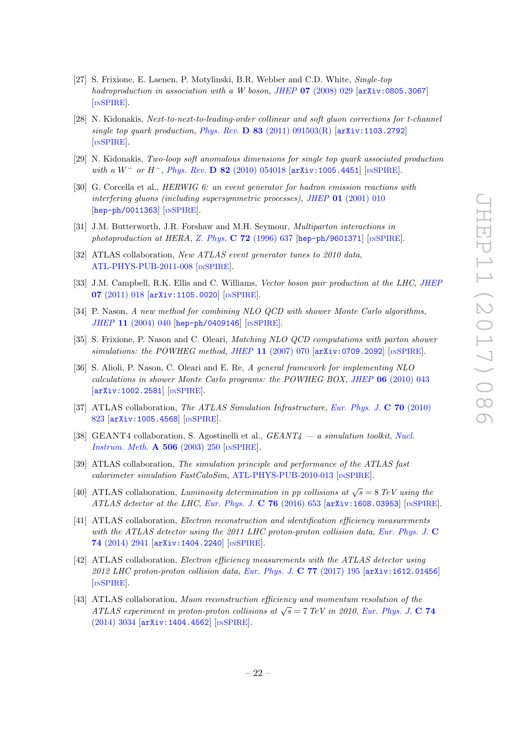- [27] S. Frixione, E. Laenen, P. Motylinski, B.R. Webber and C.D. White, *Single-top hadroproduction in association with a W boson*, JHEP **07** (2008) 029 [arXiv:0805.3067] [INSPIRE].
- [28] N. Kidonakis, *Next-to-next-to-leading-order collinear and soft gluon corrections for t-channel single top quark production*, Phys. Rev. **D 83** (2011) 091503(R) [arXiv:1103.2792] [INSPIRE].
- [29] N. Kidonakis, *Two-loop soft anomalous dimensions for single top quark associated production with a $W^-$ or $H^-$*, Phys. Rev. **D 82** (2010) 054018 [arXiv:1005.4451] [INSPIRE].
- [30] G. Corcella et al., *HERWIG 6: an event generator for hadron emission reactions with interfering gluons (including supersymmetric processes)*, JHEP **01** (2001) 010 [hep-ph/0011363] [INSPIRE].
- [31] J.M. Butterworth, J.R. Forshaw and M.H. Seymour, *Multiparton interactions in photoproduction at HERA*, Z. Phys. **C 72** (1996) 637 [hep-ph/9601371] [INSPIRE].
- [32] ATLAS collaboration, *New ATLAS event generator tunes to 2010 data*, ATL-PHYS-PUB-2011-008 [INSPIRE].
- [33] J.M. Campbell, R.K. Ellis and C. Williams, *Vector boson pair production at the LHC*, JHEP **07** (2011) 018 [arXiv:1105.0020] [INSPIRE].
- [34] P. Nason, *A new method for combining NLO QCD with shower Monte Carlo algorithms*, JHEP **11** (2004) 040 [hep-ph/0409146] [INSPIRE].
- [35] S. Frixione, P. Nason and C. Oleari, *Matching NLO QCD computations with parton shower simulations: the POWHEG method*, JHEP **11** (2007) 070 [arXiv:0709.2092] [INSPIRE].
- [36] S. Alioli, P. Nason, C. Oleari and E. Re, *A general framework for implementing NLO calculations in shower Monte Carlo programs: the POWHEG BOX*, JHEP **06** (2010) 043 [arXiv:1002.2581] [INSPIRE].
- [37] ATLAS collaboration, *The ATLAS Simulation Infrastructure*, Eur. Phys. J. **C 70** (2010) 823 [arXiv:1005.4568] [INSPIRE].
- [38] GEANT4 collaboration, S. Agostinelli et al., *GEANT4 — a simulation toolkit*, Nucl. Instrum. Meth. **A 506** (2003) 250 [INSPIRE].
- [39] ATLAS collaboration, *The simulation principle and performance of the ATLAS fast calorimeter simulation FastCaloSim*, ATL-PHYS-PUB-2010-013 [INSPIRE].
- [40] ATLAS collaboration, *Luminosity determination in pp collisions at $\sqrt{s} = 8$ TeV using the ATLAS detector at the LHC*, Eur. Phys. J. **C 76** (2016) 653 [arXiv:1608.03953] [INSPIRE].
- [41] ATLAS collaboration, *Electron reconstruction and identification efficiency measurements with the ATLAS detector using the 2011 LHC proton-proton collision data*, Eur. Phys. J. **C 74** (2014) 2941 [arXiv:1404.2240] [INSPIRE].
- [42] ATLAS collaboration, *Electron efficiency measurements with the ATLAS detector using 2012 LHC proton-proton collision data*, Eur. Phys. J. **C 77** (2017) 195 [arXiv:1612.01456] [INSPIRE].
- [43] ATLAS collaboration, *Muon reconstruction efficiency and momentum resolution of the ATLAS experiment in proton-proton collisions at $\sqrt{s} = 7$ TeV in 2010*, Eur. Phys. J. **C 74** (2014) 3034 [arXiv:1404.4562] [INSPIRE].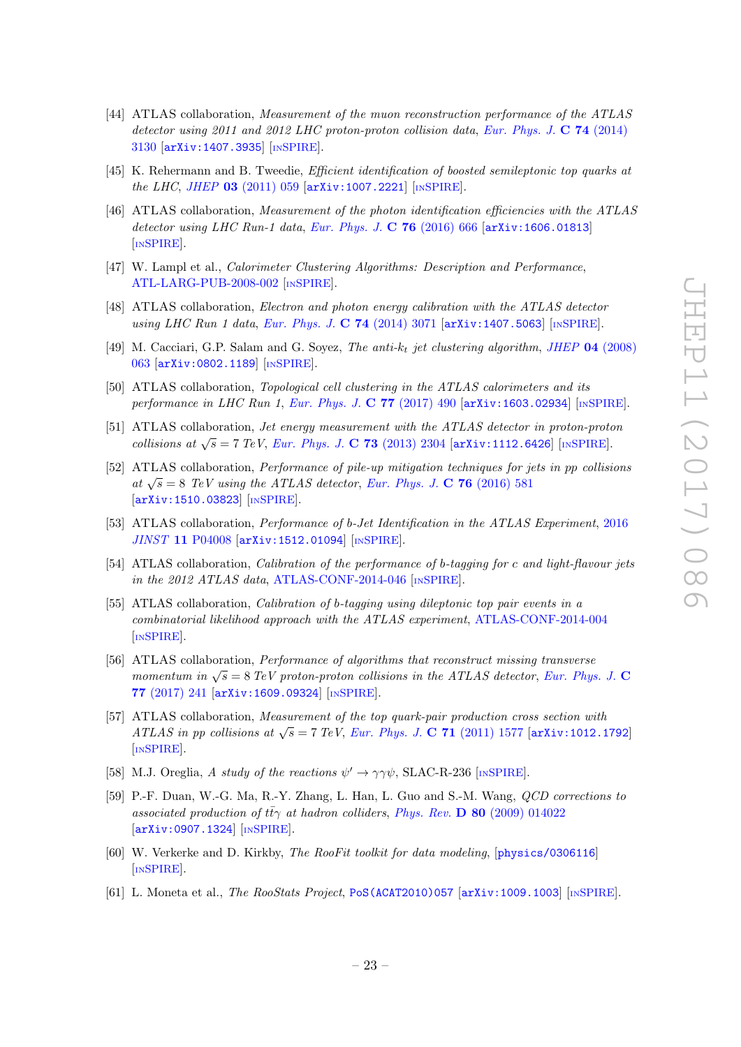[44] ATLAS collaboration, *Measurement of the muon reconstruction performance of the ATLAS detector using 2011 and 2012 LHC proton-proton collision data*, *Eur. Phys. J.* **C 74** (2014) 3130 [arXiv:1407.3935] [INSPIRE].

[45] K. Rehermann and B. Tweedie, *Efficient identification of boosted semileptonic top quarks at the LHC*, *JHEP* **03** (2011) 059 [arXiv:1007.2221] [INSPIRE].

[46] ATLAS collaboration, *Measurement of the photon identification efficiencies with the ATLAS detector using LHC Run-1 data*, *Eur. Phys. J.* **C 76** (2016) 666 [arXiv:1606.01813] [INSPIRE].

[47] W. Lampl et al., *Calorimeter Clustering Algorithms: Description and Performance*, ATL-LARG-PUB-2008-002 [INSPIRE].

[48] ATLAS collaboration, *Electron and photon energy calibration with the ATLAS detector using LHC Run 1 data*, *Eur. Phys. J.* **C 74** (2014) 3071 [arXiv:1407.5063] [INSPIRE].

[49] M. Cacciari, G.P. Salam and G. Soyez, *The anti-$k_t$ jet clustering algorithm*, *JHEP* **04** (2008) 063 [arXiv:0802.1189] [INSPIRE].

[50] ATLAS collaboration, *Topological cell clustering in the ATLAS calorimeters and its performance in LHC Run 1*, *Eur. Phys. J.* **C 77** (2017) 490 [arXiv:1603.02934] [INSPIRE].

[51] ATLAS collaboration, *Jet energy measurement with the ATLAS detector in proton-proton collisions at $\sqrt{s} = 7$ TeV*, *Eur. Phys. J.* **C 73** (2013) 2304 [arXiv:1112.6426] [INSPIRE].

[52] ATLAS collaboration, *Performance of pile-up mitigation techniques for jets in pp collisions at $\sqrt{s} = 8$ TeV using the ATLAS detector*, *Eur. Phys. J.* **C 76** (2016) 581 [arXiv:1510.03823] [INSPIRE].

[53] ATLAS collaboration, *Performance of b-Jet Identification in the ATLAS Experiment*, 2016 *JINST* **11** P04008 [arXiv:1512.01094] [INSPIRE].

[54] ATLAS collaboration, *Calibration of the performance of b-tagging for c and light-flavour jets in the 2012 ATLAS data*, ATLAS-CONF-2014-046 [INSPIRE].

[55] ATLAS collaboration, *Calibration of b-tagging using dileptonic top pair events in a combinatorial likelihood approach with the ATLAS experiment*, ATLAS-CONF-2014-004 [INSPIRE].

[56] ATLAS collaboration, *Performance of algorithms that reconstruct missing transverse momentum in $\sqrt{s} = 8$ TeV proton-proton collisions in the ATLAS detector*, *Eur. Phys. J.* **C 77** (2017) 241 [arXiv:1609.09324] [INSPIRE].

[57] ATLAS collaboration, *Measurement of the top quark-pair production cross section with ATLAS in pp collisions at $\sqrt{s} = 7$ TeV*, *Eur. Phys. J.* **C 71** (2011) 1577 [arXiv:1012.1792] [INSPIRE].

[58] M.J. Oreglia, *A study of the reactions $\psi' \to \gamma\gamma\psi$*, SLAC-R-236 [INSPIRE].

[59] P.-F. Duan, W.-G. Ma, R.-Y. Zhang, L. Han, L. Guo and S.-M. Wang, *QCD corrections to associated production of $t\bar{t}\gamma$ at hadron colliders*, *Phys. Rev.* **D 80** (2009) 014022 [arXiv:0907.1324] [INSPIRE].

[60] W. Verkerke and D. Kirkby, *The RooFit toolkit for data modeling*, [physics/0306116] [INSPIRE].

[61] L. Moneta et al., *The RooStats Project*, PoS(ACAT2010)057 [arXiv:1009.1003] [INSPIRE].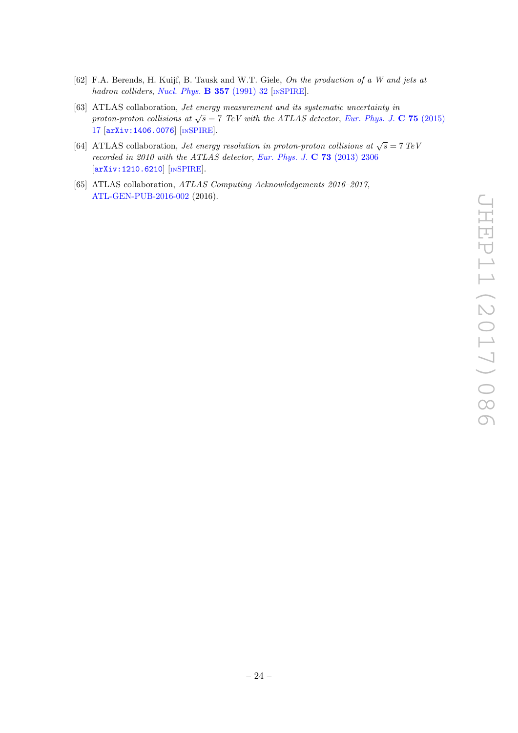[62] F.A. Berends, H. Kuijf, B. Tausk and W.T. Giele, *On the production of a W and jets at hadron colliders*, *Nucl. Phys.* **B 357** (1991) 32 [INSPIRE].

[63] ATLAS collaboration, *Jet energy measurement and its systematic uncertainty in proton-proton collisions at $\sqrt{s} = 7$ TeV with the ATLAS detector*, *Eur. Phys. J.* **C 75** (2015) 17 [arXiv:1406.0076] [INSPIRE].

[64] ATLAS collaboration, *Jet energy resolution in proton-proton collisions at $\sqrt{s} = 7$ TeV recorded in 2010 with the ATLAS detector*, *Eur. Phys. J.* **C 73** (2013) 2306 [arXiv:1210.6210] [INSPIRE].

[65] ATLAS collaboration, *ATLAS Computing Acknowledgements 2016–2017*, ATL-GEN-PUB-2016-002 (2016).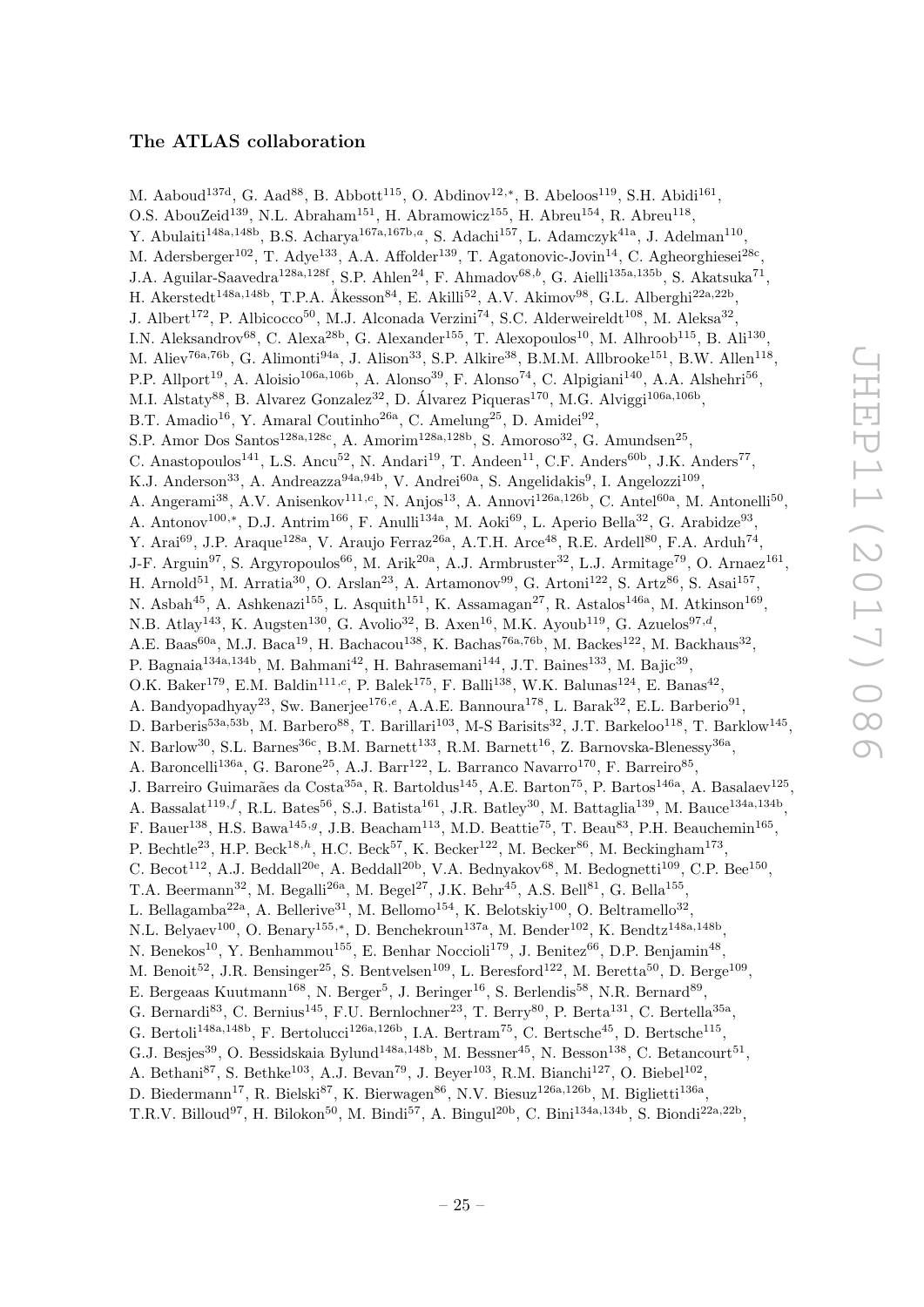### The ATLAS collaboration

M. Aaboud[137d], G. Aad[88], B. Abbott[115], O. Abdinov[12,*], B. Abeloos[119], S.H. Abidi[161], O.S. AbouZeid[139], N.L. Abraham[151], H. Abramowicz[155], H. Abreu[154], R. Abreu[118], Y. Abulaiti[148a,148b], B.S. Acharya[167a,167b,a], S. Adachi[157], L. Adamczyk[41a], J. Adelman[110], M. Adersberger[102], T. Adye[133], A.A. Affolder[139], T. Agatonovic-Jovin[14], C. Agheorghiesei[28c], J.A. Aguilar-Saavedra[128a,128f], S.P. Ahlen[24], F. Ahmadov[68,b], G. Aielli[135a,135b], S. Akatsuka[71], H. Akerstedt[148a,148b], T.P.A. Åkesson[84], E. Akilli[52], A.V. Akimov[98], G.L. Alberghi[22a,22b], J. Albert[172], P. Albicocco[50], M.J. Alconada Verzini[74], S.C. Alderweireldt[108], M. Aleksa[32], I.N. Aleksandrov[68], C. Alexa[28b], G. Alexander[155], T. Alexopoulos[10], M. Alhroob[115], B. Ali[130], M. Aliev[76a,76b], G. Alimonti[94a], J. Alison[33], S.P. Alkire[38], B.M.M. Allbrooke[151], B.W. Allen[118], P.P. Allport[19], A. Aloisio[106a,106b], A. Alonso[39], F. Alonso[74], C. Alpigiani[140], A.A. Alshehri[56], M.I. Alstaty[88], B. Alvarez Gonzalez[32], D. Álvarez Piqueras[170], M.G. Alviggi[106a,106b], B.T. Amadio[16], Y. Amaral Coutinho[26a], C. Amelung[25], D. Amidei[92], S.P. Amor Dos Santos[128a,128c], A. Amorim[128a,128b], S. Amoroso[32], G. Amundsen[25], C. Anastopoulos[141], L.S. Ancu[52], N. Andari[19], T. Andeen[11], C.F. Anders[60b], J.K. Anders[77], K.J. Anderson[33], A. Andreazza[94a,94b], V. Andrei[60a], S. Angelidakis[9], I. Angelozzi[109], A. Angerami[38], A.V. Anisenkov[111,c], N. Anjos[13], A. Annovi[126a,126b], C. Antel[60a], M. Antonelli[50], A. Antonov[100,*], D.J. Antrim[166], F. Anulli[134a], M. Aoki[69], L. Aperio Bella[32], G. Arabidze[93], Y. Arai[69], J.P. Araque[128a], V. Araujo Ferraz[26a], A.T.H. Arce[48], R.E. Ardell[80], F.A. Arduh[74], J-F. Arguin[97], S. Argyropoulos[66], M. Arik[20a], A.J. Armbruster[32], L.J. Armitage[79], O. Arnaez[161], H. Arnold[51], M. Arratia[30], O. Arslan[23], A. Artamonov[99], G. Artoni[122], S. Artz[86], S. Asai[157], N. Asbah[45], A. Ashkenazi[155], L. Asquith[151], K. Assamagan[27], R. Astalos[146a], M. Atkinson[169], N.B. Atlay[143], K. Augsten[130], G. Avolio[32], B. Axen[16], M.K. Ayoub[119], G. Azuelos[97,d], A.E. Baas[60a], M.J. Baca[19], H. Bachacou[138], K. Bachas[76a,76b], M. Backes[122], M. Backhaus[32], P. Bagnaia[134a,134b], M. Bahmani[42], H. Bahrasemani[144], J.T. Baines[133], M. Bajic[39], O.K. Baker[179], E.M. Baldin[111,c], P. Balek[175], F. Balli[138], W.K. Balunas[124], E. Banas[42], A. Bandyopadhyay[23], Sw. Banerjee[176,e], A.A.E. Bannoura[178], L. Barak[32], E.L. Barberio[91], D. Barberis[53a,53b], M. Barbero[88], T. Barillari[103], M-S Barisits[32], J.T. Barkeloo[118], T. Barklow[145], N. Barlow[30], S.L. Barnes[36c], B.M. Barnett[133], R.M. Barnett[16], Z. Barnovska-Blenessy[36a], A. Baroncelli[136a], G. Barone[25], A.J. Barr[122], L. Barranco Navarro[170], F. Barreiro[85], J. Barreiro Guimarães da Costa[35a], R. Bartoldus[145], A.E. Barton[75], P. Bartos[146a], A. Basalaev[125], A. Bassalat[119,f], R.L. Bates[56], S.J. Batista[161], J.R. Batley[30], M. Battaglia[139], M. Bauce[134a,134b], F. Bauer[138], H.S. Bawa[145,g], J.B. Beacham[113], M.D. Beattie[75], T. Beau[83], P.H. Beauchemin[165], P. Bechtle[23], H.P. Beck[18,h], H.C. Beck[57], K. Becker[122], M. Becker[86], M. Beckingham[173], C. Becot[112], A.J. Beddall[20e], A. Beddall[20b], V.A. Bednyakov[68], M. Bedognetti[109], C.P. Bee[150], T.A. Beermann[32], M. Begalli[26a], M. Begel[27], J.K. Behr[45], A.S. Bell[81], G. Bella[155], L. Bellagamba[22a], A. Bellerive[31], M. Bellomo[154], K. Belotskiy[100], O. Beltramello[32], N.L. Belyaev[100], O. Benary[155,*], D. Benchekroun[137a], M. Bender[102], K. Bendtz[148a,148b], N. Benekos[10], Y. Benhammou[155], E. Benhar Noccioli[179], J. Benitez[66], D.P. Benjamin[48], M. Benoit[52], J.R. Bensinger[25], S. Bentvelsen[109], L. Beresford[122], M. Beretta[50], D. Berge[109], E. Bergeaas Kuutmann[168], N. Berger[5], J. Beringer[16], S. Berlendis[58], N.R. Bernard[89], G. Bernardi[83], C. Bernius[145], F.U. Bernlochner[23], T. Berry[80], P. Berta[131], C. Bertella[35a], G. Bertoli[148a,148b], F. Bertolucci[126a,126b], I.A. Bertram[75], C. Bertsche[45], D. Bertsche[115], G.J. Besjes[39], O. Bessidskaia Bylund[148a,148b], M. Bessner[45], N. Besson[138], C. Betancourt[51], A. Bethani[87], S. Bethke[103], A.J. Bevan[79], J. Beyer[103], R.M. Bianchi[127], O. Biebel[102], D. Biedermann[17], R. Bielski[87], K. Bierwagen[86], N.V. Biesuz[126a,126b], M. Biglietti[136a], T.R.V. Billoud[97], H. Bilokon[50], M. Bindi[57], A. Bingul[20b], C. Bini[134a,134b], S. Biondi[22a,22b],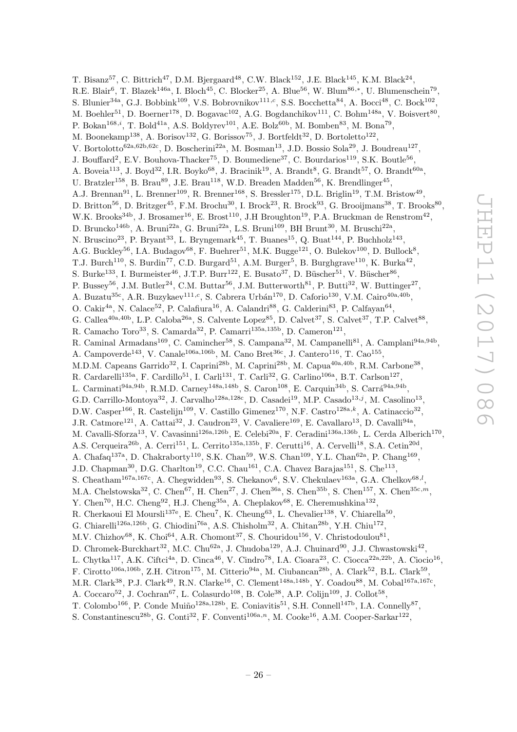T. Bisanz[57], C. Bittrich[47], D.M. Bjergaard[48], C.W. Black[152], J.E. Black[145], K.M. Black[24], R.E. Blair[6], T. Blazek[146a], I. Bloch[45], C. Blocker[25], A. Blue[56], W. Blum[86,*], U. Blumenschein[79], S. Blunier[34a], G.J. Bobbink[109], V.S. Bobrovnikov[111,c], S.S. Bocchetta[84], A. Bocci[48], C. Bock[102], M. Boehler[51], D. Boerner[178], D. Bogavac[102], A.G. Bogdanchikov[111], C. Bohm[148a], V. Boisvert[80], P. Bokan[168,i], T. Bold[41a], A.S. Boldyrev[101], A.E. Bolz[60b], M. Bomben[83], M. Bona[79], M. Boonekamp[138], A. Borisov[132], G. Borissov[75], J. Bortfeldt[32], D. Bortoletto[122], V. Bortolotto[62a,62b,62c], D. Boscherini[22a], M. Bosman[13], J.D. Bossio Sola[29], J. Boudreau[127], J. Bouffard[2], E.V. Bouhova-Thacker[75], D. Boumediene[37], C. Bourdarios[119], S.K. Boutle[56], A. Boveia[113], J. Boyd[32], I.R. Boyko[68], J. Bracinik[19], A. Brandt[8], G. Brandt[57], O. Brandt[60a], U. Bratzler[158], B. Brau[89], J.E. Brau[118], W.D. Breaden Madden[56], K. Brendlinger[45], A.J. Brennan[91], L. Brenner[109], R. Brenner[168], S. Bressler[175], D.L. Briglin[19], T.M. Bristow[49], D. Britton[56], D. Britzger[45], F.M. Brochu[30], I. Brock[23], R. Brock[93], G. Brooijmans[38], T. Brooks[80], W.K. Brooks[34b], J. Brosamer[16], E. Brost[110], J.H Broughton[19], P.A. Bruckman de Renstrom[42], D. Bruncko[146b], A. Bruni[22a], G. Bruni[22a], L.S. Bruni[109], BH Brunt[30], M. Bruschi[22a], N. Bruscino[23], P. Bryant[33], L. Bryngemark[45], T. Buanes[15], Q. Buat[144], P. Buchholz[143], A.G. Buckley[56], I.A. Budagov[68], F. Buehrer[51], M.K. Bugge[121], O. Bulekov[100], D. Bullock[8], T.J. Burch[110], S. Burdin[77], C.D. Burgard[51], A.M. Burger[5], B. Burghgrave[110], K. Burka[42], S. Burke[133], I. Burmeister[46], J.T.P. Burr[122], E. Busato[37], D. Büscher[51], V. Büscher[86], P. Bussey[56], J.M. Butler[24], C.M. Buttar[56], J.M. Butterworth[81], P. Butti[32], W. Buttinger[27], A. Buzatu[35c], A.R. Buzykaev[111,c], S. Cabrera Urbán[170], D. Caforio[130], V.M. Cairo[40a,40b], O. Cakir[4a], N. Calace[52], P. Calafiura[16], A. Calandri[88], G. Calderini[83], P. Calfayan[64], G. Callea[40a,40b], L.P. Caloba[26a], S. Calvente Lopez[85], D. Calvet[37], S. Calvet[37], T.P. Calvet[88], R. Camacho Toro[33], S. Camarda[32], P. Camarri[135a,135b], D. Cameron[121], R. Caminal Armadans[169], C. Camincher[58], S. Campana[32], M. Campanelli[81], A. Camplani[94a,94b], A. Campoverde[143], V. Canale[106a,106b], M. Cano Bret[36c], J. Cantero[116], T. Cao[155], M.D.M. Capeans Garrido[32], I. Caprini[28b], M. Caprini[28b], M. Capua[40a,40b], R.M. Carbone[38], R. Cardarelli[135a], F. Cardillo[51], I. Carli[131], T. Carli[32], G. Carlino[106a], B.T. Carlson[127], L. Carminati[94a,94b], R.M.D. Carney[148a,148b], S. Caron[108], E. Carquin[34b], S. Carrá[94a,94b], G.D. Carrillo-Montoya[32], J. Carvalho[128a,128c], D. Casadei[19], M.P. Casado[13,j], M. Casolino[13], D.W. Casper[166], R. Castelijn[109], V. Castillo Gimenez[170], N.F. Castro[128a,k], A. Catinaccio[32], J.R. Catmore[121], A. Cattai[32], J. Caudron[23], V. Cavaliere[169], E. Cavallaro[13], D. Cavalli[94a], M. Cavalli-Sforza[13], V. Cavasinni[126a,126b], E. Celebi[20a], F. Ceradini[136a,136b], L. Cerda Alberich[170], A.S. Cerqueira[26b], A. Cerri[151], L. Cerrito[135a,135b], F. Cerutti[16], A. Cervelli[18], S.A. Cetin[20d], A. Chafaq[137a], D. Chakraborty[110], S.K. Chan[59], W.S. Chan[109], Y.L. Chan[62a], P. Chang[169], J.D. Chapman[30], D.G. Charlton[19], C.C. Chau[161], C.A. Chavez Barajas[151], S. Che[113], S. Cheatham[167a,167c], A. Chegwidden[93], S. Chekanov[6], S.V. Chekulaev[163a], G.A. Chelkov[68,l], M.A. Chelstowska[32], C. Chen[67], H. Chen[27], J. Chen[36a], S. Chen[35b], S. Chen[157], X. Chen[35c,m], Y. Chen[70], H.C. Cheng[92], H.J. Cheng[35a], A. Cheplakov[68], E. Cheremushkina[132], R. Cherkaoui El Moursli[137e], E. Cheu[7], K. Cheung[63], L. Chevalier[138], V. Chiarella[50], G. Chiarelli[126a,126b], G. Chiodini[76a], A.S. Chisholm[32], A. Chitan[28b], Y.H. Chiu[172], M.V. Chizhov[68], K. Choi[64], A.R. Chomont[37], S. Chouridou[156], V. Christodoulou[81], D. Chromek-Burckhart[32], M.C. Chu[62a], J. Chudoba[129], A.J. Chuinard[90], J.J. Chwastowski[42], L. Chytka[117], A.K. Ciftci[4a], D. Cinca[46], V. Cindro[78], I.A. Cioara[23], C. Ciocca[22a,22b], A. Ciocio[16], F. Cirotto[106a,106b], Z.H. Citron[175], M. Citterio[94a], M. Ciubancan[28b], A. Clark[52], B.L. Clark[59], M.R. Clark[38], P.J. Clark[49], R.N. Clarke[16], C. Clement[148a,148b], Y. Coadou[88], M. Cobal[167a,167c], A. Coccaro[52], J. Cochran[67], L. Colasurdo[108], B. Cole[38], A.P. Colijn[109], J. Collot[58], T. Colombo[166], P. Conde Muiño[128a,128b], E. Coniavitis[51], S.H. Connell[147b], I.A. Connelly[87], S. Constantinescu[28b], G. Conti[32], F. Conventi[106a,n], M. Cooke[16], A.M. Cooper-Sarkar[122],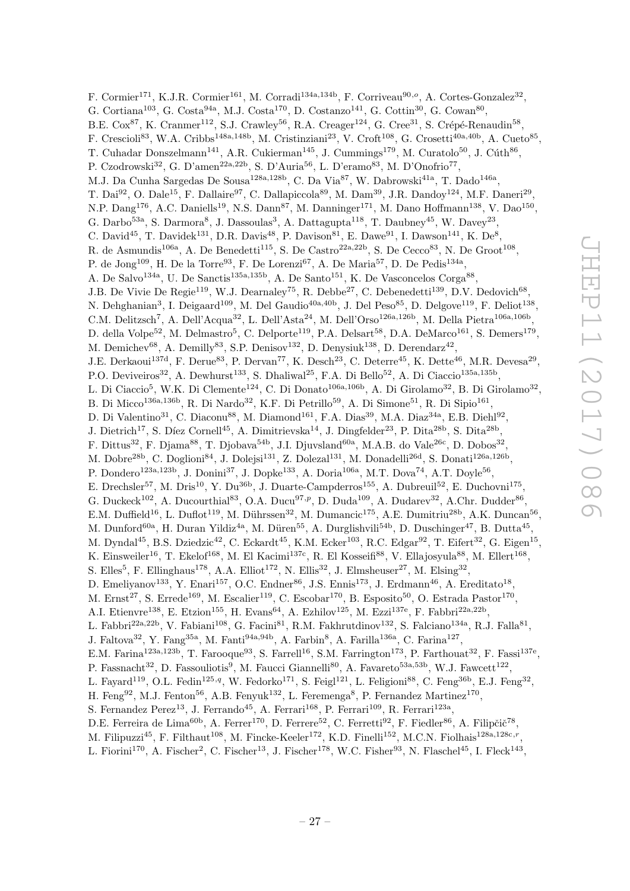F. Cormier[171], K.J.R. Cormier[161], M. Corradi[134a,134b], F. Corriveau[90,o], A. Cortes-Gonzalez[32], G. Cortiana[103], G. Costa[94a], M.J. Costa[170], D. Costanzo[141], G. Cottin[30], G. Cowan[80], B.E. Cox[87], K. Cranmer[112], S.J. Crawley[56], R.A. Creager[124], G. Cree[31], S. Crépé-Renaudin[58], F. Crescioli[83], W.A. Cribbs[148a,148b], M. Cristinziani[23], V. Croft[108], G. Crosetti[40a,40b], A. Cueto[85], T. Cuhadar Donszelmann[141], A.R. Cukierman[145], J. Cummings[179], M. Curatolo[50], J. Cúth[86], P. Czodrowski[32], G. D'amen[22a,22b], S. D'Auria[56], L. D'eramo[83], M. D'Onofrio[77], M.J. Da Cunha Sargedas De Sousa[128a,128b], C. Da Via[87], W. Dabrowski[41a], T. Dado[146a], T. Dai[92], O. Dale[15], F. Dallaire[97], C. Dallapiccola[89], M. Dam[39], J.R. Dandoy[124], M.F. Daneri[29], N.P. Dang[176], A.C. Daniells[19], N.S. Dann[87], M. Danninger[171], M. Dano Hoffmann[138], V. Dao[150], G. Darbo[53a], S. Darmora[8], J. Dassoulas[3], A. Dattagupta[118], T. Daubney[45], W. Davey[23], C. David[45], T. Davidek[131], D.R. Davis[48], P. Davison[81], E. Dawe[91], I. Dawson[141], K. De[8], R. de Asmundis[106a], A. De Benedetti[115], S. De Castro[22a,22b], S. De Cecco[83], N. De Groot[108], P. de Jong[109], H. De la Torre[93], F. De Lorenzi[67], A. De Maria[57], D. De Pedis[134a], A. De Salvo[134a], U. De Sanctis[135a,135b], A. De Santo[151], K. De Vasconcelos Corga[88], J.B. De Vivie De Regie[119], W.J. Dearnaley[75], R. Debbe[27], C. Debenedetti[139], D.V. Dedovich[68], N. Dehghanian[3], I. Deigaard[109], M. Del Gaudio[40a,40b], J. Del Peso[85], D. Delgove[119], F. Deliot[138], C.M. Delitzsch[7], A. Dell'Acqua[32], L. Dell'Asta[24], M. Dell'Orso[126a,126b], M. Della Pietra[106a,106b], D. della Volpe[52], M. Delmastro[5], C. Delporte[119], P.A. Delsart[58], D.A. DeMarco[161], S. Demers[179], M. Demichev[68], A. Demilly[83], S.P. Denisov[132], D. Denysiuk[138], D. Derendarz[42], J.E. Derkaoui[137d], F. Derue[83], P. Dervan[77], K. Desch[23], C. Deterre[45], K. Dette[46], M.R. Devesa[29], P.O. Deviveiros[32], A. Dewhurst[133], S. Dhaliwal[25], F.A. Di Bello[52], A. Di Ciaccio[135a,135b], L. Di Ciaccio[5], W.K. Di Clemente[124], C. Di Donato[106a,106b], A. Di Girolamo[32], B. Di Girolamo[32], B. Di Micco[136a,136b], R. Di Nardo[32], K.F. Di Petrillo[59], A. Di Simone[51], R. Di Sipio[161], D. Di Valentino[31], C. Diaconu[88], M. Diamond[161], F.A. Dias[39], M.A. Diaz[34a], E.B. Diehl[92], J. Dietrich[17], S. Díez Cornell[45], A. Dimitrievska[14], J. Dingfelder[23], P. Dita[28b], S. Dita[28b], F. Dittus[32], F. Djama[88], T. Djobava[54b], J.I. Djuvsland[60a], M.A.B. do Vale[26c], D. Dobos[32], M. Dobre[28b], C. Doglioni[84], J. Dolejsi[131], Z. Dolezal[131], M. Donadelli[26d], S. Donati[126a,126b], P. Dondero[123a,123b], J. Donini[37], J. Dopke[133], A. Doria[106a], M.T. Dova[74], A.T. Doyle[56], E. Drechsler[57], M. Dris[10], Y. Du[36b], J. Duarte-Campderros[155], A. Dubreuil[52], E. Duchovni[175], G. Duckeck[102], A. Ducourthial[83], O.A. Ducu[97,p], D. Duda[109], A. Dudarev[32], A.Chr. Dudder[86], E.M. Duffield[16], L. Duflot[119], M. Dührssen[32], M. Dumancic[175], A.E. Dumitriu[28b], A.K. Duncan[56], M. Dunford[60a], H. Duran Yildiz[4a], M. Düren[55], A. Durglishvili[54b], D. Duschinger[47], B. Dutta[45], M. Dyndal[45], B.S. Dziedzic[42], C. Eckardt[45], K.M. Ecker[103], R.C. Edgar[92], T. Eifert[32], G. Eigen[15], K. Einsweiler[16], T. Ekelof[168], M. El Kacimi[137c], R. El Kosseifi[88], V. Ellajosyula[88], M. Ellert[168], S. Elles[5], F. Ellinghaus[178], A.A. Elliot[172], N. Ellis[32], J. Elmsheuser[27], M. Elsing[32], D. Emeliyanov[133], Y. Enari[157], O.C. Endner[86], J.S. Ennis[173], J. Erdmann[46], A. Ereditato[18], M. Ernst[27], S. Errede[169], M. Escalier[119], C. Escobar[170], B. Esposito[50], O. Estrada Pastor[170], A.I. Etienvre[138], E. Etzion[155], H. Evans[64], A. Ezhilov[125], M. Ezzi[137e], F. Fabbri[22a,22b], L. Fabbri[22a,22b], V. Fabiani[108], G. Facini[81], R.M. Fakhrutdinov[132], S. Falciano[134a], R.J. Falla[81], J. Faltova[32], Y. Fang[35a], M. Fanti[94a,94b], A. Farbin[8], A. Farilla[136a], C. Farina[127], E.M. Farina[123a,123b], T. Farooque[93], S. Farrell[16], S.M. Farrington[173], P. Farthouat[32], F. Fassi[137e], P. Fassnacht[32], D. Fassouliotis[9], M. Faucci Giannelli[80], A. Favareto[53a,53b], W.J. Fawcett[122], L. Fayard[119], O.L. Fedin[125,q], W. Fedorko[171], S. Feigl[121], L. Feligioni[88], C. Feng[36b], E.J. Feng[32], H. Feng[92], M.J. Fenton[56], A.B. Fenyuk[132], L. Feremenga[8], P. Fernandez Martinez[170], S. Fernandez Perez[13], J. Ferrando[45], A. Ferrari[168], P. Ferrari[109], R. Ferrari[123a], D.E. Ferreira de Lima[60b], A. Ferrer[170], D. Ferrere[52], C. Ferretti[92], F. Fiedler[86], A. Filipčič[78], M. Filipuzzi[45], F. Filthaut[108], M. Fincke-Keeler[172], K.D. Finelli[152], M.C.N. Fiolhais[128a,128c,r], L. Fiorini[170], A. Fischer[2], C. Fischer[13], J. Fischer[178], W.C. Fisher[93], N. Flaschel[45], I. Fleck[143],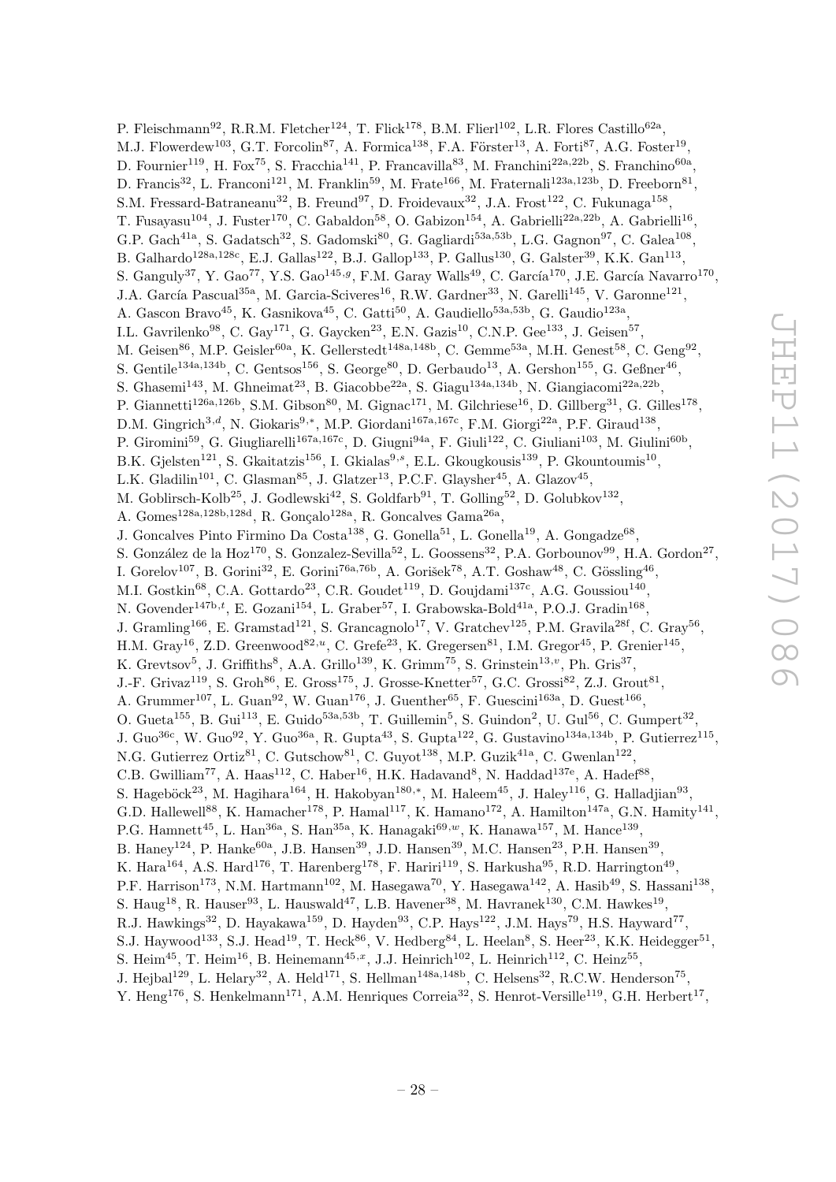P. Fleischmann[92], R.R.M. Fletcher[124], T. Flick[178], B.M. Flierl[102], L.R. Flores Castillo[62a], M.J. Flowerdew[103], G.T. Forcolin[87], A. Formica[138], F.A. Förster[13], A. Forti[87], A.G. Foster[19], D. Fournier[119], H. Fox[75], S. Fracchia[141], P. Francavilla[83], M. Franchini[22a,22b], S. Franchino[60a], D. Francis[32], L. Franconi[121], M. Franklin[59], M. Frate[166], M. Fraternali[123a,123b], D. Freeborn[81], S.M. Fressard-Batraneanu[32], B. Freund[97], D. Froidevaux[32], J.A. Frost[122], C. Fukunaga[158], T. Fusayasu[104], J. Fuster[170], C. Gabaldon[58], O. Gabizon[154], A. Gabrielli[22a,22b], A. Gabrielli[16], G.P. Gach[41a], S. Gadatsch[32], S. Gadomski[80], G. Gagliardi[53a,53b], L.G. Gagnon[97], C. Galea[108], B. Galhardo[128a,128c], E.J. Gallas[122], B.J. Gallop[133], P. Gallus[130], G. Galster[39], K.K. Gan[113], S. Ganguly[37], Y. Gao[77], Y.S. Gao[145,g], F.M. Garay Walls[49], C. García[170], J.E. García Navarro[170], J.A. García Pascual[35a], M. Garcia-Sciveres[16], R.W. Gardner[33], N. Garelli[145], V. Garonne[121], A. Gascon Bravo[45], K. Gasnikova[45], C. Gatti[50], A. Gaudiello[53a,53b], G. Gaudio[123a], I.L. Gavrilenko[98], C. Gay[171], G. Gaycken[23], E.N. Gazis[10], C.N.P. Gee[133], J. Geisen[57], M. Geisen[86], M.P. Geisler[60a], K. Gellerstedt[148a,148b], C. Gemme[53a], M.H. Genest[58], C. Geng[92], S. Gentile[134a,134b], C. Gentsos[156], S. George[80], D. Gerbaudo[13], A. Gershon[155], G. Geßner[46], S. Ghasemi[143], M. Ghneimat[23], B. Giacobbe[22a], S. Giagu[134a,134b], N. Giangiacomi[22a,22b], P. Giannetti[126a,126b], S.M. Gibson[80], M. Gignac[171], M. Gilchriese[16], D. Gillberg[31], G. Gilles[178], D.M. Gingrich[3,d], N. Giokaris[9,*], M.P. Giordani[167a,167c], F.M. Giorgi[22a], P.F. Giraud[138], P. Giromini[59], G. Giugliarelli[167a,167c], D. Giugni[94a], F. Giuli[122], C. Giuliani[103], M. Giulini[60b], B.K. Gjelsten[121], S. Gkaitatzis[156], I. Gkialas[9,s], E.L. Gkougkousis[139], P. Gkountoumis[10], L.K. Gladilin[101], C. Glasman[85], J. Glatzer[13], P.C.F. Glaysher[45], A. Glazov[45], M. Goblirsch-Kolb[25], J. Godlewski[42], S. Goldfarb[91], T. Golling[52], D. Golubkov[132], A. Gomes[128a,128b,128d], R. Gonçalo[128a], R. Goncalves Gama[26a], J. Goncalves Pinto Firmino Da Costa[138], G. Gonella[51], L. Gonella[19], A. Gongadze[68], S. González de la Hoz[170], S. Gonzalez-Sevilla[52], L. Goossens[32], P.A. Gorbounov[99], H.A. Gordon[27], I. Gorelov[107], B. Gorini[32], E. Gorini[76a,76b], A. Gorišek[78], A.T. Goshaw[48], C. Gössling[46], M.I. Gostkin[68], C.A. Gottardo[23], C.R. Goudet[119], D. Goujdami[137c], A.G. Goussiou[140], N. Govender[147b,t], E. Gozani[154], L. Graber[57], I. Grabowska-Bold[41a], P.O.J. Gradin[168], J. Gramling[166], E. Gramstad[121], S. Grancagnolo[17], V. Gratchev[125], P.M. Gravila[28f], C. Gray[56], H.M. Gray[16], Z.D. Greenwood[82,u], C. Grefe[23], K. Gregersen[81], I.M. Gregor[45], P. Grenier[145], K. Grevtsov[5], J. Griffiths[8], A.A. Grillo[139], K. Grimm[75], S. Grinstein[13,v], Ph. Gris[37], J.-F. Grivaz[119], S. Groh[86], E. Gross[175], J. Grosse-Knetter[57], G.C. Grossi[82], Z.J. Grout[81], A. Grummer[107], L. Guan[92], W. Guan[176], J. Guenther[65], F. Guescini[163a], D. Guest[166], O. Gueta[155], B. Gui[113], E. Guido[53a,53b], T. Guillemin[5], S. Guindon[2], U. Gul[56], C. Gumpert[32], J. Guo[36c], W. Guo[92], Y. Guo[36a], R. Gupta[43], S. Gupta[122], G. Gustavino[134a,134b], P. Gutierrez[115], N.G. Gutierrez Ortiz[81], C. Gutschow[81], C. Guyot[138], M.P. Guzik[41a], C. Gwenlan[122], C.B. Gwilliam[77], A. Haas[112], C. Haber[16], H.K. Hadavand[8], N. Haddad[137e], A. Hadef[88], S. Hageböck[23], M. Hagihara[164], H. Hakobyan[180,*], M. Haleem[45], J. Haley[116], G. Halladjian[93], G.D. Hallewell[88], K. Hamacher[178], P. Hamal[117], K. Hamano[172], A. Hamilton[147a], G.N. Hamity[141], P.G. Hamnett[45], L. Han[36a], S. Han[35a], K. Hanagaki[69,w], K. Hanawa[157], M. Hance[139], B. Haney[124], P. Hanke[60a], J.B. Hansen[39], J.D. Hansen[39], M.C. Hansen[23], P.H. Hansen[39], K. Hara[164], A.S. Hard[176], T. Harenberg[178], F. Hariri[119], S. Harkusha[95], R.D. Harrington[49], P.F. Harrison[173], N.M. Hartmann[102], M. Hasegawa[70], Y. Hasegawa[142], A. Hasib[49], S. Hassani[138], S. Haug[18], R. Hauser[93], L. Hauswald[47], L.B. Havener[38], M. Havranek[130], C.M. Hawkes[19], R.J. Hawkings[32], D. Hayakawa[159], D. Hayden[93], C.P. Hays[122], J.M. Hays[79], H.S. Hayward[77], S.J. Haywood[133], S.J. Head[19], T. Heck[86], V. Hedberg[84], L. Heelan[8], S. Heer[23], K.K. Heidegger[51], S. Heim[45], T. Heim[16], B. Heinemann[45,x], J.J. Heinrich[102], L. Heinrich[112], C. Heinz[55], J. Hejbal[129], L. Helary[32], A. Held[171], S. Hellman[148a,148b], C. Helsens[32], R.C.W. Henderson[75], Y. Heng[176], S. Henkelmann[171], A.M. Henriques Correia[32], S. Henrot-Versille[119], G.H. Herbert[17],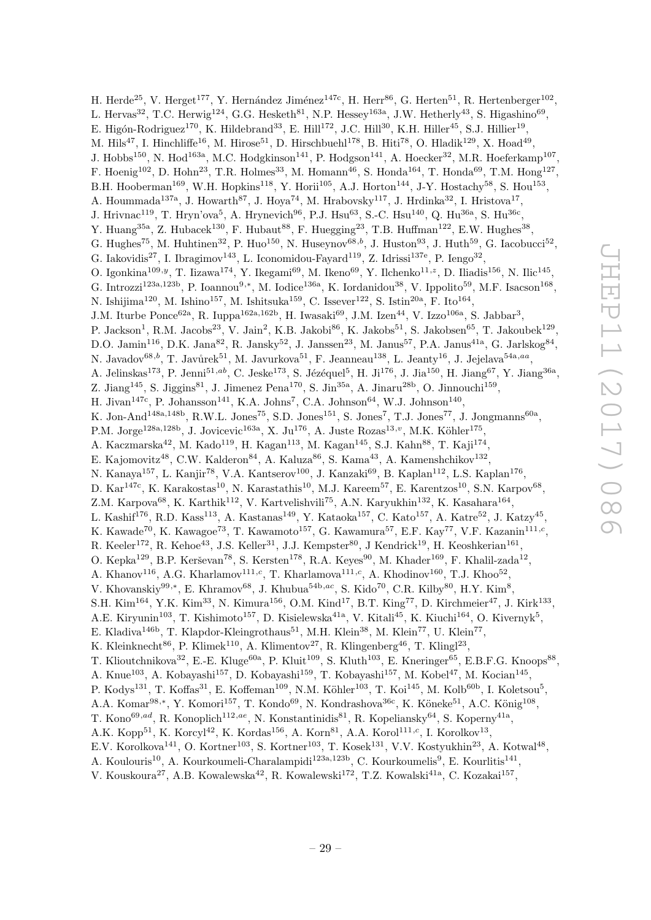H. Herde[25], V. Herget[177], Y. Hernández Jiménez[147c], H. Herr[86], G. Herten[51], R. Hertenberger[102], L. Hervas[32], T.C. Herwig[124], G.G. Hesketh[81], N.P. Hessey[163a], J.W. Hetherly[43], S. Higashino[69], E. Higón-Rodriguez[170], K. Hildebrand[33], E. Hill[172], J.C. Hill[30], K.H. Hiller[45], S.J. Hillier[19], M. Hils[47], I. Hinchliffe[16], M. Hirose[51], D. Hirschbuehl[178], B. Hiti[78], O. Hladik[129], X. Hoad[49], J. Hobbs[150], N. Hod[163a], M.C. Hodgkinson[141], P. Hodgson[141], A. Hoecker[32], M.R. Hoeferkamp[107], F. Hoenig[102], D. Hohn[23], T.R. Holmes[33], M. Homann[46], S. Honda[164], T. Honda[69], T.M. Hong[127], B.H. Hooberman[169], W.H. Hopkins[118], Y. Horii[105], A.J. Horton[144], J-Y. Hostachy[58], S. Hou[153], A. Hoummada[137a], J. Howarth[87], J. Hoya[74], M. Hrabovsky[117], J. Hrdinka[32], I. Hristova[17], J. Hrivnac[119], T. Hryn'ova[5], A. Hrynevich[96], P.J. Hsu[63], S.-C. Hsu[140], Q. Hu[36a], S. Hu[36c], Y. Huang[35a], Z. Hubacek[130], F. Hubaut[88], F. Huegging[23], T.B. Huffman[122], E.W. Hughes[38], G. Hughes[75], M. Huhtinen[32], P. Huo[150], N. Huseynov[68,b], J. Huston[93], J. Huth[59], G. Iacobucci[52], G. Iakovidis[27], I. Ibragimov[143], L. Iconomidou-Fayard[119], Z. Idrissi[137e], P. Iengo[32], O. Igonkina[109,y], T. Iizawa[174], Y. Ikegami[69], M. Ikeno[69], Y. Ilchenko[11,z], D. Iliadis[156], N. Ilic[145], G. Introzzi[123a,123b], P. Ioannou[9,*], M. Iodice[136a], K. Iordanidou[38], V. Ippolito[59], M.F. Isacson[168], N. Ishijima[120], M. Ishino[157], M. Ishitsuka[159], C. Issever[122], S. Istin[20a], F. Ito[164], J.M. Iturbe Ponce[62a], R. Iuppa[162a,162b], H. Iwasaki[69], J.M. Izen[44], V. Izzo[106a], S. Jabbar[3], P. Jackson[1], R.M. Jacobs[23], V. Jain[2], K.B. Jakobi[86], K. Jakobs[51], S. Jakobsen[65], T. Jakoubek[129], D.O. Jamin[116], D.K. Jana[82], R. Jansky[52], J. Janssen[23], M. Janus[57], P.A. Janus[41a], G. Jarlskog[84], N. Javadov[68,b], T. Javůrek[51], M. Javurkova[51], F. Jeanneau[138], L. Jeanty[16], J. Jejelava[54a,aa], A. Jelinskas[173], P. Jenni[51,ab], C. Jeske[173], S. Jézéquel[5], H. Ji[176], J. Jia[150], H. Jiang[67], Y. Jiang[36a], Z. Jiang[145], S. Jiggins[81], J. Jimenez Pena[170], S. Jin[35a], A. Jinaru[28b], O. Jinnouchi[159], H. Jivan[147c], P. Johansson[141], K.A. Johns[7], C.A. Johnson[64], W.J. Johnson[140], K. Jon-And[148a,148b], R.W.L. Jones[75], S.D. Jones[151], S. Jones[7], T.J. Jones[77], J. Jongmanns[60a], P.M. Jorge[128a,128b], J. Jovicevic[163a], X. Ju[176], A. Juste Rozas[13,v], M.K. Köhler[175], A. Kaczmarska[42], M. Kado[119], H. Kagan[113], M. Kagan[145], S.J. Kahn[88], T. Kaji[174], E. Kajomovitz[48], C.W. Kalderon[84], A. Kaluza[86], S. Kama[43], A. Kamenshchikov[132], N. Kanaya[157], L. Kanjir[78], V.A. Kantserov[100], J. Kanzaki[69], B. Kaplan[112], L.S. Kaplan[176], D. Kar[147c], K. Karakostas[10], N. Karastathis[10], M.J. Kareem[57], E. Karentzos[10], S.N. Karpov[68], Z.M. Karpova[68], K. Karthik[112], V. Kartvelishvili[75], A.N. Karyukhin[132], K. Kasahara[164], L. Kashif[176], R.D. Kass[113], A. Kastanas[149], Y. Kataoka[157], C. Kato[157], A. Katre[52], J. Katzy[45], K. Kawade[70], K. Kawagoe[73], T. Kawamoto[157], G. Kawamura[57], E.F. Kay[77], V.F. Kazanin[111,c], R. Keeler[172], R. Kehoe[43], J.S. Keller[31], J.J. Kempster[80], J Kendrick[19], H. Keoshkerian[161], O. Kepka[129], B.P. Kerševan[78], S. Kersten[178], R.A. Keyes[90], M. Khader[169], F. Khalil-zada[12], A. Khanov[116], A.G. Kharlamov[111,c], T. Kharlamova[111,c], A. Khodinov[160], T.J. Khoo[52], V. Khovanskiy[99,*], E. Khramov[68], J. Khubua[54b,ac], S. Kido[70], C.R. Kilby[80], H.Y. Kim[8], S.H. Kim[164], Y.K. Kim[33], N. Kimura[156], O.M. Kind[17], B.T. King[77], D. Kirchmeier[47], J. Kirk[133], A.E. Kiryunin[103], T. Kishimoto[157], D. Kisielewska[41a], V. Kitali[45], K. Kiuchi[164], O. Kivernyk[5], E. Kladiva[146b], T. Klapdor-Kleingrothaus[51], M.H. Klein[38], M. Klein[77], U. Klein[77], K. Kleinknecht[86], P. Klimek[110], A. Klimentov[27], R. Klingenberg[46], T. Klingl[23], T. Klioutchnikova[32], E.-E. Kluge[60a], P. Kluit[109], S. Kluth[103], E. Kneringer[65], E.B.F.G. Knoops[88], A. Knue[103], A. Kobayashi[157], D. Kobayashi[159], T. Kobayashi[157], M. Kobel[47], M. Kocian[145], P. Kodys[131], T. Koffas[31], E. Koffeman[109], N.M. Köhler[103], T. Koi[145], M. Kolb[60b], I. Koletsou[5], A.A. Komar[98,*], Y. Komori[157], T. Kondo[69], N. Kondrashova[36c], K. Köneke[51], A.C. König[108], T. Kono[69,ad], R. Konoplich[112,ae], N. Konstantinidis[81], R. Kopeliansky[64], S. Koperny[41a], A.K. Kopp[51], K. Korcyl[42], K. Kordas[156], A. Korn[81], A.A. Korol[111,c], I. Korolkov[13], E.V. Korolkova[141], O. Kortner[103], S. Kortner[103], T. Kosek[131], V.V. Kostyukhin[23], A. Kotwal[48], A. Koulouris[10], A. Kourkoumeli-Charalampidi[123a,123b], C. Kourkoumelis[9], E. Kourlitis[141], V. Kouskoura[27], A.B. Kowalewska[42], R. Kowalewski[172], T.Z. Kowalski[41a], C. Kozakai[157],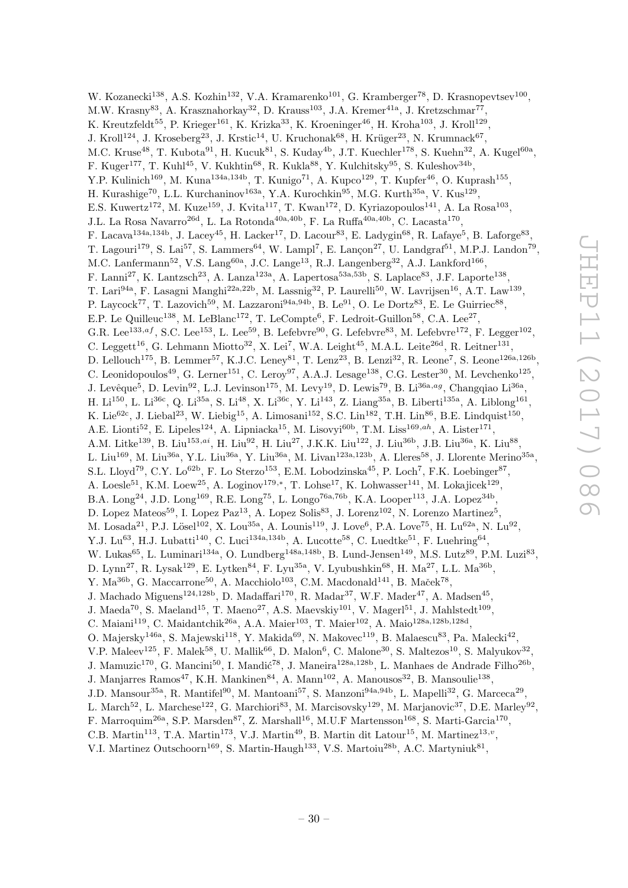W. Kozanecki[138], A.S. Kozhin[132], V.A. Kramarenko[101], G. Kramberger[78], D. Krasnopevtsev[100], M.W. Krasny[83], A. Krasznahorkay[32], D. Krauss[103], J.A. Kremer[41a], J. Kretzschmar[77], K. Kreutzfeldt[55], P. Krieger[161], K. Krizka[33], K. Kroeninger[46], H. Kroha[103], J. Kroll[129], J. Kroll[124], J. Kroseberg[23], J. Krstic[14], U. Kruchonak[68], H. Krüger[23], N. Krumnack[67], M.C. Kruse[48], T. Kubota[91], H. Kucuk[81], S. Kuday[4b], J.T. Kuechler[178], S. Kuehn[32], A. Kugel[60a], F. Kuger[177], T. Kuhl[45], V. Kukhtin[68], R. Kukla[88], Y. Kulchitsky[95], S. Kuleshov[34b], Y.P. Kulinich[169], M. Kuna[134a,134b], T. Kunigo[71], A. Kupco[129], T. Kupfer[46], O. Kuprash[155], H. Kurashige[70], L.L. Kurchaninov[163a], Y.A. Kurochkin[95], M.G. Kurth[35a], V. Kus[129], E.S. Kuwertz[172], M. Kuze[159], J. Kvita[117], T. Kwan[172], D. Kyriazopoulos[141], A. La Rosa[103], J.L. La Rosa Navarro[26d], L. La Rotonda[40a,40b], F. La Ruffa[40a,40b], C. Lacasta[170], F. Lacava[134a,134b], J. Lacey[45], H. Lacker[17], D. Lacour[83], E. Ladygin[68], R. Lafaye[5], B. Laforge[83], T. Lagouri[179], S. Lai[57], S. Lammers[64], W. Lampl[7], E. Lançon[27], U. Landgraf[51], M.P.J. Landon[79], M.C. Lanfermann[52], V.S. Lang[60a], J.C. Lange[13], R.J. Langenberg[32], A.J. Lankford[166], F. Lanni[27], K. Lantzsch[23], A. Lanza[123a], A. Lapertosa[53a,53b], S. Laplace[83], J.F. Laporte[138], T. Lari[94a], F. Lasagni Manghi[22a,22b], M. Lassnig[32], P. Laurelli[50], W. Lavrijsen[16], A.T. Law[139], P. Laycock[77], T. Lazovich[59], M. Lazzaroni[94a,94b], B. Le[91], O. Le Dortz[83], E. Le Guirriec[88], E.P. Le Quilleuc[138], M. LeBlanc[172], T. LeCompte[6], F. Ledroit-Guillon[58], C.A. Lee[27], G.R. Lee[133,af], S.C. Lee[153], L. Lee[59], B. Lefebvre[90], G. Lefebvre[83], M. Lefebvre[172], F. Legger[102], C. Leggett[16], G. Lehmann Miotto[32], X. Lei[7], W.A. Leight[45], M.A.L. Leite[26d], R. Leitner[131], D. Lellouch[175], B. Lemmer[57], K.J.C. Leney[81], T. Lenz[23], B. Lenzi[32], R. Leone[7], S. Leone[126a,126b], C. Leonidopoulos[49], G. Lerner[151], C. Leroy[97], A.A.J. Lesage[138], C.G. Lester[30], M. Levchenko[125], J. Levêque[5], D. Levin[92], L.J. Levinson[175], M. Levy[19], D. Lewis[79], B. Li[36a,ag], Changqiao Li[36a], H. Li[150], L. Li[36c], Q. Li[35a], S. Li[48], X. Li[36c], Y. Li[143], Z. Liang[35a], B. Liberti[135a], A. Liblong[161], K. Lie[62c], J. Liebal[23], W. Liebig[15], A. Limosani[152], S.C. Lin[182], T.H. Lin[86], B.E. Lindquist[150], A.E. Lionti[52], E. Lipeles[124], A. Lipniacka[15], M. Lisovyi[60b], T.M. Liss[169,ah], A. Lister[171], A.M. Litke[139], B. Liu[153,ai], H. Liu[92], H. Liu[27], J.K.K. Liu[122], J. Liu[36b], J.B. Liu[36a], K. Liu[88], L. Liu[169], M. Liu[36a], Y.L. Liu[36a], Y. Liu[36a], M. Livan[123a,123b], A. Lleres[58], J. Llorente Merino[35a], S.L. Lloyd[79], C.Y. Lo[62b], F. Lo Sterzo[153], E.M. Lobodzinska[45], P. Loch[7], F.K. Loebinger[87], A. Loesle[51], K.M. Loew[25], A. Loginov[179,*], T. Lohse[17], K. Lohwasser[141], M. Lokajicek[129], B.A. Long[24], J.D. Long[169], R.E. Long[75], L. Longo[76a,76b], K.A. Looper[113], J.A. Lopez[34b], D. Lopez Mateos[59], I. Lopez Paz[13], A. Lopez Solis[83], J. Lorenz[102], N. Lorenzo Martinez[5], M. Losada[21], P.J. Lösel[102], X. Lou[35a], A. Lounis[119], J. Love[6], P.A. Love[75], H. Lu[62a], N. Lu[92], Y.J. Lu[63], H.J. Lubatti[140], C. Luci[134a,134b], A. Lucotte[58], C. Luedtke[51], F. Luehring[64], W. Lukas[65], L. Luminari[134a], O. Lundberg[148a,148b], B. Lund-Jensen[149], M.S. Lutz[89], P.M. Luzi[83], D. Lynn[27], R. Lysak[129], E. Lytken[84], F. Lyu[35a], V. Lyubushkin[68], H. Ma[27], L.L. Ma[36b], Y. Ma[36b], G. Maccarrone[50], A. Macchiolo[103], C.M. Macdonald[141], B. Maček[78], J. Machado Miguens[124,128b], D. Madaffari[170], R. Madar[37], W.F. Mader[47], A. Madsen[45], J. Maeda[70], S. Maeland[15], T. Maeno[27], A.S. Maevskiy[101], V. Magerl[51], J. Mahlstedt[109], C. Maiani[119], C. Maidantchik[26a], A.A. Maier[103], T. Maier[102], A. Maio[128a,128b,128d], O. Majersky[146a], S. Majewski[118], Y. Makida[69], N. Makovec[119], B. Malaescu[83], Pa. Malecki[42], V.P. Maleev[125], F. Malek[58], U. Mallik[66], D. Malon[6], C. Malone[30], S. Maltezos[10], S. Malyukov[32], J. Mamuzic[170], G. Mancini[50], I. Mandić[78], J. Maneira[128a,128b], L. Manhaes de Andrade Filho[26b], J. Manjarres Ramos[47], K.H. Mankinen[84], A. Mann[102], A. Manousos[32], B. Mansoulie[138], J.D. Mansour[35a], R. Mantifel[90], M. Mantoani[57], S. Manzoni[94a,94b], L. Mapelli[32], G. Marceca[29], L. March[52], L. Marchese[122], G. Marchiori[83], M. Marcisovsky[129], M. Marjanovic[37], D.E. Marley[92], F. Marroquim[26a], S.P. Marsden[87], Z. Marshall[16], M.U.F Martensson[168], S. Marti-Garcia[170], C.B. Martin[113], T.A. Martin[173], V.J. Martin[49], B. Martin dit Latour[15], M. Martinez[13,v], V.I. Martinez Outschoorn[169], S. Martin-Haugh[133], V.S. Martoiu[28b], A.C. Martyniuk[81],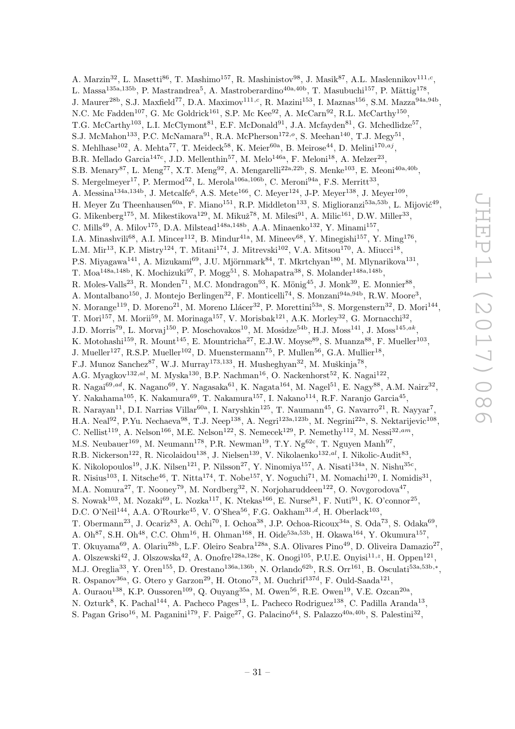A. Marzin[32], L. Masetti[86], T. Mashimo[157], R. Mashinistov[98], J. Masik[87], A.L. Maslennikov[111,c], L. Massa[135a,135b], P. Mastrandrea[5], A. Mastroberardino[40a,40b], T. Masubuchi[157], P. Mättig[178], J. Maurer[28b], S.J. Maxfield[77], D.A. Maximov[111,c], R. Mazini[153], I. Maznas[156], S.M. Mazza[94a,94b], N.C. Mc Fadden[107], G. Mc Goldrick[161], S.P. Mc Kee[92], A. McCarn[92], R.L. McCarthy[150], T.G. McCarthy[103], L.I. McClymont[81], E.F. McDonald[91], J.A. Mcfayden[81], G. Mchedlidze[57], S.J. McMahon[133], P.C. McNamara[91], R.A. McPherson[172,o], S. Meehan[140], T.J. Megy[51], S. Mehlhase[102], A. Mehta[77], T. Meideck[58], K. Meier[60a], B. Meirose[44], D. Melini[170,aj], B.R. Mellado Garcia[147c], J.D. Mellenthin[57], M. Melo[146a], F. Meloni[18], A. Melzer[23], S.B. Menary[87], L. Meng[77], X.T. Meng[92], A. Mengarelli[22a,22b], S. Menke[103], E. Meoni[40a,40b], S. Mergelmeyer[17], P. Mermod[52], L. Merola[106a,106b], C. Meroni[94a], F.S. Merritt[33], A. Messina[134a,134b], J. Metcalfe[6], A.S. Mete[166], C. Meyer[124], J-P. Meyer[138], J. Meyer[109], H. Meyer Zu Theenhausen[60a], F. Miano[151], R.P. Middleton[133], S. Miglioranzi[53a,53b], L. Mijović[49], G. Mikenberg[175], M. Mikestikova[129], M. Mikuž[78], M. Milesi[91], A. Milic[161], D.W. Miller[33], C. Mills[49], A. Milov[175], D.A. Milstead[148a,148b], A.A. Minaenko[132], Y. Minami[157], I.A. Minashvili[68], A.I. Mincer[112], B. Mindur[41a], M. Mineev[68], Y. Minegishi[157], Y. Ming[176], L.M. Mir[13], K.P. Mistry[124], T. Mitani[174], J. Mitrevski[102], V.A. Mitsou[170], A. Miucci[18], P.S. Miyagawa[141], A. Mizukami[69], J.U. Mjörnmark[84], T. Mkrtchyan[180], M. Mlynarikova[131], T. Moa[148a,148b], K. Mochizuki[97], P. Mogg[51], S. Mohapatra[38], S. Molander[148a,148b], R. Moles-Valls[23], R. Monden[71], M.C. Mondragon[93], K. Mönig[45], J. Monk[39], E. Monnier[88], A. Montalbano[150], J. Montejo Berlingen[32], F. Monticelli[74], S. Monzani[94a,94b], R.W. Moore[3], N. Morange[119], D. Moreno[21], M. Moreno Llácer[32], P. Morettini[53a], S. Morgenstern[32], D. Mori[144], T. Mori[157], M. Morii[59], M. Morinaga[157], V. Morisbak[121], A.K. Morley[32], G. Mornacchi[32], J.D. Morris[79], L. Morvaj[150], P. Moschovakos[10], M. Mosidze[54b], H.J. Moss[141], J. Moss[145,ak], K. Motohashi[159], R. Mount[145], E. Mountricha[27], E.J.W. Moyse[89], S. Muanza[88], F. Mueller[103], J. Mueller[127], R.S.P. Mueller[102], D. Muenstermann[75], P. Mullen[56], G.A. Mullier[18], F.J. Munoz Sanchez[87], W.J. Murray[173,133], H. Musheghyan[32], M. Muškinja[78], A.G. Myagkov[132,al], M. Myska[130], B.P. Nachman[16], O. Nackenhorst[52], K. Nagai[122], R. Nagai[69,ad], K. Nagano[69], Y. Nagasaka[61], K. Nagata[164], M. Nagel[51], E. Nagy[88], A.M. Nairz[32], Y. Nakahama[105], K. Nakamura[69], T. Nakamura[157], I. Nakano[114], R.F. Naranjo Garcia[45], R. Narayan[11], D.I. Narrias Villar[60a], I. Naryshkin[125], T. Naumann[45], G. Navarro[21], R. Nayyar[7], H.A. Neal[92], P.Yu. Nechaeva[98], T.J. Neep[138], A. Negri[123a,123b], M. Negrini[22a], S. Nektarijevic[108], C. Nellist[119], A. Nelson[166], M.E. Nelson[122], S. Nemecek[129], P. Nemethy[112], M. Nessi[32,am], M.S. Neubauer[169], M. Neumann[178], P.R. Newman[19], T.Y. Ng[62c], T. Nguyen Manh[97], R.B. Nickerson[122], R. Nicolaidou[138], J. Nielsen[139], V. Nikolaenko[132,al], I. Nikolic-Audit[83], K. Nikolopoulos[19], J.K. Nilsen[121], P. Nilsson[27], Y. Ninomiya[157], A. Nisati[134a], N. Nishu[35c], R. Nisius[103], I. Nitsche[46], T. Nitta[174], T. Nobe[157], Y. Noguchi[71], M. Nomachi[120], I. Nomidis[31], M.A. Nomura[27], T. Nooney[79], M. Nordberg[32], N. Norjoharuddeen[122], O. Novgorodova[47], S. Nowak[103], M. Nozaki[69], L. Nozka[117], K. Ntekas[166], E. Nurse[81], F. Nuti[91], K. O'connor[25], D.C. O'Neil[144], A.A. O'Rourke[45], V. O'Shea[56], F.G. Oakham[31,d], H. Oberlack[103], T. Obermann[23], J. Ocariz[83], A. Ochi[70], I. Ochoa[38], J.P. Ochoa-Ricoux[34a], S. Oda[73], S. Odaka[69], A. Oh[87], S.H. Oh[48], C.C. Ohm[16], H. Ohman[168], H. Oide[53a,53b], H. Okawa[164], Y. Okumura[157], T. Okuyama[69], A. Olariu[28b], L.F. Oleiro Seabra[128a], S.A. Olivares Pino[49], D. Oliveira Damazio[27], A. Olszewski[42], J. Olszowska[42], A. Onofre[128a,128e], K. Onogi[105], P.U.E. Onyisi[11,z], H. Oppen[121], M.J. Oreglia[33], Y. Oren[155], D. Orestano[136a,136b], N. Orlando[62b], R.S. Orr[161], B. Osculati[53a,53b,*], R. Ospanov[36a], G. Otero y Garzon[29], H. Otono[73], M. Ouchrif[137d], F. Ould-Saada[121], A. Ouraou[138], K.P. Oussoren[109], Q. Ouyang[35a], M. Owen[56], R.E. Owen[19], V.E. Ozcan[20a], N. Ozturk[8], K. Pachal[144], A. Pacheco Pages[13], L. Pacheco Rodriguez[138], C. Padilla Aranda[13], S. Pagan Griso[16], M. Paganini[179], F. Paige[27], G. Palacino[64], S. Palazzo[40a,40b], S. Palestini[32],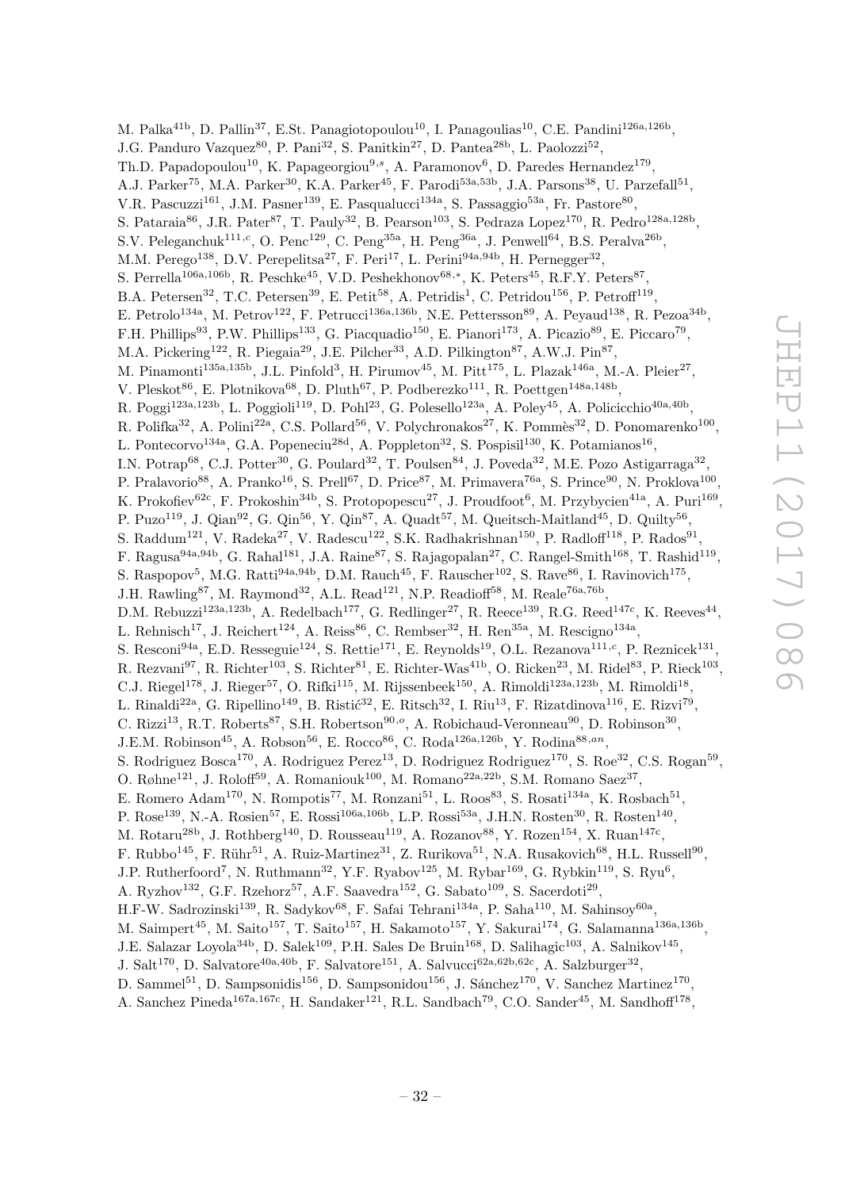M. Palka[41b], D. Pallin[37], E.St. Panagiotopoulou[10], I. Panagoulias[10], C.E. Pandini[126a,126b], J.G. Panduro Vazquez[80], P. Pani[32], S. Panitkin[27], D. Pantea[28b], L. Paolozzi[52], Th.D. Papadopoulou[10], K. Papageorgiou[9,s], A. Paramonov[6], D. Paredes Hernandez[179], A.J. Parker[75], M.A. Parker[30], K.A. Parker[45], F. Parodi[53a,53b], J.A. Parsons[38], U. Parzefall[51], V.R. Pascuzzi[161], J.M. Pasner[139], E. Pasqualucci[134a], S. Passaggio[53a], Fr. Pastore[80], S. Pataraia[86], J.R. Pater[87], T. Pauly[32], B. Pearson[103], S. Pedraza Lopez[170], R. Pedro[128a,128b], S.V. Peleganchuk[111,c], O. Penc[129], C. Peng[35a], H. Peng[36a], J. Penwell[64], B.S. Peralva[26b], M.M. Perego[138], D.V. Perepelitsa[27], F. Peri[17], L. Perini[94a,94b], H. Pernegger[32], S. Perrella[106a,106b], R. Peschke[45], V.D. Peshekhonov[68,*], K. Peters[45], R.F.Y. Peters[87], B.A. Petersen[32], T.C. Petersen[39], E. Petit[58], A. Petridis[1], C. Petridou[156], P. Petroff[119], E. Petrolo[134a], M. Petrov[122], F. Petrucci[136a,136b], N.E. Pettersson[89], A. Peyaud[138], R. Pezoa[34b], F.H. Phillips[93], P.W. Phillips[133], G. Piacquadio[150], E. Pianori[173], A. Picazio[89], E. Piccaro[79], M.A. Pickering[122], R. Piegaia[29], J.E. Pilcher[33], A.D. Pilkington[87], A.W.J. Pin[87], M. Pinamonti[135a,135b], J.L. Pinfold[3], H. Pirumov[45], M. Pitt[175], L. Plazak[146a], M.-A. Pleier[27], V. Pleskot[86], E. Plotnikova[68], D. Pluth[67], P. Podberezko[111], R. Poettgen[148a,148b], R. Poggi[123a,123b], L. Poggioli[119], D. Pohl[23], G. Polesello[123a], A. Poley[45], A. Policicchio[40a,40b], R. Polifka[32], A. Polini[22a], C.S. Pollard[56], V. Polychronakos[27], K. Pommès[32], D. Ponomarenko[100], L. Pontecorvo[134a], G.A. Popeneciu[28d], A. Poppleton[32], S. Pospisil[130], K. Potamianos[16], I.N. Potrap[68], C.J. Potter[30], G. Poulard[32], T. Poulsen[84], J. Poveda[32], M.E. Pozo Astigarraga[32], P. Pralavorio[88], A. Pranko[16], S. Prell[67], D. Price[87], M. Primavera[76a], S. Prince[90], N. Proklova[100], K. Prokofiev[62c], F. Prokoshin[34b], S. Protopopescu[27], J. Proudfoot[6], M. Przybycien[41a], A. Puri[169], P. Puzo[119], J. Qian[92], G. Qin[56], Y. Qin[87], A. Quadt[57], M. Queitsch-Maitland[45], D. Quilty[56], S. Raddum[121], V. Radeka[27], V. Radescu[122], S.K. Radhakrishnan[150], P. Radloff[118], P. Rados[91], F. Ragusa[94a,94b], G. Rahal[181], J.A. Raine[87], S. Rajagopalan[27], C. Rangel-Smith[168], T. Rashid[119], S. Raspopov[5], M.G. Ratti[94a,94b], D.M. Rauch[45], F. Rauscher[102], S. Rave[86], I. Ravinovich[175], J.H. Rawling[87], M. Raymond[32], A.L. Read[121], N.P. Readioff[58], M. Reale[76a,76b], D.M. Rebuzzi[123a,123b], A. Redelbach[177], G. Redlinger[27], R. Reece[139], R.G. Reed[147c], K. Reeves[44], L. Rehnisch[17], J. Reichert[124], A. Reiss[86], C. Rembser[32], H. Ren[35a], M. Rescigno[134a], S. Resconi[94a], E.D. Resseguie[124], S. Rettie[171], E. Reynolds[19], O.L. Rezanova[111,c], P. Reznicek[131], R. Rezvani[97], R. Richter[103], S. Richter[81], E. Richter-Was[41b], O. Ricken[23], M. Ridel[83], P. Rieck[103], C.J. Riegel[178], J. Rieger[57], O. Rifki[115], M. Rijssenbeek[150], A. Rimoldi[123a,123b], M. Rimoldi[18], L. Rinaldi[22a], G. Ripellino[149], B. Ristić[32], E. Ritsch[32], I. Riu[13], F. Rizatdinova[116], E. Rizvi[79], C. Rizzi[13], R.T. Roberts[87], S.H. Robertson[90,o], A. Robichaud-Veronneau[90], D. Robinson[30], J.E.M. Robinson[45], A. Robson[56], E. Rocco[86], C. Roda[126a,126b], Y. Rodina[88,an], S. Rodriguez Bosca[170], A. Rodriguez Perez[13], D. Rodriguez Rodriguez[170], S. Roe[32], C.S. Rogan[59], O. Røhne[121], J. Roloff[59], A. Romaniouk[100], M. Romano[22a,22b], S.M. Romano Saez[37], E. Romero Adam[170], N. Rompotis[77], M. Ronzani[51], L. Roos[83], S. Rosati[134a], K. Rosbach[51], P. Rose[139], N.-A. Rosien[57], E. Rossi[106a,106b], L.P. Rossi[53a], J.H.N. Rosten[30], R. Rosten[140], M. Rotaru[28b], J. Rothberg[140], D. Rousseau[119], A. Rozanov[88], Y. Rozen[154], X. Ruan[147c], F. Rubbo[145], F. Rühr[51], A. Ruiz-Martinez[31], Z. Rurikova[51], N.A. Rusakovich[68], H.L. Russell[90], J.P. Rutherfoord[7], N. Ruthmann[32], Y.F. Ryabov[125], M. Rybar[169], G. Rybkin[119], S. Ryu[6], A. Ryzhov[132], G.F. Rzehorz[57], A.F. Saavedra[152], G. Sabato[109], S. Sacerdoti[29], H.F-W. Sadrozinski[139], R. Sadykov[68], F. Safai Tehrani[134a], P. Saha[110], M. Sahinsoy[60a], M. Saimpert[45], M. Saito[157], T. Saito[157], H. Sakamoto[157], Y. Sakurai[174], G. Salamanna[136a,136b], J.E. Salazar Loyola[34b], D. Salek[109], P.H. Sales De Bruin[168], D. Salihagic[103], A. Salnikov[145], J. Salt[170], D. Salvatore[40a,40b], F. Salvatore[151], A. Salvucci[62a,62b,62c], A. Salzburger[32], D. Sammel[51], D. Sampsonidis[156], D. Sampsonidou[156], J. Sánchez[170], V. Sanchez Martinez[170], A. Sanchez Pineda[167a,167c], H. Sandaker[121], R.L. Sandbach[79], C.O. Sander[45], M. Sandhoff[178],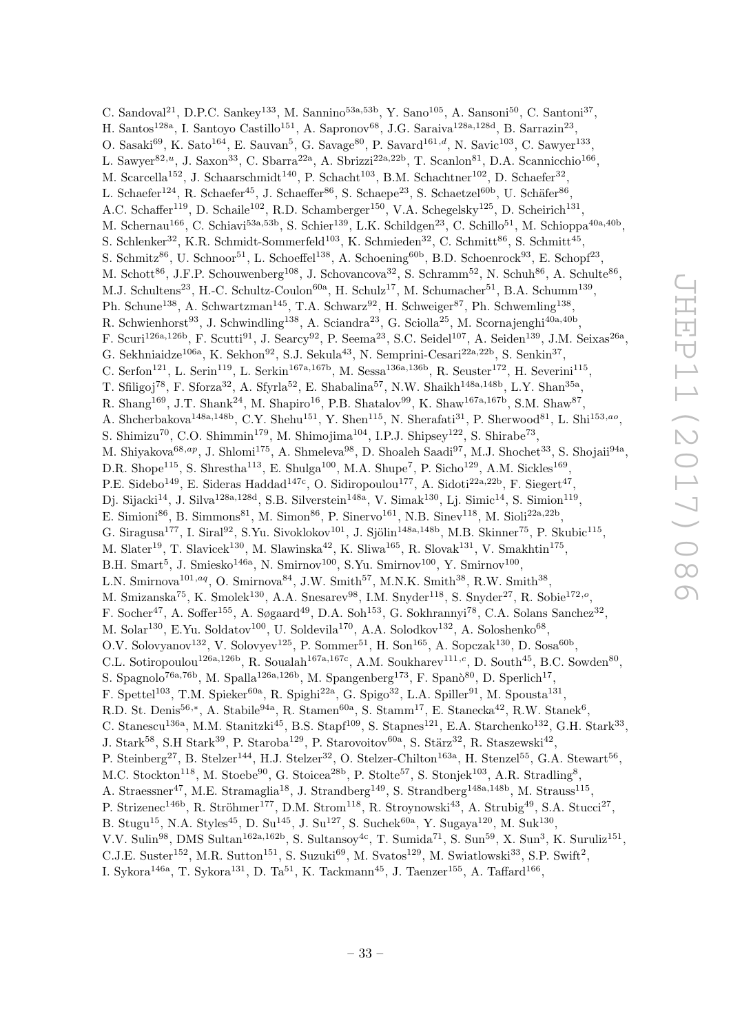C. Sandoval[21], D.P.C. Sankey[133], M. Sannino[53a,53b], Y. Sano[105], A. Sansoni[50], C. Santoni[37], H. Santos[128a], I. Santoyo Castillo[151], A. Sapronov[68], J.G. Saraiva[128a,128d], B. Sarrazin[23], O. Sasaki[69], K. Sato[164], E. Sauvan[5], G. Savage[80], P. Savard[161,d], N. Savic[103], C. Sawyer[133], L. Sawyer[82,u], J. Saxon[33], C. Sbarra[22a], A. Sbrizzi[22a,22b], T. Scanlon[81], D.A. Scannicchio[166], M. Scarcella[152], J. Schaarschmidt[140], P. Schacht[103], B.M. Schachtner[102], D. Schaefer[32], L. Schaefer[124], R. Schaefer[45], J. Schaeffer[86], S. Schaepe[23], S. Schaetzel[60b], U. Schäfer[86], A.C. Schaffer[119], D. Schaile[102], R.D. Schamberger[150], V.A. Schegelsky[125], D. Scheirich[131], M. Schernau[166], C. Schiavi[53a,53b], S. Schier[139], L.K. Schildgen[23], C. Schillo[51], M. Schioppa[40a,40b], S. Schlenker[32], K.R. Schmidt-Sommerfeld[103], K. Schmieden[32], C. Schmitt[86], S. Schmitt[45], S. Schmitz[86], U. Schnoor[51], L. Schoeffel[138], A. Schoening[60b], B.D. Schoenrock[93], E. Schopf[23], M. Schott[86], J.F.P. Schouwenberg[108], J. Schovancova[32], S. Schramm[52], N. Schuh[86], A. Schulte[86], M.J. Schultens[23], H.-C. Schultz-Coulon[60a], H. Schulz[17], M. Schumacher[51], B.A. Schumm[139], Ph. Schune[138], A. Schwartzman[145], T.A. Schwarz[92], H. Schweiger[87], Ph. Schwemling[138], R. Schwienhorst[93], J. Schwindling[138], A. Sciandra[23], G. Sciolla[25], M. Scornajenghi[40a,40b], F. Scuri[126a,126b], F. Scutti[91], J. Searcy[92], P. Seema[23], S.C. Seidel[107], A. Seiden[139], J.M. Seixas[26a], G. Sekhniaidze[106a], K. Sekhon[92], S.J. Sekula[43], N. Semprini-Cesari[22a,22b], S. Senkin[37], C. Serfon[121], L. Serin[119], L. Serkin[167a,167b], M. Sessa[136a,136b], R. Seuster[172], H. Severini[115], T. Sfiligoj[78], F. Sforza[32], A. Sfyrla[52], E. Shabalina[57], N.W. Shaikh[148a,148b], L.Y. Shan[35a], R. Shang[169], J.T. Shank[24], M. Shapiro[16], P.B. Shatalov[99], K. Shaw[167a,167b], S.M. Shaw[87], A. Shcherbakova[148a,148b], C.Y. Shehu[151], Y. Shen[115], N. Sherafati[31], P. Sherwood[81], L. Shi[153,ao], S. Shimizu[70], C.O. Shimmin[179], M. Shimojima[104], I.P.J. Shipsey[122], S. Shirabe[73], M. Shiyakova[68,ap], J. Shlomi[175], A. Shmeleva[98], D. Shoaleh Saadi[97], M.J. Shochet[33], S. Shojaii[94a], D.R. Shope[115], S. Shrestha[113], E. Shulga[100], M.A. Shupe[7], P. Sicho[129], A.M. Sickles[169], P.E. Sidebo[149], E. Sideras Haddad[147c], O. Sidiropoulou[177], A. Sidoti[22a,22b], F. Siegert[47], Dj. Sijacki[14], J. Silva[128a,128d], S.B. Silverstein[148a], V. Simak[130], Lj. Simic[14], S. Simion[119], E. Simioni[86], B. Simmons[81], M. Simon[86], P. Sinervo[161], N.B. Sinev[118], M. Sioli[22a,22b], G. Siragusa[177], I. Siral[92], S.Yu. Sivoklokov[101], J. Sjölin[148a,148b], M.B. Skinner[75], P. Skubic[115], M. Slater[19], T. Slavicek[130], M. Slawinska[42], K. Sliwa[165], R. Slovak[131], V. Smakhtin[175], B.H. Smart[5], J. Smiesko[146a], N. Smirnov[100], S.Yu. Smirnov[100], Y. Smirnov[100], L.N. Smirnova[101,aq], O. Smirnova[84], J.W. Smith[57], M.N.K. Smith[38], R.W. Smith[38], M. Smizanska[75], K. Smolek[130], A.A. Snesarev[98], I.M. Snyder[118], S. Snyder[27], R. Sobie[172,o], F. Socher[47], A. Soffer[155], A. Søgaard[49], D.A. Soh[153], G. Sokhrannyi[78], C.A. Solans Sanchez[32], M. Solar[130], E.Yu. Soldatov[100], U. Soldevila[170], A.A. Solodkov[132], A. Soloshenko[68], O.V. Solovyanov[132], V. Solovyev[125], P. Sommer[51], H. Son[165], A. Sopczak[130], D. Sosa[60b], C.L. Sotiropoulou[126a,126b], R. Soualah[167a,167c], A.M. Soukharev[111,c], D. South[45], B.C. Sowden[80], S. Spagnolo[76a,76b], M. Spalla[126a,126b], M. Spangenberg[173], F. Spanò[80], D. Sperlich[17], F. Spettel[103], T.M. Spieker[60a], R. Spighi[22a], G. Spigo[32], L.A. Spiller[91], M. Spousta[131], R.D. St. Denis[56,*], A. Stabile[94a], R. Stamen[60a], S. Stamm[17], E. Stanecka[42], R.W. Stanek[6], C. Stanescu[136a], M.M. Stanitzki[45], B.S. Stapf[109], S. Stapnes[121], E.A. Starchenko[132], G.H. Stark[33], J. Stark[58], S.H Stark[39], P. Staroba[129], P. Starovoitov[60a], S. Stärz[32], R. Staszewski[42], P. Steinberg[27], B. Stelzer[144], H.J. Stelzer[32], O. Stelzer-Chilton[163a], H. Stenzel[55], G.A. Stewart[56], M.C. Stockton[118], M. Stoebe[90], G. Stoicea[28b], P. Stolte[57], S. Stonjek[103], A.R. Stradling[8], A. Straessner[47], M.E. Stramaglia[18], J. Strandberg[149], S. Strandberg[148a,148b], M. Strauss[115], P. Strizenec[146b], R. Ströhmer[177], D.M. Strom[118], R. Stroynowski[43], A. Strubig[49], S.A. Stucci[27], B. Stugu[15], N.A. Styles[45], D. Su[145], J. Su[127], S. Suchek[60a], Y. Sugaya[120], M. Suk[130], V.V. Sulin[98], DMS Sultan[162a,162b], S. Sultansoy[4c], T. Sumida[71], S. Sun[59], X. Sun[3], K. Suruliz[151], C.J.E. Suster[152], M.R. Sutton[151], S. Suzuki[69], M. Svatos[129], M. Swiatlowski[33], S.P. Swift[2], I. Sykora[146a], T. Sykora[131], D. Ta[51], K. Tackmann[45], J. Taenzer[155], A. Taffard[166],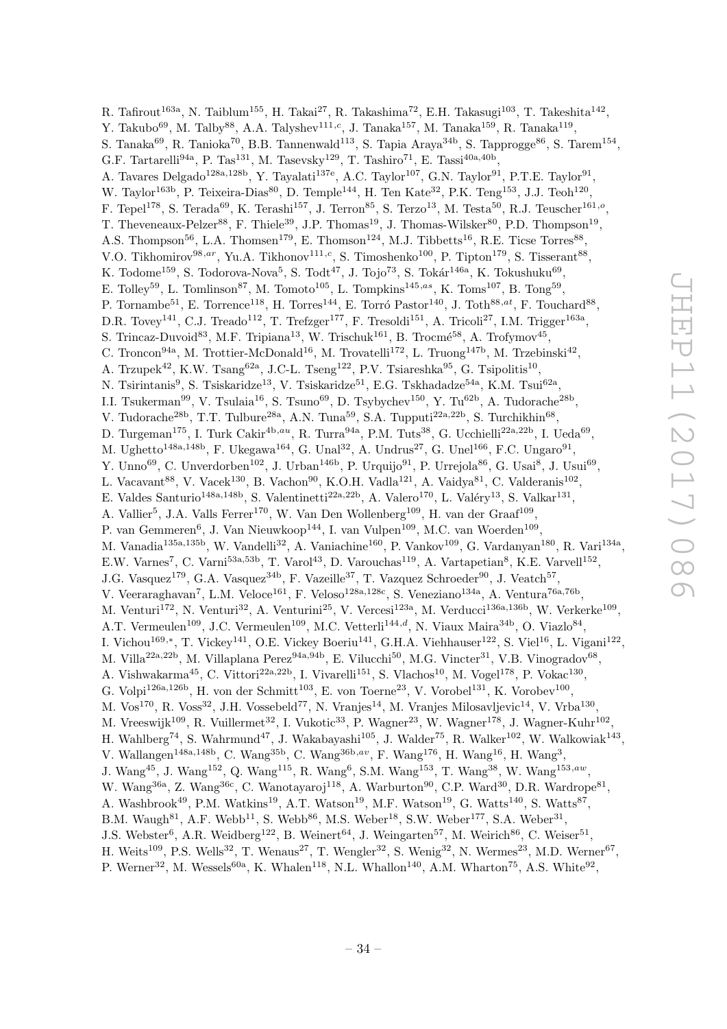R. Tafirout[163a], N. Taiblum[155], H. Takai[27], R. Takashima[72], E.H. Takasugi[103], T. Takeshita[142], Y. Takubo[69], M. Talby[88], A.A. Talyshev[111,c], J. Tanaka[157], M. Tanaka[159], R. Tanaka[119], S. Tanaka[69], R. Tanioka[70], B.B. Tannenwald[113], S. Tapia Araya[34b], S. Tapprogge[86], S. Tarem[154], G.F. Tartarelli[94a], P. Tas[131], M. Tasevsky[129], T. Tashiro[71], E. Tassi[40a,40b], A. Tavares Delgado[128a,128b], Y. Tayalati[137e], A.C. Taylor[107], G.N. Taylor[91], P.T.E. Taylor[91], W. Taylor[163b], P. Teixeira-Dias[80], D. Temple[144], H. Ten Kate[32], P.K. Teng[153], J.J. Teoh[120], F. Tepel[178], S. Terada[69], K. Terashi[157], J. Terron[85], S. Terzo[13], M. Testa[50], R.J. Teuscher[161,o], T. Theveneaux-Pelzer[88], F. Thiele[39], J.P. Thomas[19], J. Thomas-Wilsker[80], P.D. Thompson[19], A.S. Thompson[56], L.A. Thomsen[179], E. Thomson[124], M.J. Tibbetts[16], R.E. Ticse Torres[88], V.O. Tikhomirov[98,ar], Yu.A. Tikhonov[111,c], S. Timoshenko[100], P. Tipton[179], S. Tisserant[88], K. Todome[159], S. Todorova-Nova[5], S. Todt[47], J. Tojo[73], S. Tokár[146a], K. Tokushuku[69], E. Tolley[59], L. Tomlinson[87], M. Tomoto[105], L. Tompkins[145,as], K. Toms[107], B. Tong[59], P. Tornambe[51], E. Torrence[118], H. Torres[144], E. Torró Pastor[140], J. Toth[88,at], F. Touchard[88], D.R. Tovey[141], C.J. Treado[112], T. Trefzger[177], F. Tresoldi[151], A. Tricoli[27], I.M. Trigger[163a], S. Trincaz-Duvoid[83], M.F. Tripiana[13], W. Trischuk[161], B. Trocmé[58], A. Trofymov[45], C. Troncon[94a], M. Trottier-McDonald[16], M. Trovatelli[172], L. Truong[147b], M. Trzebinski[42], A. Trzupek[42], K.W. Tsang[62a], J.C-L. Tseng[122], P.V. Tsiareshka[95], G. Tsipolitis[10], N. Tsirintanis[9], S. Tsiskaridze[13], V. Tsiskaridze[51], E.G. Tskhadadze[54a], K.M. Tsui[62a], I.I. Tsukerman[99], V. Tsulaia[16], S. Tsuno[69], D. Tsybychev[150], Y. Tu[62b], A. Tudorache[28b], V. Tudorache[28b], T.T. Tulbure[28a], A.N. Tuna[59], S.A. Tupputi[22a,22b], S. Turchikhin[68], D. Turgeman[175], I. Turk Cakir[4b,au], R. Turra[94a], P.M. Tuts[38], G. Ucchielli[22a,22b], I. Ueda[69], M. Ughetto[148a,148b], F. Ukegawa[164], G. Unal[32], A. Undrus[27], G. Unel[166], F.C. Ungaro[91], Y. Unno[69], C. Unverdorben[102], J. Urban[146b], P. Urquijo[91], P. Urrejola[86], G. Usai[8], J. Usui[69], L. Vacavant[88], V. Vacek[130], B. Vachon[90], K.O.H. Vadla[121], A. Vaidya[81], C. Valderanis[102], E. Valdes Santurio[148a,148b], S. Valentinetti[22a,22b], A. Valero[170], L. Valéry[13], S. Valkar[131], A. Vallier[5], J.A. Valls Ferrer[170], W. Van Den Wollenberg[109], H. van der Graaf[109], P. van Gemmeren[6], J. Van Nieuwkoop[144], I. van Vulpen[109], M.C. van Woerden[109], M. Vanadia[135a,135b], W. Vandelli[32], A. Vaniachine[160], P. Vankov[109], G. Vardanyan[180], R. Vari[134a], E.W. Varnes[7], C. Varni[53a,53b], T. Varol[43], D. Varouchas[119], A. Vartapetian[8], K.E. Varvell[152], J.G. Vasquez[179], G.A. Vasquez[34b], F. Vazeille[37], T. Vazquez Schroeder[90], J. Veatch[57], V. Veeraraghavan[7], L.M. Veloce[161], F. Veloso[128a,128c], S. Veneziano[134a], A. Ventura[76a,76b], M. Venturi[172], N. Venturi[32], A. Venturini[25], V. Vercesi[123a], M. Verducci[136a,136b], W. Verkerke[109], A.T. Vermeulen[109], J.C. Vermeulen[109], M.C. Vetterli[144,d], N. Viaux Maira[34b], O. Viazlo[84], I. Vichou[169,*], T. Vickey[141], O.E. Vickey Boeriu[141], G.H.A. Viehhauser[122], S. Viel[16], L. Vigani[122], M. Villa[22a,22b], M. Villaplana Perez[94a,94b], E. Vilucchi[50], M.G. Vincter[31], V.B. Vinogradov[68], A. Vishwakarma[45], C. Vittori[22a,22b], I. Vivarelli[151], S. Vlachos[10], M. Vogel[178], P. Vokac[130], G. Volpi[126a,126b], H. von der Schmitt[103], E. von Toerne[23], V. Vorobel[131], K. Vorobev[100], M. Vos[170], R. Voss[32], J.H. Vossebeld[77], N. Vranjes[14], M. Vranjes Milosavljevic[14], V. Vrba[130], M. Vreeswijk[109], R. Vuillermet[32], I. Vukotic[33], P. Wagner[23], W. Wagner[178], J. Wagner-Kuhr[102], H. Wahlberg[74], S. Wahrmund[47], J. Wakabayashi[105], J. Walder[75], R. Walker[102], W. Walkowiak[143], V. Wallangen[148a,148b], C. Wang[35b], C. Wang[36b,av], F. Wang[176], H. Wang[16], H. Wang[3], J. Wang[45], J. Wang[152], Q. Wang[115], R. Wang[6], S.M. Wang[153], T. Wang[38], W. Wang[153,aw], W. Wang[36a], Z. Wang[36c], C. Wanotayaroj[118], A. Warburton[90], C.P. Ward[30], D.R. Wardrope[81], A. Washbrook[49], P.M. Watkins[19], A.T. Watson[19], M.F. Watson[19], G. Watts[140], S. Watts[87], B.M. Waugh[81], A.F. Webb[11], S. Webb[86], M.S. Weber[18], S.W. Weber[177], S.A. Weber[31], J.S. Webster[6], A.R. Weidberg[122], B. Weinert[64], J. Weingarten[57], M. Weirich[86], C. Weiser[51], H. Weits[109], P.S. Wells[32], T. Wenaus[27], T. Wengler[32], S. Wenig[32], N. Wermes[23], M.D. Werner[67], P. Werner[32], M. Wessels[60a], K. Whalen[118], N.L. Whallon[140], A.M. Wharton[75], A.S. White[92],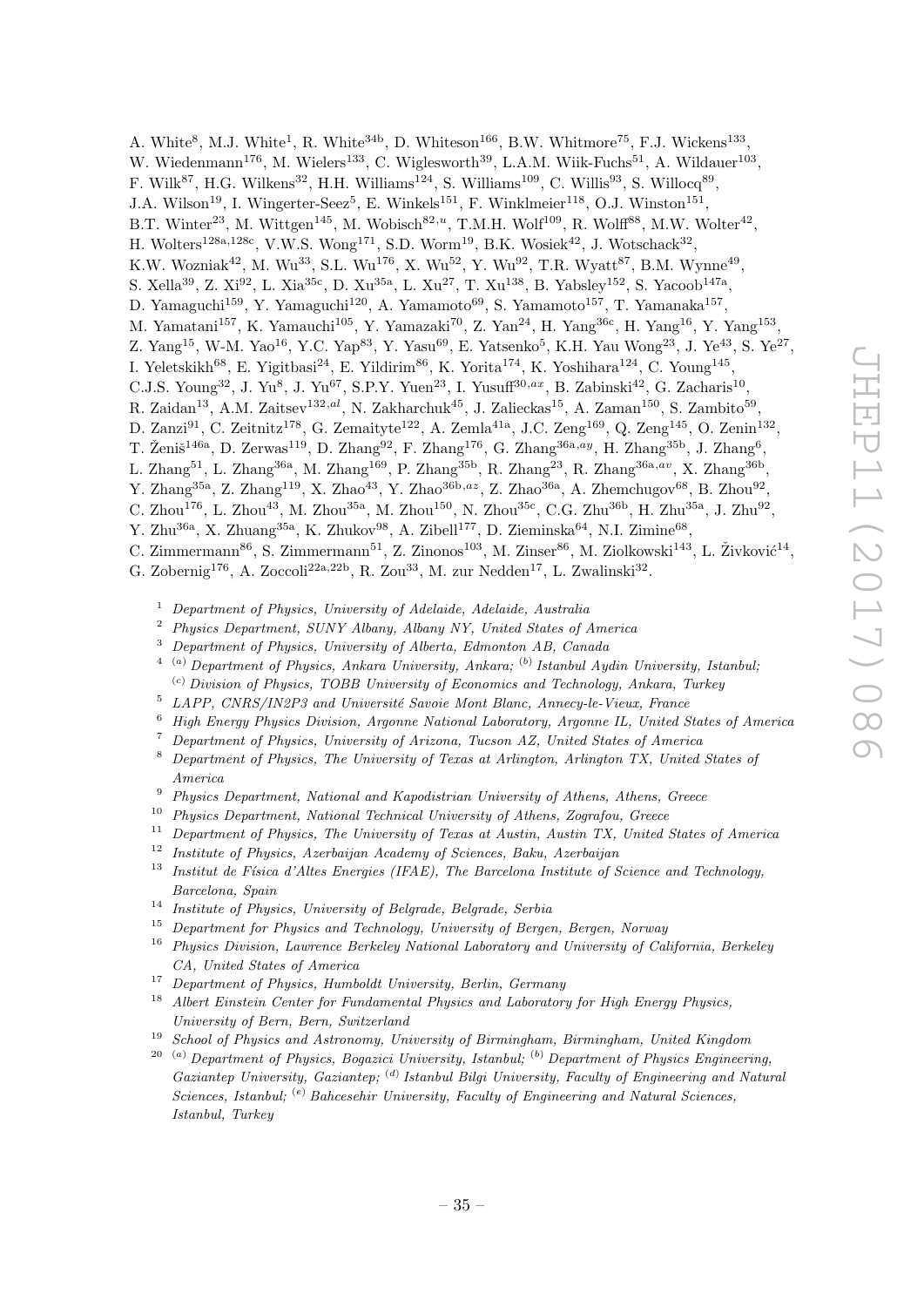A. White[8], M.J. White[1], R. White[34b], D. Whiteson[166], B.W. Whitmore[75], F.J. Wickens[133], W. Wiedenmann[176], M. Wielers[133], C. Wiglesworth[39], L.A.M. Wiik-Fuchs[51], A. Wildauer[103], F. Wilk[87], H.G. Wilkens[32], H.H. Williams[124], S. Williams[109], C. Willis[93], S. Willocq[89], J.A. Wilson[19], I. Wingerter-Seez[5], E. Winkels[151], F. Winklmeier[118], O.J. Winston[151], B.T. Winter[23], M. Wittgen[145], M. Wobisch[82,u], T.M.H. Wolf[109], R. Wolff[88], M.W. Wolter[42], H. Wolters[128a,128c], V.W.S. Wong[171], S.D. Worm[19], B.K. Wosiek[42], J. Wotschack[32], K.W. Wozniak[42], M. Wu[33], S.L. Wu[176], X. Wu[52], Y. Wu[92], T.R. Wyatt[87], B.M. Wynne[49], S. Xella[39], Z. Xi[92], L. Xia[35c], D. Xu[35a], L. Xu[27], T. Xu[138], B. Yabsley[152], S. Yacoob[147a], D. Yamaguchi[159], Y. Yamaguchi[120], A. Yamamoto[69], S. Yamamoto[157], T. Yamanaka[157], M. Yamatani[157], K. Yamauchi[105], Y. Yamazaki[70], Z. Yan[24], H. Yang[36c], H. Yang[16], Y. Yang[153], Z. Yang[15], W-M. Yao[16], Y.C. Yap[83], Y. Yasu[69], E. Yatsenko[5], K.H. Yau Wong[23], J. Ye[43], S. Ye[27], I. Yeletskikh[68], E. Yigitbasi[24], E. Yildirim[86], K. Yorita[174], K. Yoshihara[124], C. Young[145], C.J.S. Young[32], J. Yu[8], J. Yu[67], S.P.Y. Yuen[23], I. Yusuff[30,ax], B. Zabinski[42], G. Zacharis[10], R. Zaidan[13], A.M. Zaitsev[132,al], N. Zakharchuk[45], J. Zalieckas[15], A. Zaman[150], S. Zambito[59], D. Zanzi[91], C. Zeitnitz[178], G. Zemaityte[122], A. Zemla[41a], J.C. Zeng[169], Q. Zeng[145], O. Zenin[132], T. Ženiš[146a], D. Zerwas[119], D. Zhang[92], F. Zhang[176], G. Zhang[36a,ay], H. Zhang[35b], J. Zhang[6], L. Zhang[51], L. Zhang[36a], M. Zhang[169], P. Zhang[35b], R. Zhang[23], R. Zhang[36a,av], X. Zhang[36b], Y. Zhang[35a], Z. Zhang[119], X. Zhao[43], Y. Zhao[36b,az], Z. Zhao[36a], A. Zhemchugov[68], B. Zhou[92], C. Zhou[176], L. Zhou[43], M. Zhou[35a], M. Zhou[150], N. Zhou[35c], C.G. Zhu[36b], H. Zhu[35a], J. Zhu[92], Y. Zhu[36a], X. Zhuang[35a], K. Zhukov[98], A. Zibell[177], D. Zieminska[64], N.I. Zimine[68], C. Zimmermann[86], S. Zimmermann[51], Z. Zinonos[103], M. Zinser[86], M. Ziolkowski[143], L. Živković[14], G. Zobernig[176], A. Zoccoli[22a,22b], R. Zou[33], M. zur Nedden[17], L. Zwalinski[32].

[1] *Department of Physics, University of Adelaide, Adelaide, Australia*
[2] *Physics Department, SUNY Albany, Albany NY, United States of America*
[3] *Department of Physics, University of Alberta, Edmonton AB, Canada*
[4] [(a)] *Department of Physics, Ankara University, Ankara;* [(b)] *Istanbul Aydin University, Istanbul;* [(c)] *Division of Physics, TOBB University of Economics and Technology, Ankara, Turkey*
[5] *LAPP, CNRS/IN2P3 and Université Savoie Mont Blanc, Annecy-le-Vieux, France*
[6] *High Energy Physics Division, Argonne National Laboratory, Argonne IL, United States of America*
[7] *Department of Physics, University of Arizona, Tucson AZ, United States of America*
[8] *Department of Physics, The University of Texas at Arlington, Arlington TX, United States of America*
[9] *Physics Department, National and Kapodistrian University of Athens, Athens, Greece*
[10] *Physics Department, National Technical University of Athens, Zografou, Greece*
[11] *Department of Physics, The University of Texas at Austin, Austin TX, United States of America*
[12] *Institute of Physics, Azerbaijan Academy of Sciences, Baku, Azerbaijan*
[13] *Institut de Física d'Altes Energies (IFAE), The Barcelona Institute of Science and Technology, Barcelona, Spain*
[14] *Institute of Physics, University of Belgrade, Belgrade, Serbia*
[15] *Department for Physics and Technology, University of Bergen, Bergen, Norway*
[16] *Physics Division, Lawrence Berkeley National Laboratory and University of California, Berkeley CA, United States of America*
[17] *Department of Physics, Humboldt University, Berlin, Germany*
[18] *Albert Einstein Center for Fundamental Physics and Laboratory for High Energy Physics, University of Bern, Bern, Switzerland*
[19] *School of Physics and Astronomy, University of Birmingham, Birmingham, United Kingdom*
[20] [(a)] *Department of Physics, Bogazici University, Istanbul;* [(b)] *Department of Physics Engineering, Gaziantep University, Gaziantep;* [(d)] *Istanbul Bilgi University, Faculty of Engineering and Natural Sciences, Istanbul;* [(e)] *Bahcesehir University, Faculty of Engineering and Natural Sciences, Istanbul, Turkey*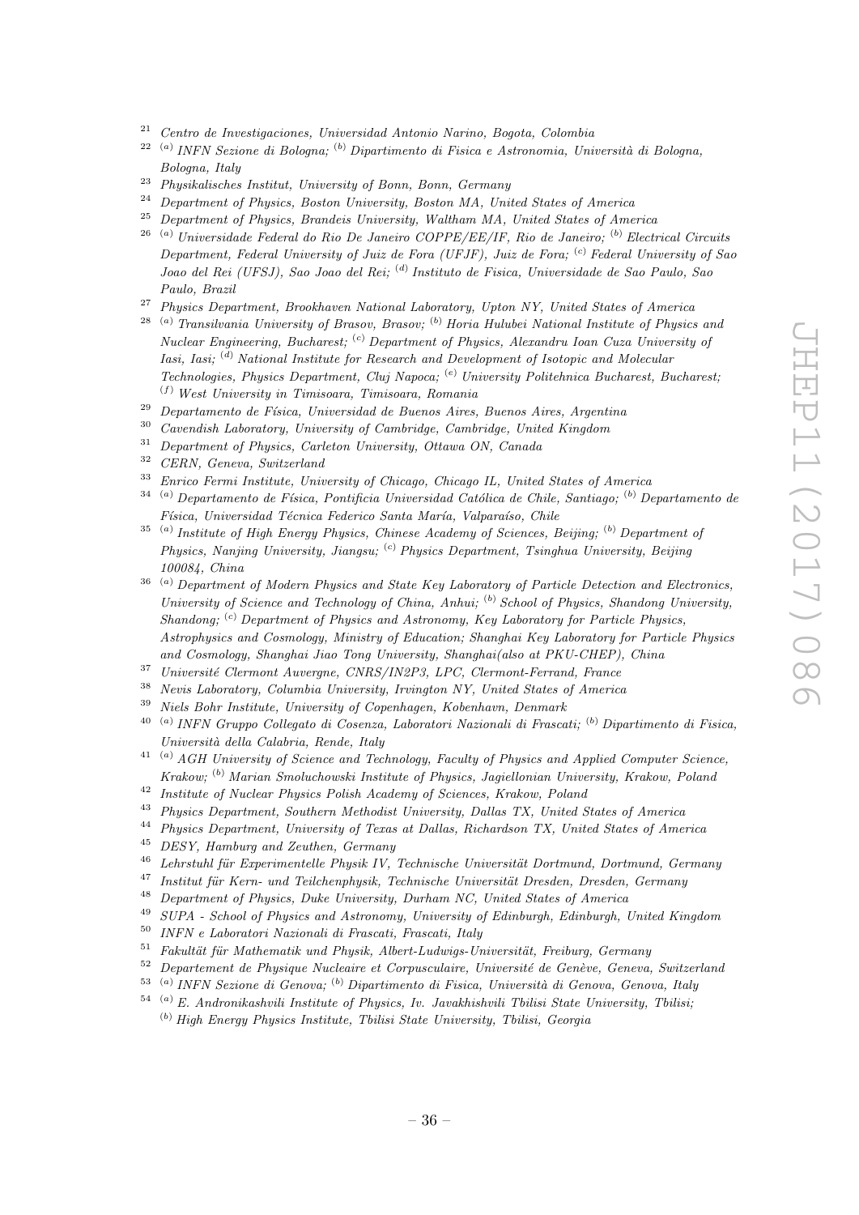[21] Centro de Investigaciones, Universidad Antonio Narino, Bogota, Colombia

[22] [(a)] INFN Sezione di Bologna; [(b)] Dipartimento di Fisica e Astronomia, Università di Bologna, Bologna, Italy

[23] Physikalisches Institut, University of Bonn, Bonn, Germany

[24] Department of Physics, Boston University, Boston MA, United States of America

[25] Department of Physics, Brandeis University, Waltham MA, United States of America

[26] [(a)] Universidade Federal do Rio De Janeiro COPPE/EE/IF, Rio de Janeiro; [(b)] Electrical Circuits Department, Federal University of Juiz de Fora (UFJF), Juiz de Fora; [(c)] Federal University of Sao Joao del Rei (UFSJ), Sao Joao del Rei; [(d)] Instituto de Fisica, Universidade de Sao Paulo, Sao Paulo, Brazil

[27] Physics Department, Brookhaven National Laboratory, Upton NY, United States of America

[28] [(a)] Transilvania University of Brasov, Brasov; [(b)] Horia Hulubei National Institute of Physics and Nuclear Engineering, Bucharest; [(c)] Department of Physics, Alexandru Ioan Cuza University of Iasi, Iasi; [(d)] National Institute for Research and Development of Isotopic and Molecular Technologies, Physics Department, Cluj Napoca; [(e)] University Politehnica Bucharest, Bucharest; [(f)] West University in Timisoara, Timisoara, Romania

[29] Departamento de Física, Universidad de Buenos Aires, Buenos Aires, Argentina

[30] Cavendish Laboratory, University of Cambridge, Cambridge, United Kingdom

[31] Department of Physics, Carleton University, Ottawa ON, Canada

[32] CERN, Geneva, Switzerland

[33] Enrico Fermi Institute, University of Chicago, Chicago IL, United States of America

[34] [(a)] Departamento de Física, Pontificia Universidad Católica de Chile, Santiago; [(b)] Departamento de Física, Universidad Técnica Federico Santa María, Valparaíso, Chile

[35] [(a)] Institute of High Energy Physics, Chinese Academy of Sciences, Beijing; [(b)] Department of Physics, Nanjing University, Jiangsu; [(c)] Physics Department, Tsinghua University, Beijing 100084, China

[36] [(a)] Department of Modern Physics and State Key Laboratory of Particle Detection and Electronics, University of Science and Technology of China, Anhui; [(b)] School of Physics, Shandong University, Shandong; [(c)] Department of Physics and Astronomy, Key Laboratory for Particle Physics, Astrophysics and Cosmology, Ministry of Education; Shanghai Key Laboratory for Particle Physics and Cosmology, Shanghai Jiao Tong University, Shanghai(also at PKU-CHEP), China

[37] Université Clermont Auvergne, CNRS/IN2P3, LPC, Clermont-Ferrand, France

[38] Nevis Laboratory, Columbia University, Irvington NY, United States of America

[39] Niels Bohr Institute, University of Copenhagen, Kobenhavn, Denmark

[40] [(a)] INFN Gruppo Collegato di Cosenza, Laboratori Nazionali di Frascati; [(b)] Dipartimento di Fisica, Università della Calabria, Rende, Italy

[41] [(a)] AGH University of Science and Technology, Faculty of Physics and Applied Computer Science, Krakow; [(b)] Marian Smoluchowski Institute of Physics, Jagiellonian University, Krakow, Poland

[42] Institute of Nuclear Physics Polish Academy of Sciences, Krakow, Poland

[43] Physics Department, Southern Methodist University, Dallas TX, United States of America

[44] Physics Department, University of Texas at Dallas, Richardson TX, United States of America

[45] DESY, Hamburg and Zeuthen, Germany

[46] Lehrstuhl für Experimentelle Physik IV, Technische Universität Dortmund, Dortmund, Germany

[47] Institut für Kern- und Teilchenphysik, Technische Universität Dresden, Dresden, Germany

[48] Department of Physics, Duke University, Durham NC, United States of America

[49] SUPA - School of Physics and Astronomy, University of Edinburgh, Edinburgh, United Kingdom

[50] INFN e Laboratori Nazionali di Frascati, Frascati, Italy

[51] Fakultät für Mathematik und Physik, Albert-Ludwigs-Universität, Freiburg, Germany

[52] Departement de Physique Nucleaire et Corpusculaire, Université de Genève, Geneva, Switzerland

[53] [(a)] INFN Sezione di Genova; [(b)] Dipartimento di Fisica, Università di Genova, Genova, Italy

[54] [(a)] E. Andronikashvili Institute of Physics, Iv. Javakhishvili Tbilisi State University, Tbilisi; [(b)] High Energy Physics Institute, Tbilisi State University, Tbilisi, Georgia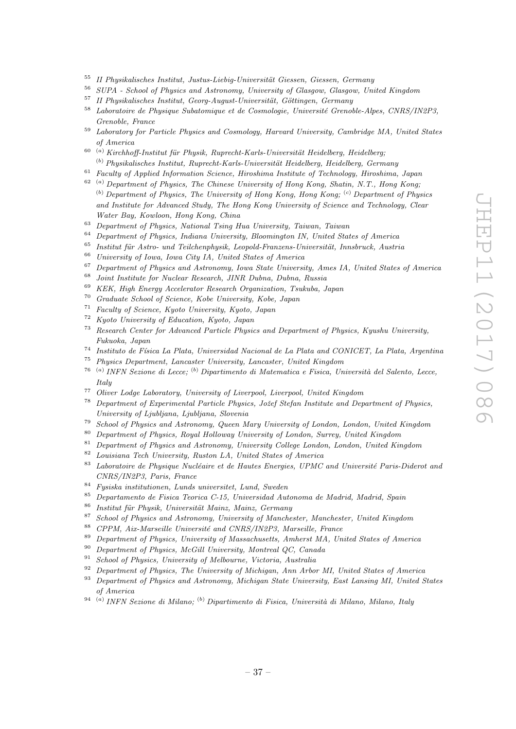[55] *II Physikalisches Institut, Justus-Liebig-Universität Giessen, Giessen, Germany*

[56] *SUPA - School of Physics and Astronomy, University of Glasgow, Glasgow, United Kingdom*

[57] *II Physikalisches Institut, Georg-August-Universität, Göttingen, Germany*

[58] *Laboratoire de Physique Subatomique et de Cosmologie, Université Grenoble-Alpes, CNRS/IN2P3, Grenoble, France*

[59] *Laboratory for Particle Physics and Cosmology, Harvard University, Cambridge MA, United States of America*

[60] [(a)] *Kirchhoff-Institut für Physik, Ruprecht-Karls-Universität Heidelberg, Heidelberg;* [(b)] *Physikalisches Institut, Ruprecht-Karls-Universität Heidelberg, Heidelberg, Germany*

[61] *Faculty of Applied Information Science, Hiroshima Institute of Technology, Hiroshima, Japan*

[62] [(a)] *Department of Physics, The Chinese University of Hong Kong, Shatin, N.T., Hong Kong;* [(b)] *Department of Physics, The University of Hong Kong, Hong Kong;* [(c)] *Department of Physics and Institute for Advanced Study, The Hong Kong University of Science and Technology, Clear Water Bay, Kowloon, Hong Kong, China*

[63] *Department of Physics, National Tsing Hua University, Taiwan, Taiwan*

[64] *Department of Physics, Indiana University, Bloomington IN, United States of America*

[65] *Institut für Astro- und Teilchenphysik, Leopold-Franzens-Universität, Innsbruck, Austria*

[66] *University of Iowa, Iowa City IA, United States of America*

[67] *Department of Physics and Astronomy, Iowa State University, Ames IA, United States of America*

[68] *Joint Institute for Nuclear Research, JINR Dubna, Dubna, Russia*

[69] *KEK, High Energy Accelerator Research Organization, Tsukuba, Japan*

[70] *Graduate School of Science, Kobe University, Kobe, Japan*

[71] *Faculty of Science, Kyoto University, Kyoto, Japan*

[72] *Kyoto University of Education, Kyoto, Japan*

[73] *Research Center for Advanced Particle Physics and Department of Physics, Kyushu University, Fukuoka, Japan*

[74] *Instituto de Física La Plata, Universidad Nacional de La Plata and CONICET, La Plata, Argentina*

[75] *Physics Department, Lancaster University, Lancaster, United Kingdom*

[76] [(a)] *INFN Sezione di Lecce;* [(b)] *Dipartimento di Matematica e Fisica, Università del Salento, Lecce, Italy*

[77] *Oliver Lodge Laboratory, University of Liverpool, Liverpool, United Kingdom*

[78] *Department of Experimental Particle Physics, Jožef Stefan Institute and Department of Physics, University of Ljubljana, Ljubljana, Slovenia*

[79] *School of Physics and Astronomy, Queen Mary University of London, London, United Kingdom*

[80] *Department of Physics, Royal Holloway University of London, Surrey, United Kingdom*

[81] *Department of Physics and Astronomy, University College London, London, United Kingdom*

[82] *Louisiana Tech University, Ruston LA, United States of America*

[83] *Laboratoire de Physique Nucléaire et de Hautes Energies, UPMC and Université Paris-Diderot and CNRS/IN2P3, Paris, France*

[84] *Fysiska institutionen, Lunds universitet, Lund, Sweden*

[85] *Departamento de Fisica Teorica C-15, Universidad Autonoma de Madrid, Madrid, Spain*

[86] *Institut für Physik, Universität Mainz, Mainz, Germany*

[87] *School of Physics and Astronomy, University of Manchester, Manchester, United Kingdom*

[88] *CPPM, Aix-Marseille Université and CNRS/IN2P3, Marseille, France*

[89] *Department of Physics, University of Massachusetts, Amherst MA, United States of America*

[90] *Department of Physics, McGill University, Montreal QC, Canada*

[91] *School of Physics, University of Melbourne, Victoria, Australia*

[92] *Department of Physics, The University of Michigan, Ann Arbor MI, United States of America*

[93] *Department of Physics and Astronomy, Michigan State University, East Lansing MI, United States of America*

[94] [(a)] *INFN Sezione di Milano;* [(b)] *Dipartimento di Fisica, Università di Milano, Milano, Italy*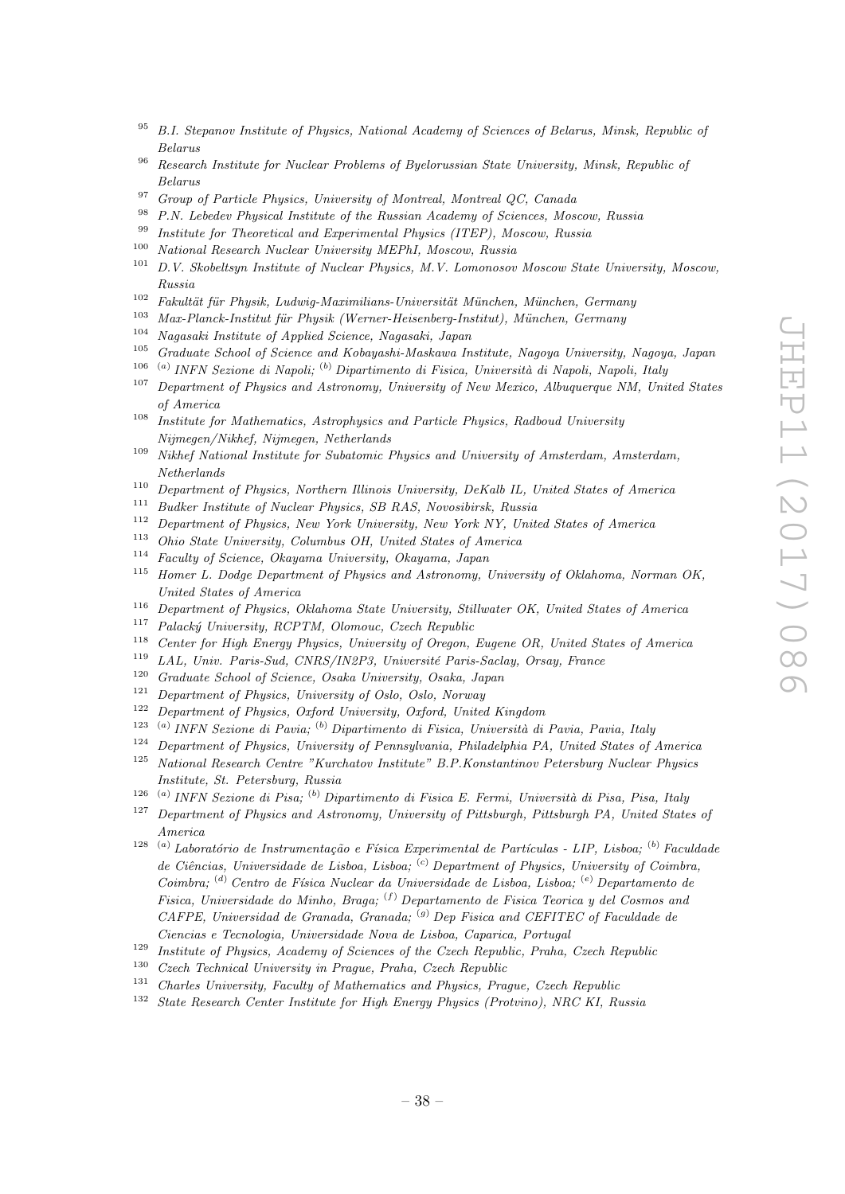[95] *B.I. Stepanov Institute of Physics, National Academy of Sciences of Belarus, Minsk, Republic of Belarus*

[96] *Research Institute for Nuclear Problems of Byelorussian State University, Minsk, Republic of Belarus*

[97] *Group of Particle Physics, University of Montreal, Montreal QC, Canada*

[98] *P.N. Lebedev Physical Institute of the Russian Academy of Sciences, Moscow, Russia*

[99] *Institute for Theoretical and Experimental Physics (ITEP), Moscow, Russia*

[100] *National Research Nuclear University MEPhI, Moscow, Russia*

[101] *D.V. Skobeltsyn Institute of Nuclear Physics, M.V. Lomonosov Moscow State University, Moscow, Russia*

[102] *Fakultät für Physik, Ludwig-Maximilians-Universität München, München, Germany*

[103] *Max-Planck-Institut für Physik (Werner-Heisenberg-Institut), München, Germany*

[104] *Nagasaki Institute of Applied Science, Nagasaki, Japan*

[105] *Graduate School of Science and Kobayashi-Maskawa Institute, Nagoya University, Nagoya, Japan*

[106] *[(a)] INFN Sezione di Napoli; [(b)] Dipartimento di Fisica, Università di Napoli, Napoli, Italy*

[107] *Department of Physics and Astronomy, University of New Mexico, Albuquerque NM, United States of America*

[108] *Institute for Mathematics, Astrophysics and Particle Physics, Radboud University Nijmegen/Nikhef, Nijmegen, Netherlands*

[109] *Nikhef National Institute for Subatomic Physics and University of Amsterdam, Amsterdam, Netherlands*

[110] *Department of Physics, Northern Illinois University, DeKalb IL, United States of America*

[111] *Budker Institute of Nuclear Physics, SB RAS, Novosibirsk, Russia*

[112] *Department of Physics, New York University, New York NY, United States of America*

[113] *Ohio State University, Columbus OH, United States of America*

[114] *Faculty of Science, Okayama University, Okayama, Japan*

[115] *Homer L. Dodge Department of Physics and Astronomy, University of Oklahoma, Norman OK, United States of America*

[116] *Department of Physics, Oklahoma State University, Stillwater OK, United States of America*

[117] *Palacký University, RCPTM, Olomouc, Czech Republic*

[118] *Center for High Energy Physics, University of Oregon, Eugene OR, United States of America*

[119] *LAL, Univ. Paris-Sud, CNRS/IN2P3, Université Paris-Saclay, Orsay, France*

[120] *Graduate School of Science, Osaka University, Osaka, Japan*

[121] *Department of Physics, University of Oslo, Oslo, Norway*

[122] *Department of Physics, Oxford University, Oxford, United Kingdom*

[123] *[(a)] INFN Sezione di Pavia; [(b)] Dipartimento di Fisica, Università di Pavia, Pavia, Italy*

[124] *Department of Physics, University of Pennsylvania, Philadelphia PA, United States of America*

[125] *National Research Centre "Kurchatov Institute" B.P.Konstantinov Petersburg Nuclear Physics Institute, St. Petersburg, Russia*

[126] *[(a)] INFN Sezione di Pisa; [(b)] Dipartimento di Fisica E. Fermi, Università di Pisa, Pisa, Italy*

[127] *Department of Physics and Astronomy, University of Pittsburgh, Pittsburgh PA, United States of America*

[128] *[(a)] Laboratório de Instrumentação e Física Experimental de Partículas - LIP, Lisboa; [(b)] Faculdade de Ciências, Universidade de Lisboa, Lisboa; [(c)] Department of Physics, University of Coimbra, Coimbra; [(d)] Centro de Física Nuclear da Universidade de Lisboa, Lisboa; [(e)] Departamento de Fisica, Universidade do Minho, Braga; [(f)] Departamento de Fisica Teorica y del Cosmos and CAFPE, Universidad de Granada, Granada; [(g)] Dep Fisica and CEFITEC of Faculdade de Ciencias e Tecnologia, Universidade Nova de Lisboa, Caparica, Portugal*

[129] *Institute of Physics, Academy of Sciences of the Czech Republic, Praha, Czech Republic*

[130] *Czech Technical University in Prague, Praha, Czech Republic*

[131] *Charles University, Faculty of Mathematics and Physics, Prague, Czech Republic*

[132] *State Research Center Institute for High Energy Physics (Protvino), NRC KI, Russia*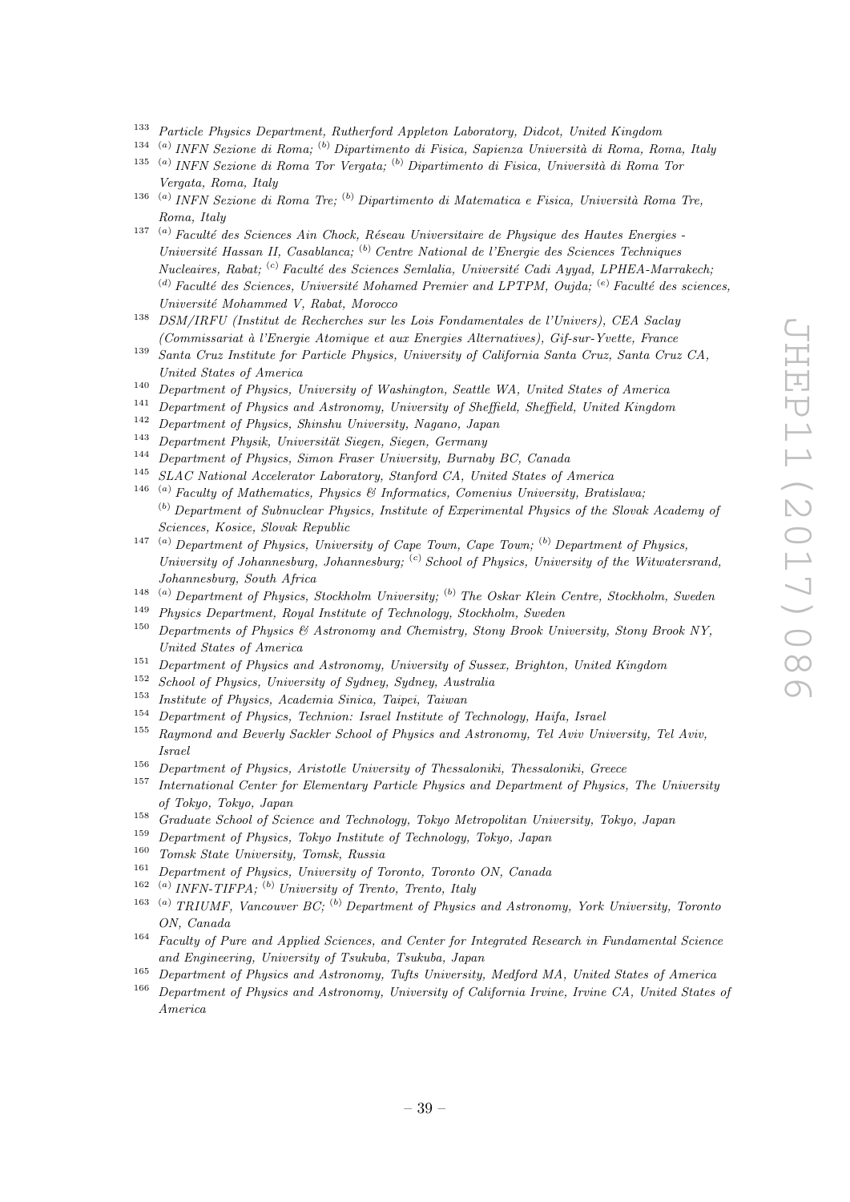[133] Particle Physics Department, Rutherford Appleton Laboratory, Didcot, United Kingdom

[134] [(a)] INFN Sezione di Roma; [(b)] Dipartimento di Fisica, Sapienza Università di Roma, Roma, Italy

[135] [(a)] INFN Sezione di Roma Tor Vergata; [(b)] Dipartimento di Fisica, Università di Roma Tor Vergata, Roma, Italy

[136] [(a)] INFN Sezione di Roma Tre; [(b)] Dipartimento di Matematica e Fisica, Università Roma Tre, Roma, Italy

[137] [(a)] Faculté des Sciences Ain Chock, Réseau Universitaire de Physique des Hautes Energies - Université Hassan II, Casablanca; [(b)] Centre National de l'Energie des Sciences Techniques Nucleaires, Rabat; [(c)] Faculté des Sciences Semlalia, Université Cadi Ayyad, LPHEA-Marrakech; [(d)] Faculté des Sciences, Université Mohamed Premier and LPTPM, Oujda; [(e)] Faculté des sciences, Université Mohammed V, Rabat, Morocco

[138] DSM/IRFU (Institut de Recherches sur les Lois Fondamentales de l'Univers), CEA Saclay (Commissariat à l'Energie Atomique et aux Energies Alternatives), Gif-sur-Yvette, France

[139] Santa Cruz Institute for Particle Physics, University of California Santa Cruz, Santa Cruz CA, United States of America

[140] Department of Physics, University of Washington, Seattle WA, United States of America

[141] Department of Physics and Astronomy, University of Sheffield, Sheffield, United Kingdom

[142] Department of Physics, Shinshu University, Nagano, Japan

[143] Department Physik, Universität Siegen, Siegen, Germany

[144] Department of Physics, Simon Fraser University, Burnaby BC, Canada

[145] SLAC National Accelerator Laboratory, Stanford CA, United States of America

[146] [(a)] Faculty of Mathematics, Physics & Informatics, Comenius University, Bratislava; [(b)] Department of Subnuclear Physics, Institute of Experimental Physics of the Slovak Academy of Sciences, Kosice, Slovak Republic

[147] [(a)] Department of Physics, University of Cape Town, Cape Town; [(b)] Department of Physics, University of Johannesburg, Johannesburg; [(c)] School of Physics, University of the Witwatersrand, Johannesburg, South Africa

[148] [(a)] Department of Physics, Stockholm University; [(b)] The Oskar Klein Centre, Stockholm, Sweden

[149] Physics Department, Royal Institute of Technology, Stockholm, Sweden

[150] Departments of Physics & Astronomy and Chemistry, Stony Brook University, Stony Brook NY, United States of America

[151] Department of Physics and Astronomy, University of Sussex, Brighton, United Kingdom

[152] School of Physics, University of Sydney, Sydney, Australia

[153] Institute of Physics, Academia Sinica, Taipei, Taiwan

[154] Department of Physics, Technion: Israel Institute of Technology, Haifa, Israel

[155] Raymond and Beverly Sackler School of Physics and Astronomy, Tel Aviv University, Tel Aviv, Israel

[156] Department of Physics, Aristotle University of Thessaloniki, Thessaloniki, Greece

[157] International Center for Elementary Particle Physics and Department of Physics, The University of Tokyo, Tokyo, Japan

[158] Graduate School of Science and Technology, Tokyo Metropolitan University, Tokyo, Japan

[159] Department of Physics, Tokyo Institute of Technology, Tokyo, Japan

[160] Tomsk State University, Tomsk, Russia

[161] Department of Physics, University of Toronto, Toronto ON, Canada

[162] [(a)] INFN-TIFPA; [(b)] University of Trento, Trento, Italy

[163] [(a)] TRIUMF, Vancouver BC; [(b)] Department of Physics and Astronomy, York University, Toronto ON, Canada

[164] Faculty of Pure and Applied Sciences, and Center for Integrated Research in Fundamental Science and Engineering, University of Tsukuba, Tsukuba, Japan

[165] Department of Physics and Astronomy, Tufts University, Medford MA, United States of America

[166] Department of Physics and Astronomy, University of California Irvine, Irvine CA, United States of America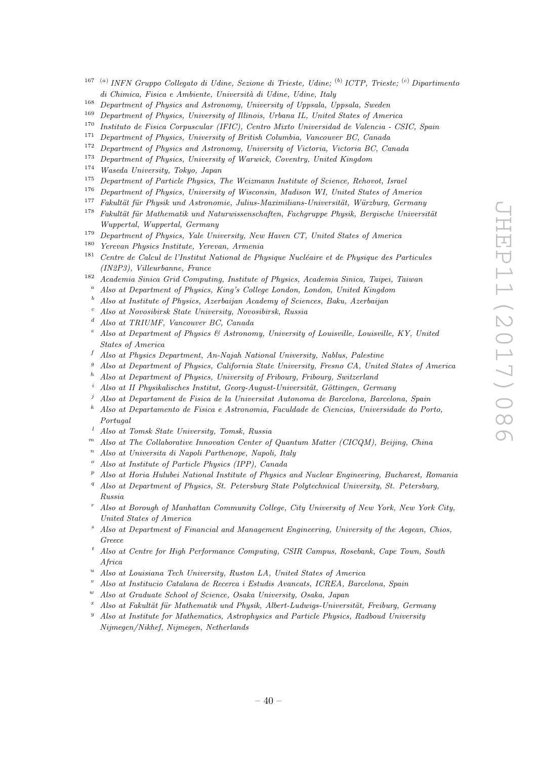[167] [(a)] *INFN Gruppo Collegato di Udine, Sezione di Trieste, Udine;* [(b)] *ICTP, Trieste;* [(c)] *Dipartimento di Chimica, Fisica e Ambiente, Università di Udine, Udine, Italy*

[168] *Department of Physics and Astronomy, University of Uppsala, Uppsala, Sweden*

[169] *Department of Physics, University of Illinois, Urbana IL, United States of America*

[170] *Instituto de Fisica Corpuscular (IFIC), Centro Mixto Universidad de Valencia - CSIC, Spain*

[171] *Department of Physics, University of British Columbia, Vancouver BC, Canada*

[172] *Department of Physics and Astronomy, University of Victoria, Victoria BC, Canada*

[173] *Department of Physics, University of Warwick, Coventry, United Kingdom*

[174] *Waseda University, Tokyo, Japan*

[175] *Department of Particle Physics, The Weizmann Institute of Science, Rehovot, Israel*

[176] *Department of Physics, University of Wisconsin, Madison WI, United States of America*

[177] *Fakultät für Physik und Astronomie, Julius-Maximilians-Universität, Würzburg, Germany*

[178] *Fakultät für Mathematik und Naturwissenschaften, Fachgruppe Physik, Bergische Universität Wuppertal, Wuppertal, Germany*

[179] *Department of Physics, Yale University, New Haven CT, United States of America*

[180] *Yerevan Physics Institute, Yerevan, Armenia*

[181] *Centre de Calcul de l'Institut National de Physique Nucléaire et de Physique des Particules (IN2P3), Villeurbanne, France*

[182] *Academia Sinica Grid Computing, Institute of Physics, Academia Sinica, Taipei, Taiwan*

[a] *Also at Department of Physics, King's College London, London, United Kingdom*

[b] *Also at Institute of Physics, Azerbaijan Academy of Sciences, Baku, Azerbaijan*

[c] *Also at Novosibirsk State University, Novosibirsk, Russia*

[d] *Also at TRIUMF, Vancouver BC, Canada*

[e] *Also at Department of Physics & Astronomy, University of Louisville, Louisville, KY, United States of America*

[f] *Also at Physics Department, An-Najah National University, Nablus, Palestine*

[g] *Also at Department of Physics, California State University, Fresno CA, United States of America*

[h] *Also at Department of Physics, University of Fribourg, Fribourg, Switzerland*

[i] *Also at II Physikalisches Institut, Georg-August-Universität, Göttingen, Germany*

[j] *Also at Departament de Fisica de la Universitat Autonoma de Barcelona, Barcelona, Spain*

[k] *Also at Departamento de Fisica e Astronomia, Faculdade de Ciencias, Universidade do Porto, Portugal*

[l] *Also at Tomsk State University, Tomsk, Russia*

[m] *Also at The Collaborative Innovation Center of Quantum Matter (CICQM), Beijing, China*

[n] *Also at Universita di Napoli Parthenope, Napoli, Italy*

[o] *Also at Institute of Particle Physics (IPP), Canada*

[p] *Also at Horia Hulubei National Institute of Physics and Nuclear Engineering, Bucharest, Romania*

[q] *Also at Department of Physics, St. Petersburg State Polytechnical University, St. Petersburg, Russia*

[r] *Also at Borough of Manhattan Community College, City University of New York, New York City, United States of America*

[s] *Also at Department of Financial and Management Engineering, University of the Aegean, Chios, Greece*

[t] *Also at Centre for High Performance Computing, CSIR Campus, Rosebank, Cape Town, South Africa*

[u] *Also at Louisiana Tech University, Ruston LA, United States of America*

[v] *Also at Institucio Catalana de Recerca i Estudis Avancats, ICREA, Barcelona, Spain*

[w] *Also at Graduate School of Science, Osaka University, Osaka, Japan*

[x] *Also at Fakultät für Mathematik und Physik, Albert-Ludwigs-Universität, Freiburg, Germany*

[y] *Also at Institute for Mathematics, Astrophysics and Particle Physics, Radboud University Nijmegen/Nikhef, Nijmegen, Netherlands*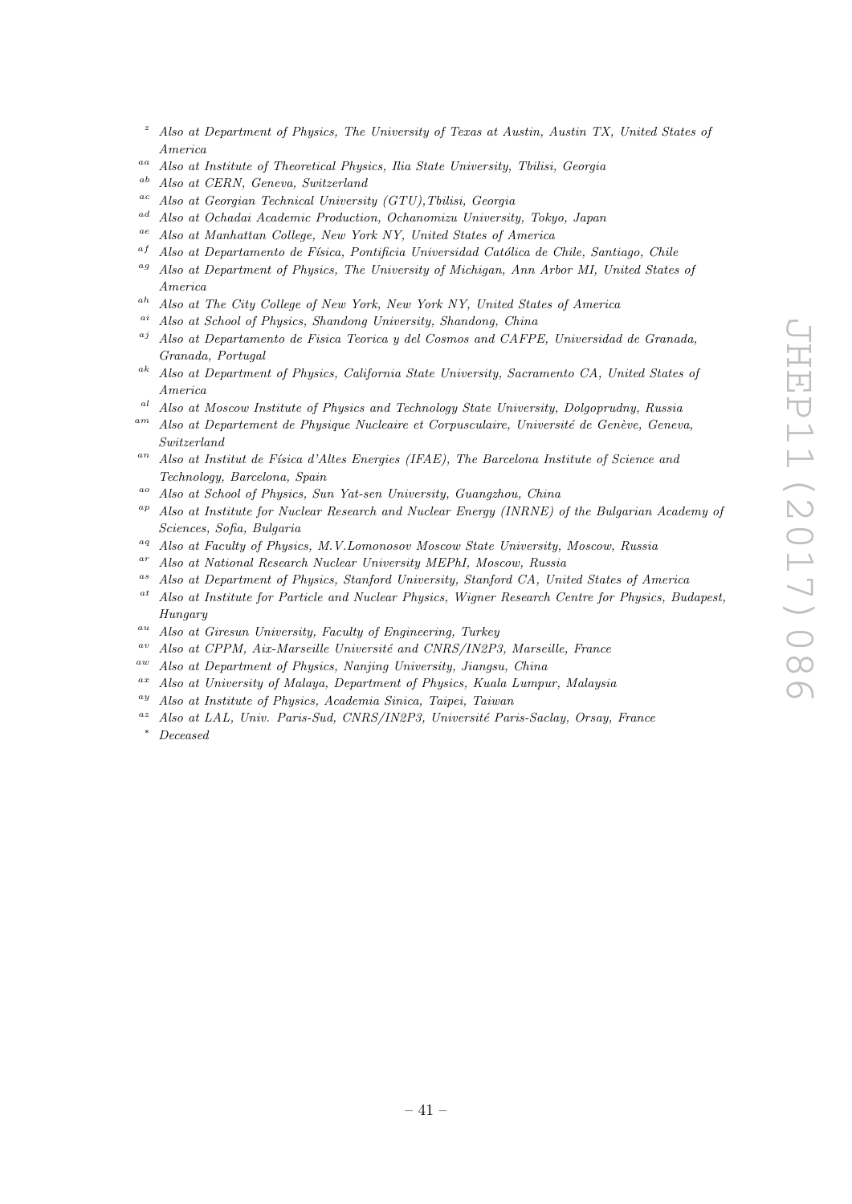[z] Also at Department of Physics, The University of Texas at Austin, Austin TX, United States of America

[aa] Also at Institute of Theoretical Physics, Ilia State University, Tbilisi, Georgia

[ab] Also at CERN, Geneva, Switzerland

[ac] Also at Georgian Technical University (GTU),Tbilisi, Georgia

[ad] Also at Ochadai Academic Production, Ochanomizu University, Tokyo, Japan

[ae] Also at Manhattan College, New York NY, United States of America

[af] Also at Departamento de Física, Pontificia Universidad Católica de Chile, Santiago, Chile

[ag] Also at Department of Physics, The University of Michigan, Ann Arbor MI, United States of America

[ah] Also at The City College of New York, New York NY, United States of America

[ai] Also at School of Physics, Shandong University, Shandong, China

[aj] Also at Departamento de Fisica Teorica y del Cosmos and CAFPE, Universidad de Granada, Granada, Portugal

[ak] Also at Department of Physics, California State University, Sacramento CA, United States of America

[al] Also at Moscow Institute of Physics and Technology State University, Dolgoprudny, Russia

[am] Also at Departement de Physique Nucleaire et Corpusculaire, Université de Genève, Geneva, Switzerland

[an] Also at Institut de Física d'Altes Energies (IFAE), The Barcelona Institute of Science and Technology, Barcelona, Spain

[ao] Also at School of Physics, Sun Yat-sen University, Guangzhou, China

[ap] Also at Institute for Nuclear Research and Nuclear Energy (INRNE) of the Bulgarian Academy of Sciences, Sofia, Bulgaria

[aq] Also at Faculty of Physics, M.V.Lomonosov Moscow State University, Moscow, Russia

[ar] Also at National Research Nuclear University MEPhI, Moscow, Russia

[as] Also at Department of Physics, Stanford University, Stanford CA, United States of America

[at] Also at Institute for Particle and Nuclear Physics, Wigner Research Centre for Physics, Budapest, Hungary

[au] Also at Giresun University, Faculty of Engineering, Turkey

[av] Also at CPPM, Aix-Marseille Université and CNRS/IN2P3, Marseille, France

[aw] Also at Department of Physics, Nanjing University, Jiangsu, China

[ax] Also at University of Malaya, Department of Physics, Kuala Lumpur, Malaysia

[ay] Also at Institute of Physics, Academia Sinica, Taipei, Taiwan

[az] Also at LAL, Univ. Paris-Sud, CNRS/IN2P3, Université Paris-Saclay, Orsay, France

[*] Deceased